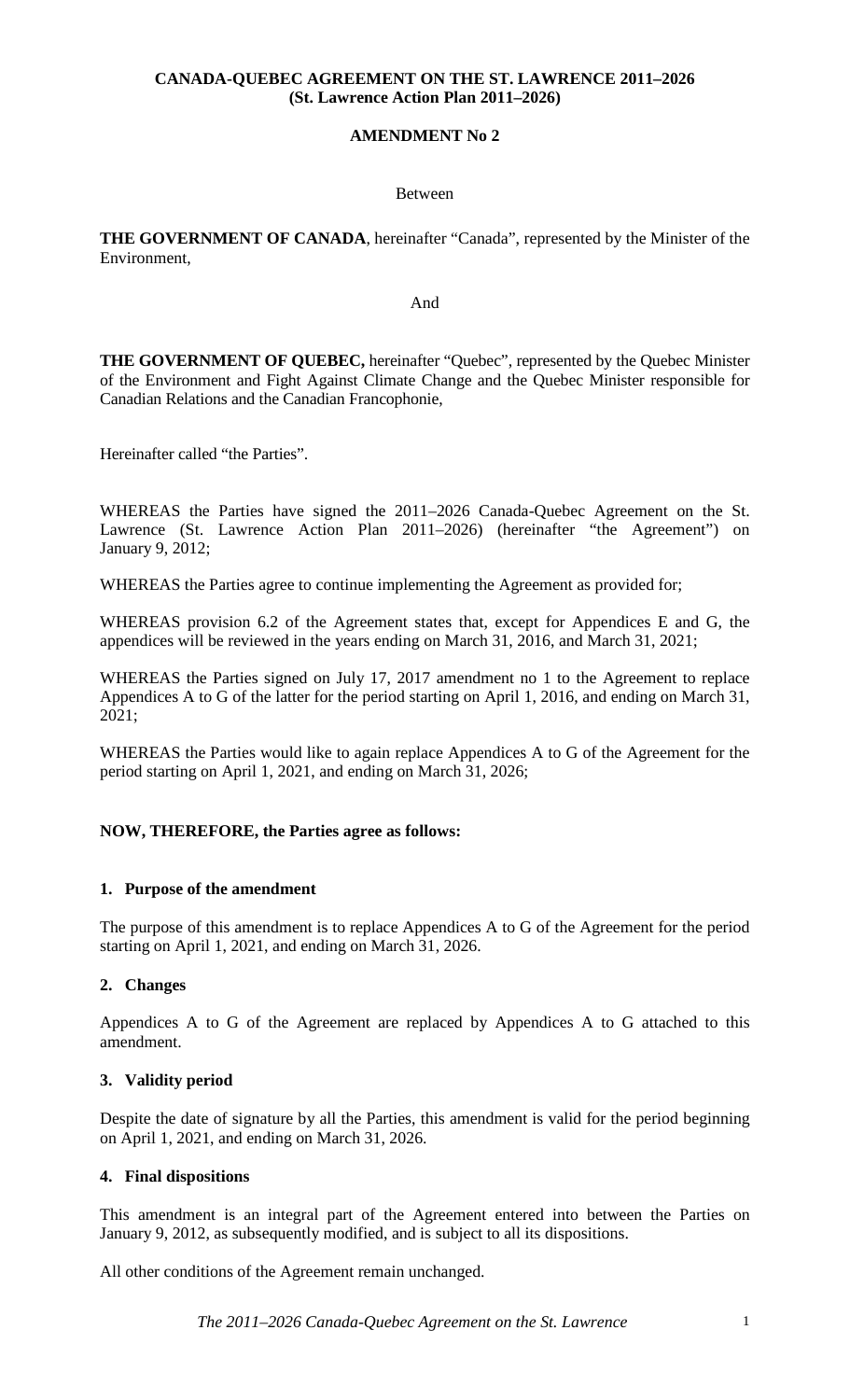**CANADA-QUEBEC AGREEMENT ON THE ST. LAWRENCE 2011–2026**
**(St. Lawrence Action Plan 2011–2026)**

**AMENDMENT No 2**

Between

**THE GOVERNMENT OF CANADA**, hereinafter "Canada", represented by the Minister of the Environment,

And

**THE GOVERNMENT OF QUEBEC,** hereinafter "Quebec", represented by the Quebec Minister of the Environment and Fight Against Climate Change and the Quebec Minister responsible for Canadian Relations and the Canadian Francophonie,

Hereinafter called "the Parties".

WHEREAS the Parties have signed the 2011–2026 Canada-Quebec Agreement on the St. Lawrence (St. Lawrence Action Plan 2011–2026) (hereinafter "the Agreement") on January 9, 2012;

WHEREAS the Parties agree to continue implementing the Agreement as provided for;

WHEREAS provision 6.2 of the Agreement states that, except for Appendices E and G, the appendices will be reviewed in the years ending on March 31, 2016, and March 31, 2021;

WHEREAS the Parties signed on July 17, 2017 amendment no 1 to the Agreement to replace Appendices A to G of the latter for the period starting on April 1, 2016, and ending on March 31, 2021;

WHEREAS the Parties would like to again replace Appendices A to G of the Agreement for the period starting on April 1, 2021, and ending on March 31, 2026;

**NOW, THEREFORE, the Parties agree as follows:**

**1. Purpose of the amendment**

The purpose of this amendment is to replace Appendices A to G of the Agreement for the period starting on April 1, 2021, and ending on March 31, 2026.

**2. Changes**

Appendices A to G of the Agreement are replaced by Appendices A to G attached to this amendment.

**3. Validity period**

Despite the date of signature by all the Parties, this amendment is valid for the period beginning on April 1, 2021, and ending on March 31, 2026.

**4. Final dispositions**

This amendment is an integral part of the Agreement entered into between the Parties on January 9, 2012, as subsequently modified, and is subject to all its dispositions.

All other conditions of the Agreement remain unchanged.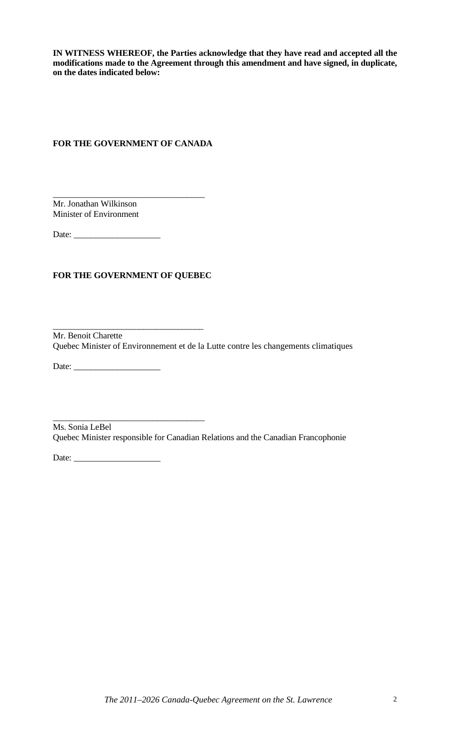**IN WITNESS WHEREOF, the Parties acknowledge that they have read and accepted all the modifications made to the Agreement through this amendment and have signed, in duplicate, on the dates indicated below:**

**FOR THE GOVERNMENT OF CANADA**

___________________________________
Mr. Jonathan Wilkinson
Minister of Environment

Date: ____________________

**FOR THE GOVERNMENT OF QUEBEC**

___________________________________
Mr. Benoit Charette
Quebec Minister of Environnement et de la Lutte contre les changements climatiques

Date: ____________________

___________________________________
Ms. Sonia LeBel
Quebec Minister responsible for Canadian Relations and the Canadian Francophonie

Date: ____________________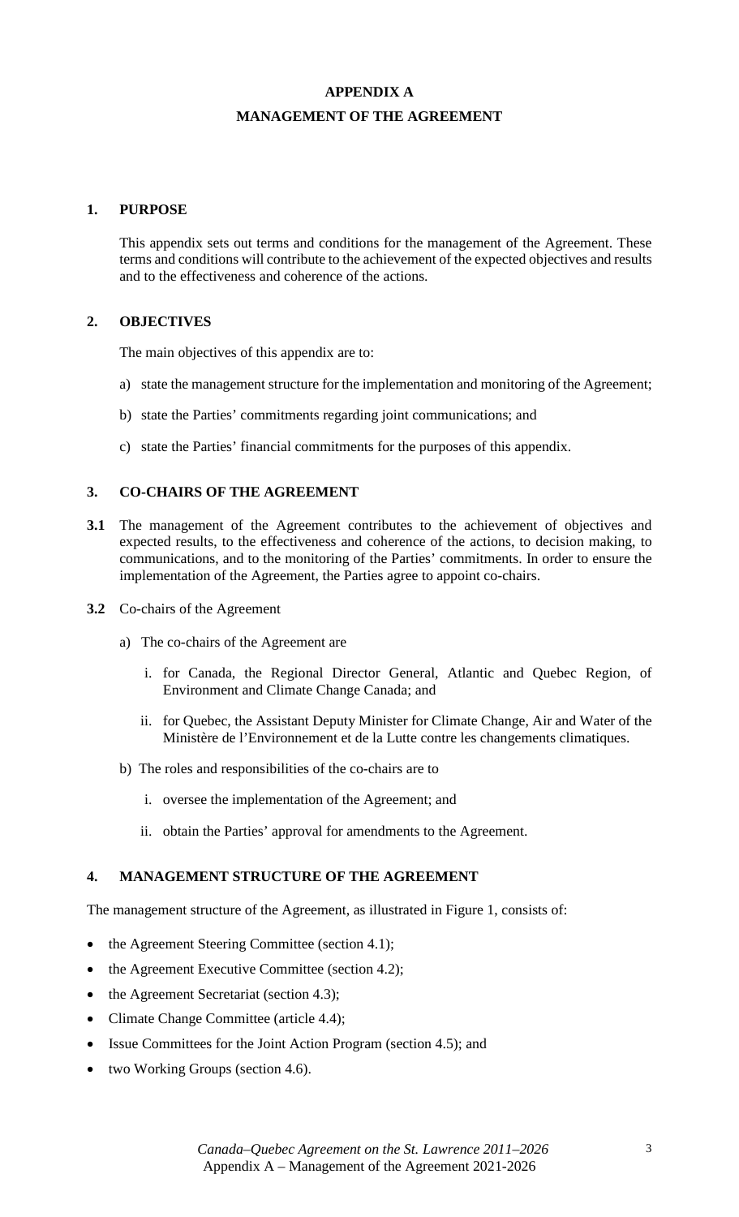# APPENDIX A

## MANAGEMENT OF THE AGREEMENT

### 1. PURPOSE

This appendix sets out terms and conditions for the management of the Agreement. These terms and conditions will contribute to the achievement of the expected objectives and results and to the effectiveness and coherence of the actions.

### 2. OBJECTIVES

The main objectives of this appendix are to:

a) state the management structure for the implementation and monitoring of the Agreement;

b) state the Parties' commitments regarding joint communications; and

c) state the Parties' financial commitments for the purposes of this appendix.

### 3. CO-CHAIRS OF THE AGREEMENT

**3.1** The management of the Agreement contributes to the achievement of objectives and expected results, to the effectiveness and coherence of the actions, to decision making, to communications, and to the monitoring of the Parties' commitments. In order to ensure the implementation of the Agreement, the Parties agree to appoint co-chairs.

**3.2** Co-chairs of the Agreement

a) The co-chairs of the Agreement are

   i. for Canada, the Regional Director General, Atlantic and Quebec Region, of Environment and Climate Change Canada; and

   ii. for Quebec, the Assistant Deputy Minister for Climate Change, Air and Water of the Ministère de l'Environnement et de la Lutte contre les changements climatiques.

b) The roles and responsibilities of the co-chairs are to

   i. oversee the implementation of the Agreement; and

   ii. obtain the Parties' approval for amendments to the Agreement.

### 4. MANAGEMENT STRUCTURE OF THE AGREEMENT

The management structure of the Agreement, as illustrated in Figure 1, consists of:

- the Agreement Steering Committee (section 4.1);
- the Agreement Executive Committee (section 4.2);
- the Agreement Secretariat (section 4.3);
- Climate Change Committee (article 4.4);
- Issue Committees for the Joint Action Program (section 4.5); and
- two Working Groups (section 4.6).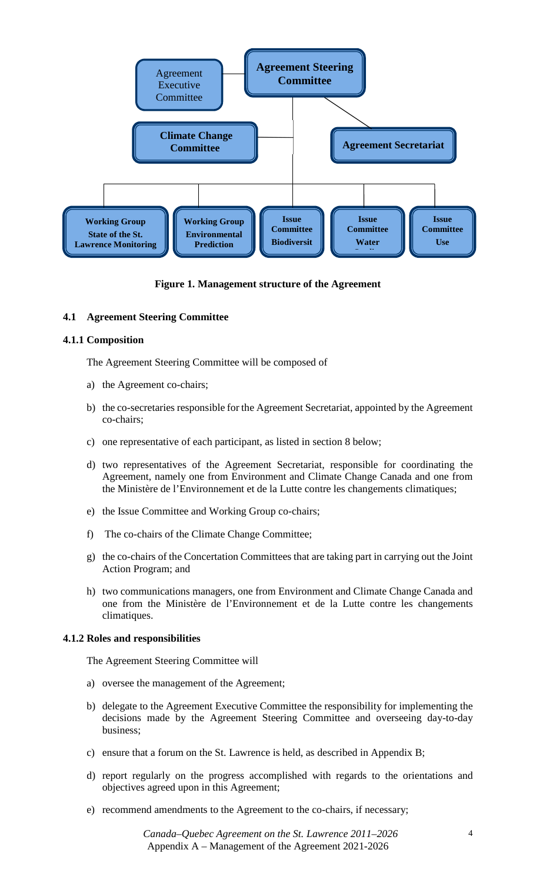Agreement Executive Committee

**Agreement Steering Committee**

**Climate Change Committee**

**Agreement Secretariat**

**Working Group State of the St. Lawrence Monitoring**

**Working Group Environmental Prediction**

**Issue Committee Biodiversit**

**Issue Committee Water**

**Issue Committee Use**

**Figure 1. Management structure of the Agreement**

### 4.1 Agreement Steering Committee

#### 4.1.1 Composition

The Agreement Steering Committee will be composed of

a) the Agreement co-chairs;

b) the co-secretaries responsible for the Agreement Secretariat, appointed by the Agreement co-chairs;

c) one representative of each participant, as listed in section 8 below;

d) two representatives of the Agreement Secretariat, responsible for coordinating the Agreement, namely one from Environment and Climate Change Canada and one from the Ministère de l'Environnement et de la Lutte contre les changements climatiques;

e) the Issue Committee and Working Group co-chairs;

f) The co-chairs of the Climate Change Committee;

g) the co-chairs of the Concertation Committees that are taking part in carrying out the Joint Action Program; and

h) two communications managers, one from Environment and Climate Change Canada and one from the Ministère de l'Environnement et de la Lutte contre les changements climatiques.

#### 4.1.2 Roles and responsibilities

The Agreement Steering Committee will

a) oversee the management of the Agreement;

b) delegate to the Agreement Executive Committee the responsibility for implementing the decisions made by the Agreement Steering Committee and overseeing day-to-day business;

c) ensure that a forum on the St. Lawrence is held, as described in Appendix B;

d) report regularly on the progress accomplished with regards to the orientations and objectives agreed upon in this Agreement;

e) recommend amendments to the Agreement to the co-chairs, if necessary;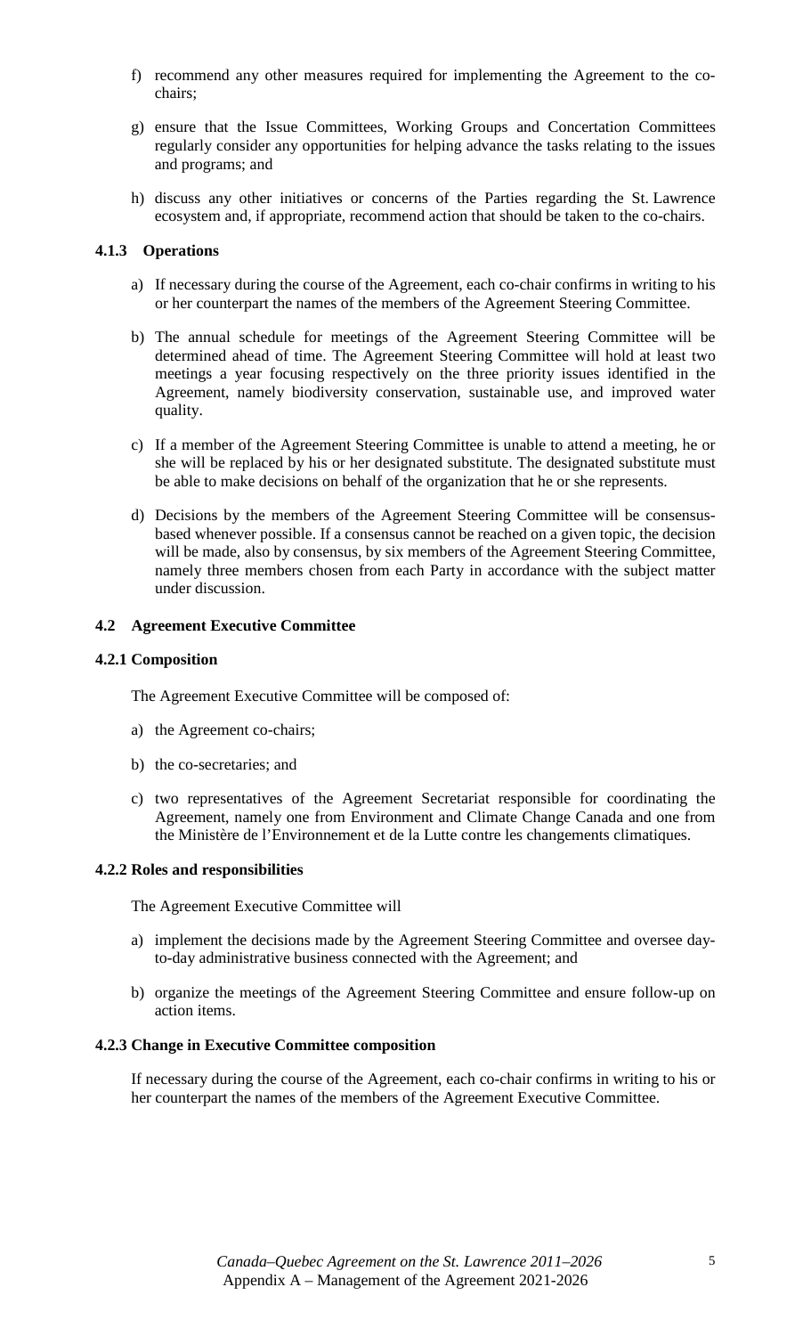f) recommend any other measures required for implementing the Agreement to the co-chairs;

g) ensure that the Issue Committees, Working Groups and Concertation Committees regularly consider any opportunities for helping advance the tasks relating to the issues and programs; and

h) discuss any other initiatives or concerns of the Parties regarding the St. Lawrence ecosystem and, if appropriate, recommend action that should be taken to the co-chairs.

#### 4.1.3 Operations

a) If necessary during the course of the Agreement, each co-chair confirms in writing to his or her counterpart the names of the members of the Agreement Steering Committee.

b) The annual schedule for meetings of the Agreement Steering Committee will be determined ahead of time. The Agreement Steering Committee will hold at least two meetings a year focusing respectively on the three priority issues identified in the Agreement, namely biodiversity conservation, sustainable use, and improved water quality.

c) If a member of the Agreement Steering Committee is unable to attend a meeting, he or she will be replaced by his or her designated substitute. The designated substitute must be able to make decisions on behalf of the organization that he or she represents.

d) Decisions by the members of the Agreement Steering Committee will be consensus-based whenever possible. If a consensus cannot be reached on a given topic, the decision will be made, also by consensus, by six members of the Agreement Steering Committee, namely three members chosen from each Party in accordance with the subject matter under discussion.

### 4.2 Agreement Executive Committee

#### 4.2.1 Composition

The Agreement Executive Committee will be composed of:

a) the Agreement co-chairs;

b) the co-secretaries; and

c) two representatives of the Agreement Secretariat responsible for coordinating the Agreement, namely one from Environment and Climate Change Canada and one from the Ministère de l'Environnement et de la Lutte contre les changements climatiques.

#### 4.2.2 Roles and responsibilities

The Agreement Executive Committee will

a) implement the decisions made by the Agreement Steering Committee and oversee day-to-day administrative business connected with the Agreement; and

b) organize the meetings of the Agreement Steering Committee and ensure follow-up on action items.

#### 4.2.3 Change in Executive Committee composition

If necessary during the course of the Agreement, each co-chair confirms in writing to his or her counterpart the names of the members of the Agreement Executive Committee.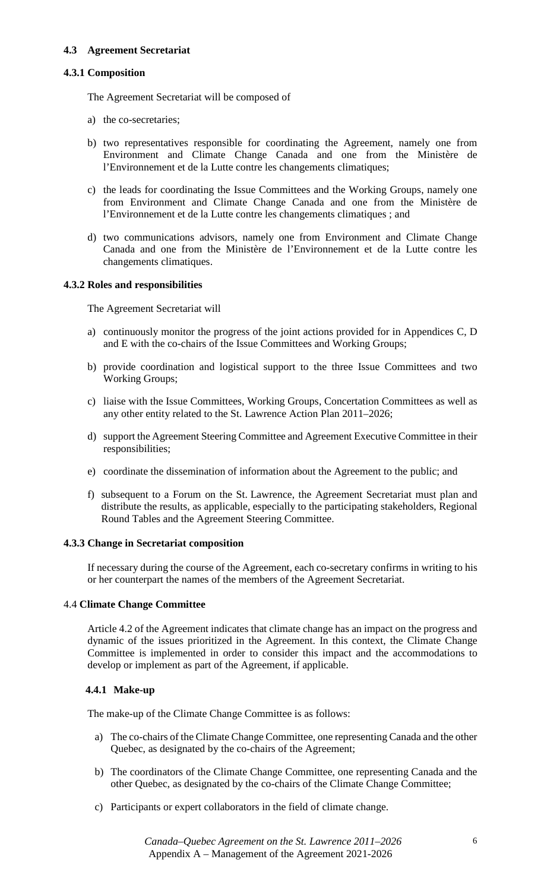### 4.3 Agreement Secretariat

#### 4.3.1 Composition

The Agreement Secretariat will be composed of

a) the co-secretaries;

b) two representatives responsible for coordinating the Agreement, namely one from Environment and Climate Change Canada and one from the Ministère de l'Environnement et de la Lutte contre les changements climatiques;

c) the leads for coordinating the Issue Committees and the Working Groups, namely one from Environment and Climate Change Canada and one from the Ministère de l'Environnement et de la Lutte contre les changements climatiques ; and

d) two communications advisors, namely one from Environment and Climate Change Canada and one from the Ministère de l'Environnement et de la Lutte contre les changements climatiques.

#### 4.3.2 Roles and responsibilities

The Agreement Secretariat will

a) continuously monitor the progress of the joint actions provided for in Appendices C, D and E with the co-chairs of the Issue Committees and Working Groups;

b) provide coordination and logistical support to the three Issue Committees and two Working Groups;

c) liaise with the Issue Committees, Working Groups, Concertation Committees as well as any other entity related to the St. Lawrence Action Plan 2011–2026;

d) support the Agreement Steering Committee and Agreement Executive Committee in their responsibilities;

e) coordinate the dissemination of information about the Agreement to the public; and

f) subsequent to a Forum on the St. Lawrence, the Agreement Secretariat must plan and distribute the results, as applicable, especially to the participating stakeholders, Regional Round Tables and the Agreement Steering Committee.

#### 4.3.3 Change in Secretariat composition

If necessary during the course of the Agreement, each co-secretary confirms in writing to his or her counterpart the names of the members of the Agreement Secretariat.

### 4.4 Climate Change Committee

Article 4.2 of the Agreement indicates that climate change has an impact on the progress and dynamic of the issues prioritized in the Agreement. In this context, the Climate Change Committee is implemented in order to consider this impact and the accommodations to develop or implement as part of the Agreement, if applicable.

#### 4.4.1 Make-up

The make-up of the Climate Change Committee is as follows:

a) The co-chairs of the Climate Change Committee, one representing Canada and the other Quebec, as designated by the co-chairs of the Agreement;

b) The coordinators of the Climate Change Committee, one representing Canada and the other Quebec, as designated by the co-chairs of the Climate Change Committee;

c) Participants or expert collaborators in the field of climate change.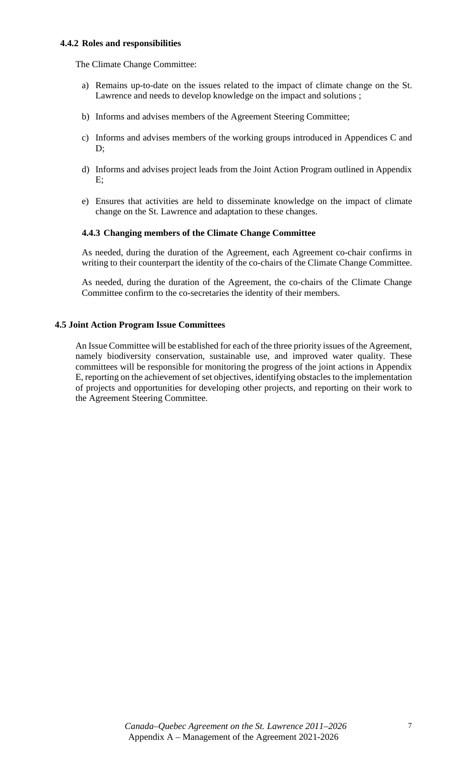#### 4.4.2 Roles and responsibilities

The Climate Change Committee:

a) Remains up-to-date on the issues related to the impact of climate change on the St. Lawrence and needs to develop knowledge on the impact and solutions ;

b) Informs and advises members of the Agreement Steering Committee;

c) Informs and advises members of the working groups introduced in Appendices C and D;

d) Informs and advises project leads from the Joint Action Program outlined in Appendix E;

e) Ensures that activities are held to disseminate knowledge on the impact of climate change on the St. Lawrence and adaptation to these changes.

#### 4.4.3 Changing members of the Climate Change Committee

As needed, during the duration of the Agreement, each Agreement co-chair confirms in writing to their counterpart the identity of the co-chairs of the Climate Change Committee.

As needed, during the duration of the Agreement, the co-chairs of the Climate Change Committee confirm to the co-secretaries the identity of their members.

### 4.5 Joint Action Program Issue Committees

An Issue Committee will be established for each of the three priority issues of the Agreement, namely biodiversity conservation, sustainable use, and improved water quality. These committees will be responsible for monitoring the progress of the joint actions in Appendix E, reporting on the achievement of set objectives, identifying obstacles to the implementation of projects and opportunities for developing other projects, and reporting on their work to the Agreement Steering Committee.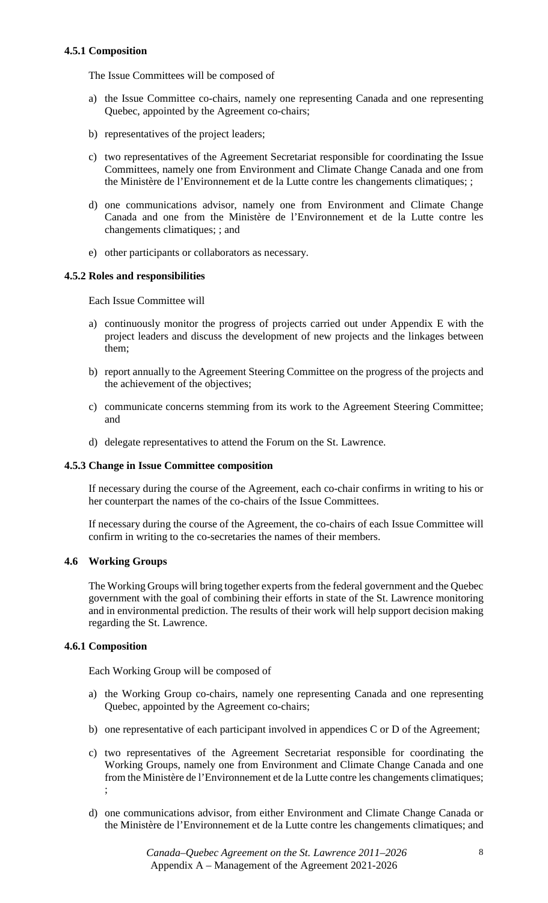#### 4.5.1 Composition

The Issue Committees will be composed of

a) the Issue Committee co-chairs, namely one representing Canada and one representing Quebec, appointed by the Agreement co-chairs;

b) representatives of the project leaders;

c) two representatives of the Agreement Secretariat responsible for coordinating the Issue Committees, namely one from Environment and Climate Change Canada and one from the Ministère de l'Environnement et de la Lutte contre les changements climatiques; ;

d) one communications advisor, namely one from Environment and Climate Change Canada and one from the Ministère de l'Environnement et de la Lutte contre les changements climatiques; ; and

e) other participants or collaborators as necessary.

#### 4.5.2 Roles and responsibilities

Each Issue Committee will

a) continuously monitor the progress of projects carried out under Appendix E with the project leaders and discuss the development of new projects and the linkages between them;

b) report annually to the Agreement Steering Committee on the progress of the projects and the achievement of the objectives;

c) communicate concerns stemming from its work to the Agreement Steering Committee; and

d) delegate representatives to attend the Forum on the St. Lawrence.

#### 4.5.3 Change in Issue Committee composition

If necessary during the course of the Agreement, each co-chair confirms in writing to his or her counterpart the names of the co-chairs of the Issue Committees.

If necessary during the course of the Agreement, the co-chairs of each Issue Committee will confirm in writing to the co-secretaries the names of their members.

### 4.6 Working Groups

The Working Groups will bring together experts from the federal government and the Quebec government with the goal of combining their efforts in state of the St. Lawrence monitoring and in environmental prediction. The results of their work will help support decision making regarding the St. Lawrence.

#### 4.6.1 Composition

Each Working Group will be composed of

a) the Working Group co-chairs, namely one representing Canada and one representing Quebec, appointed by the Agreement co-chairs;

b) one representative of each participant involved in appendices C or D of the Agreement;

c) two representatives of the Agreement Secretariat responsible for coordinating the Working Groups, namely one from Environment and Climate Change Canada and one from the Ministère de l'Environnement et de la Lutte contre les changements climatiques; ;

d) one communications advisor, from either Environment and Climate Change Canada or the Ministère de l'Environnement et de la Lutte contre les changements climatiques; and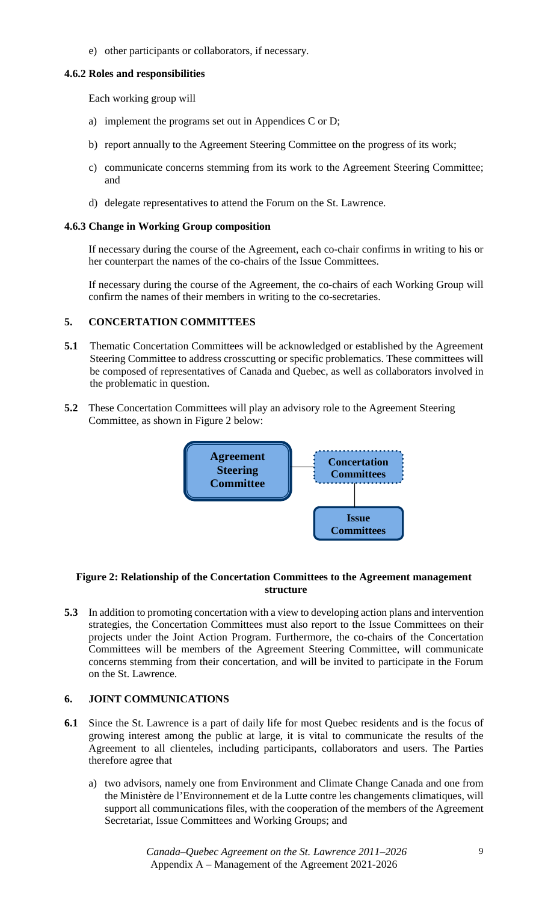e) other participants or collaborators, if necessary.

### 4.6.2 Roles and responsibilities

Each working group will

a) implement the programs set out in Appendices C or D;

b) report annually to the Agreement Steering Committee on the progress of its work;

c) communicate concerns stemming from its work to the Agreement Steering Committee; and

d) delegate representatives to attend the Forum on the St. Lawrence.

### 4.6.3 Change in Working Group composition

If necessary during the course of the Agreement, each co-chair confirms in writing to his or her counterpart the names of the co-chairs of the Issue Committees.

If necessary during the course of the Agreement, the co-chairs of each Working Group will confirm the names of their members in writing to the co-secretaries.

## 5. CONCERTATION COMMITTEES

**5.1** Thematic Concertation Committees will be acknowledged or established by the Agreement Steering Committee to address crosscutting or specific problematics. These committees will be composed of representatives of Canada and Quebec, as well as collaborators involved in the problematic in question.

**5.2** These Concertation Committees will play an advisory role to the Agreement Steering Committee, as shown in Figure 2 below:

Agreement Steering Committee — Concertation Committees — Issue Committees

**Figure 2: Relationship of the Concertation Committees to the Agreement management structure**

**5.3** In addition to promoting concertation with a view to developing action plans and intervention strategies, the Concertation Committees must also report to the Issue Committees on their projects under the Joint Action Program. Furthermore, the co-chairs of the Concertation Committees will be members of the Agreement Steering Committee, will communicate concerns stemming from their concertation, and will be invited to participate in the Forum on the St. Lawrence.

## 6. JOINT COMMUNICATIONS

**6.1** Since the St. Lawrence is a part of daily life for most Quebec residents and is the focus of growing interest among the public at large, it is vital to communicate the results of the Agreement to all clienteles, including participants, collaborators and users. The Parties therefore agree that

a) two advisors, namely one from Environment and Climate Change Canada and one from the Ministère de l'Environnement et de la Lutte contre les changements climatiques, will support all communications files, with the cooperation of the members of the Agreement Secretariat, Issue Committees and Working Groups; and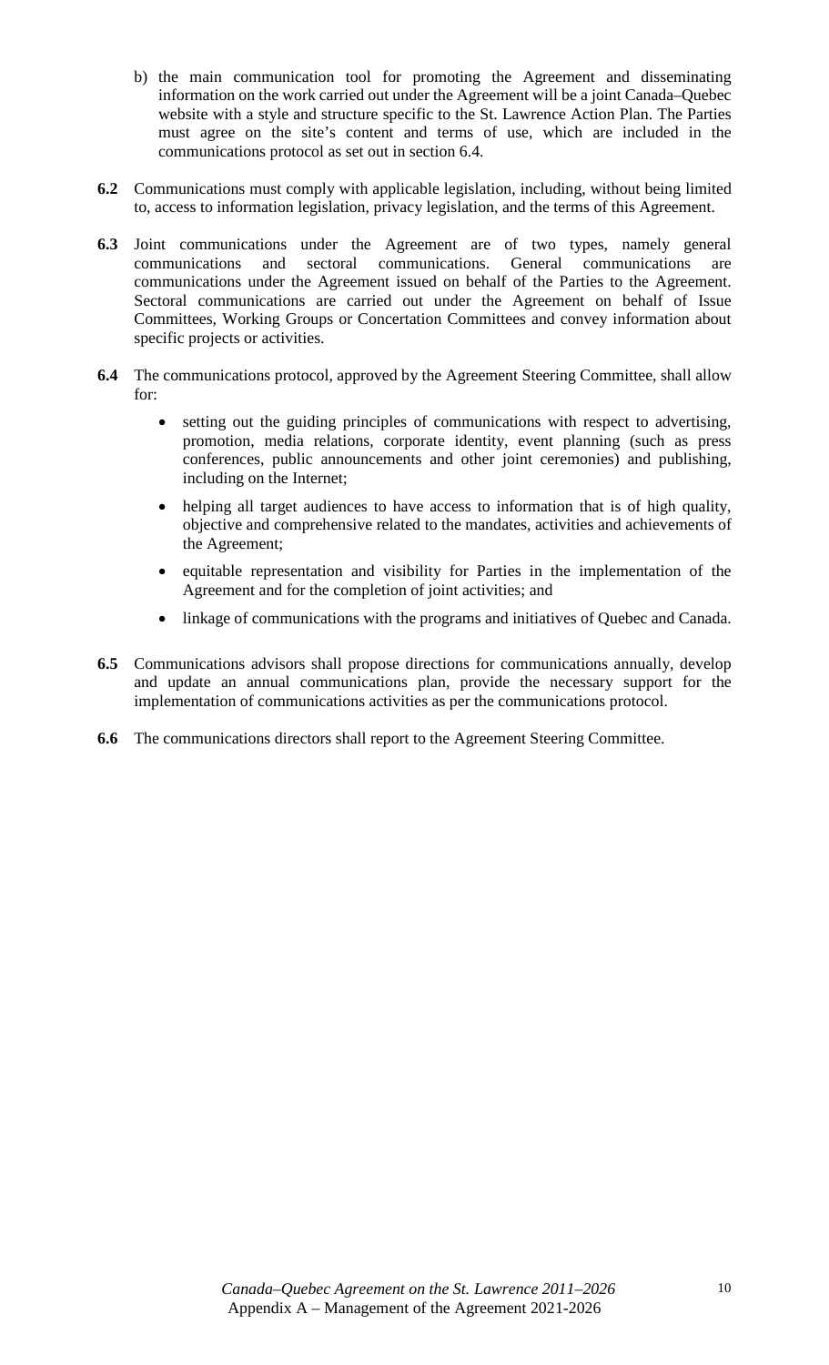b) the main communication tool for promoting the Agreement and disseminating information on the work carried out under the Agreement will be a joint Canada–Quebec website with a style and structure specific to the St. Lawrence Action Plan. The Parties must agree on the site's content and terms of use, which are included in the communications protocol as set out in section 6.4.

**6.2** Communications must comply with applicable legislation, including, without being limited to, access to information legislation, privacy legislation, and the terms of this Agreement.

**6.3** Joint communications under the Agreement are of two types, namely general communications and sectoral communications. General communications are communications under the Agreement issued on behalf of the Parties to the Agreement. Sectoral communications are carried out under the Agreement on behalf of Issue Committees, Working Groups or Concertation Committees and convey information about specific projects or activities.

**6.4** The communications protocol, approved by the Agreement Steering Committee, shall allow for:

- setting out the guiding principles of communications with respect to advertising, promotion, media relations, corporate identity, event planning (such as press conferences, public announcements and other joint ceremonies) and publishing, including on the Internet;
- helping all target audiences to have access to information that is of high quality, objective and comprehensive related to the mandates, activities and achievements of the Agreement;
- equitable representation and visibility for Parties in the implementation of the Agreement and for the completion of joint activities; and
- linkage of communications with the programs and initiatives of Quebec and Canada.

**6.5** Communications advisors shall propose directions for communications annually, develop and update an annual communications plan, provide the necessary support for the implementation of communications activities as per the communications protocol.

**6.6** The communications directors shall report to the Agreement Steering Committee.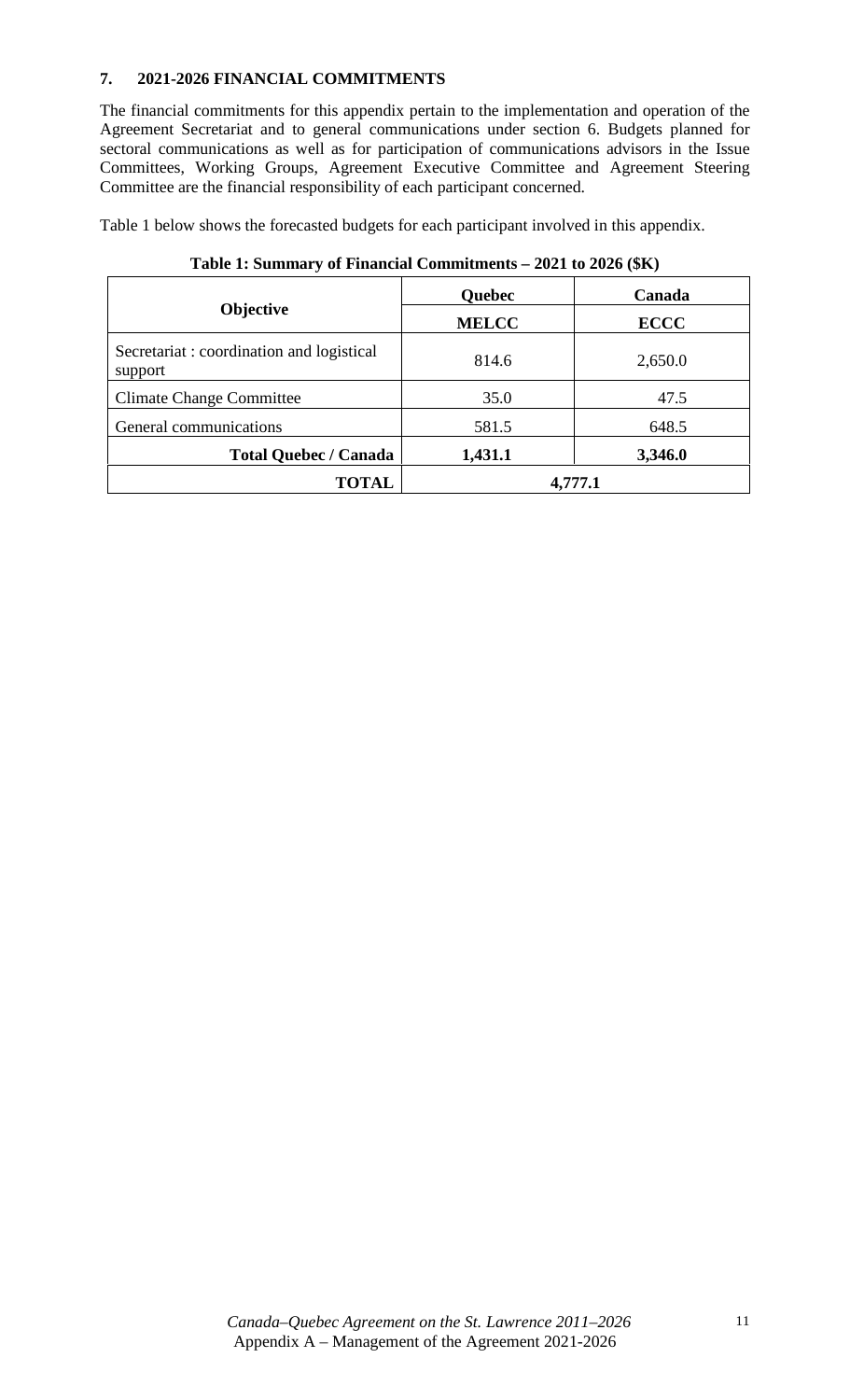## 7. 2021-2026 FINANCIAL COMMITMENTS

The financial commitments for this appendix pertain to the implementation and operation of the Agreement Secretariat and to general communications under section 6. Budgets planned for sectoral communications as well as for participation of communications advisors in the Issue Committees, Working Groups, Agreement Executive Committee and Agreement Steering Committee are the financial responsibility of each participant concerned.

Table 1 below shows the forecasted budgets for each participant involved in this appendix.

**Table 1: Summary of Financial Commitments – 2021 to 2026 ($K)**

| Objective | Quebec | Canada |
|---|---|---|
| | **MELCC** | **ECCC** |
| Secretariat : coordination and logistical support | 814.6 | 2,650.0 |
| Climate Change Committee | 35.0 | 47.5 |
| General communications | 581.5 | 648.5 |
| **Total Quebec / Canada** | **1,431.1** | **3,346.0** |
| **TOTAL** | **4,777.1** | |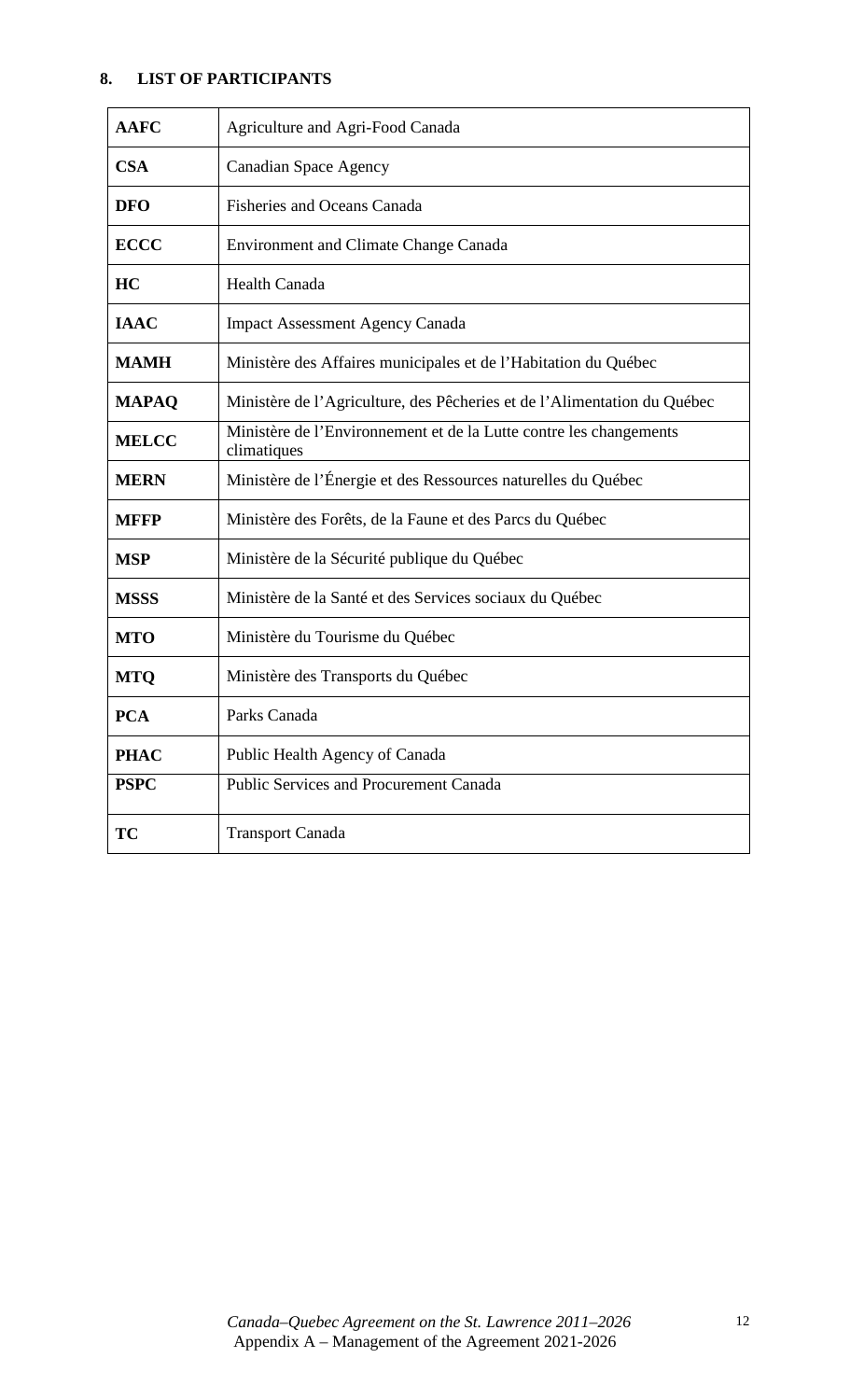## 8. LIST OF PARTICIPANTS

| | |
|---|---|
| **AAFC** | Agriculture and Agri-Food Canada |
| **CSA** | Canadian Space Agency |
| **DFO** | Fisheries and Oceans Canada |
| **ECCC** | Environment and Climate Change Canada |
| **HC** | Health Canada |
| **IAAC** | Impact Assessment Agency Canada |
| **MAMH** | Ministère des Affaires municipales et de l'Habitation du Québec |
| **MAPAQ** | Ministère de l'Agriculture, des Pêcheries et de l'Alimentation du Québec |
| **MELCC** | Ministère de l'Environnement et de la Lutte contre les changements climatiques |
| **MERN** | Ministère de l'Énergie et des Ressources naturelles du Québec |
| **MFFP** | Ministère des Forêts, de la Faune et des Parcs du Québec |
| **MSP** | Ministère de la Sécurité publique du Québec |
| **MSSS** | Ministère de la Santé et des Services sociaux du Québec |
| **MTO** | Ministère du Tourisme du Québec |
| **MTQ** | Ministère des Transports du Québec |
| **PCA** | Parks Canada |
| **PHAC** | Public Health Agency of Canada |
| **PSPC** | Public Services and Procurement Canada |
| **TC** | Transport Canada |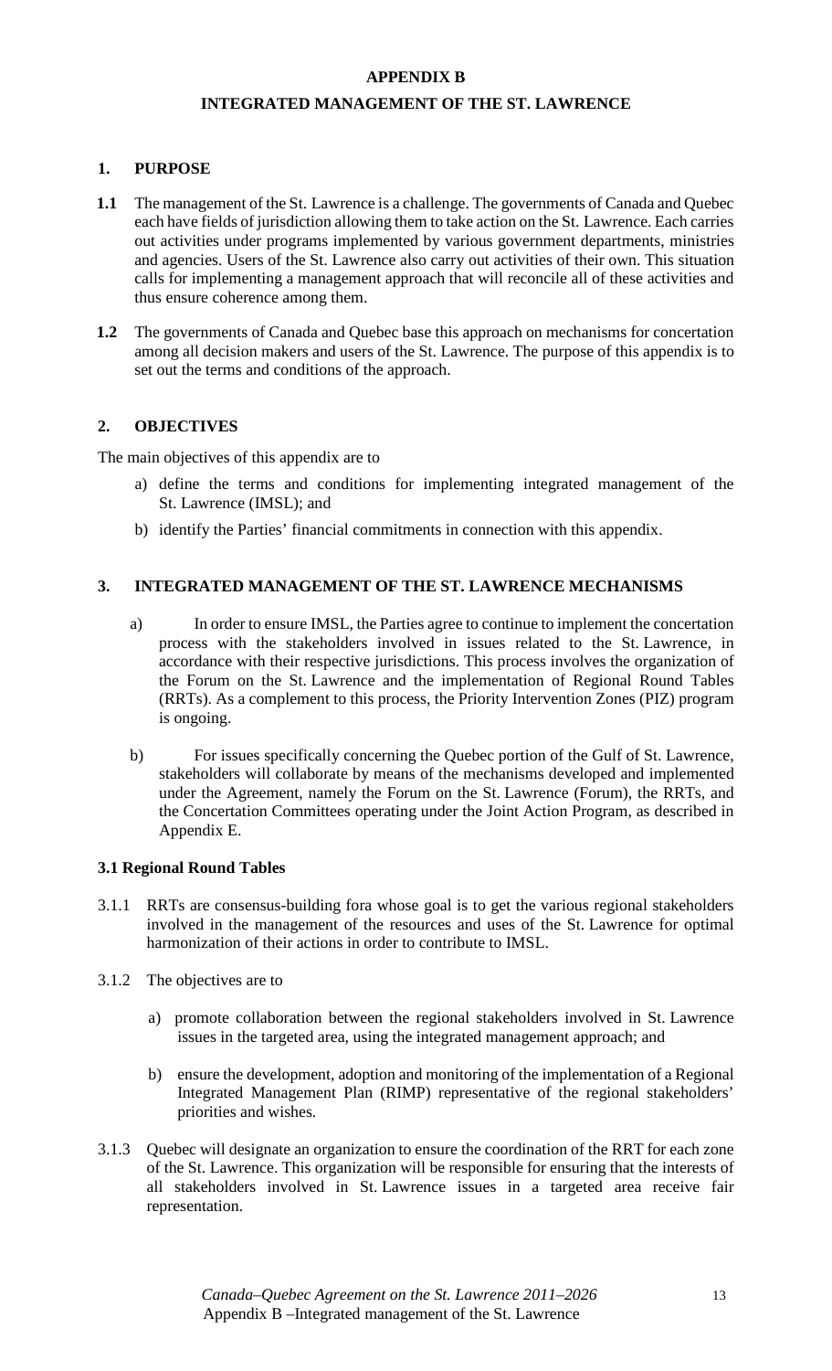# APPENDIX B

# INTEGRATED MANAGEMENT OF THE ST. LAWRENCE

## 1. PURPOSE

**1.1** The management of the St. Lawrence is a challenge. The governments of Canada and Quebec each have fields of jurisdiction allowing them to take action on the St. Lawrence. Each carries out activities under programs implemented by various government departments, ministries and agencies. Users of the St. Lawrence also carry out activities of their own. This situation calls for implementing a management approach that will reconcile all of these activities and thus ensure coherence among them.

**1.2** The governments of Canada and Quebec base this approach on mechanisms for concertation among all decision makers and users of the St. Lawrence. The purpose of this appendix is to set out the terms and conditions of the approach.

## 2. OBJECTIVES

The main objectives of this appendix are to

a) define the terms and conditions for implementing integrated management of the St. Lawrence (IMSL); and

b) identify the Parties' financial commitments in connection with this appendix.

## 3. INTEGRATED MANAGEMENT OF THE ST. LAWRENCE MECHANISMS

a) In order to ensure IMSL, the Parties agree to continue to implement the concertation process with the stakeholders involved in issues related to the St. Lawrence, in accordance with their respective jurisdictions. This process involves the organization of the Forum on the St. Lawrence and the implementation of Regional Round Tables (RRTs). As a complement to this process, the Priority Intervention Zones (PIZ) program is ongoing.

b) For issues specifically concerning the Quebec portion of the Gulf of St. Lawrence, stakeholders will collaborate by means of the mechanisms developed and implemented under the Agreement, namely the Forum on the St. Lawrence (Forum), the RRTs, and the Concertation Committees operating under the Joint Action Program, as described in Appendix E.

### 3.1 Regional Round Tables

3.1.1 RRTs are consensus-building fora whose goal is to get the various regional stakeholders involved in the management of the resources and uses of the St. Lawrence for optimal harmonization of their actions in order to contribute to IMSL.

3.1.2 The objectives are to

a) promote collaboration between the regional stakeholders involved in St. Lawrence issues in the targeted area, using the integrated management approach; and

b) ensure the development, adoption and monitoring of the implementation of a Regional Integrated Management Plan (RIMP) representative of the regional stakeholders' priorities and wishes.

3.1.3 Quebec will designate an organization to ensure the coordination of the RRT for each zone of the St. Lawrence. This organization will be responsible for ensuring that the interests of all stakeholders involved in St. Lawrence issues in a targeted area receive fair representation.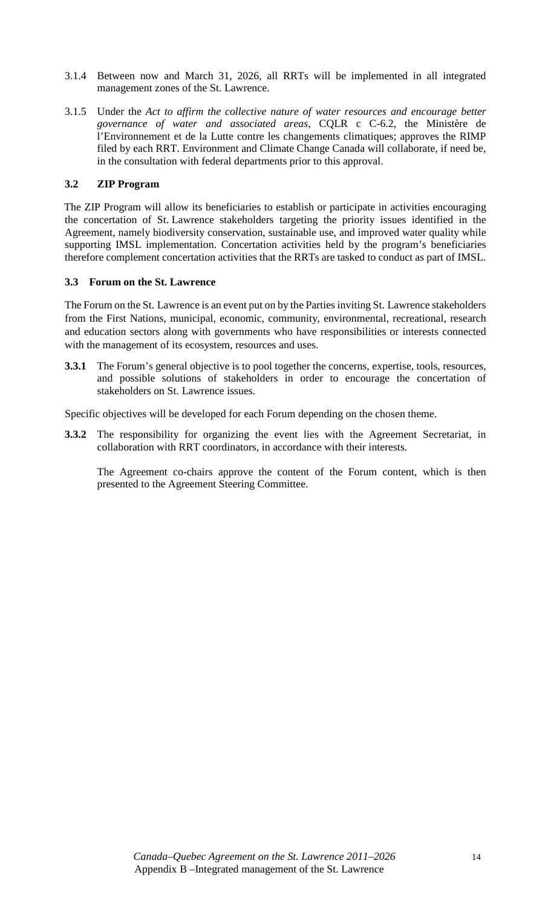3.1.4 Between now and March 31, 2026, all RRTs will be implemented in all integrated management zones of the St. Lawrence.

3.1.5 Under the *Act to affirm the collective nature of water resources and encourage better governance of water and associated areas*, CQLR c C-6.2, the Ministère de l'Environnement et de la Lutte contre les changements climatiques; approves the RIMP filed by each RRT. Environment and Climate Change Canada will collaborate, if need be, in the consultation with federal departments prior to this approval.

### 3.2 ZIP Program

The ZIP Program will allow its beneficiaries to establish or participate in activities encouraging the concertation of St. Lawrence stakeholders targeting the priority issues identified in the Agreement, namely biodiversity conservation, sustainable use, and improved water quality while supporting IMSL implementation. Concertation activities held by the program's beneficiaries therefore complement concertation activities that the RRTs are tasked to conduct as part of IMSL.

### 3.3 Forum on the St. Lawrence

The Forum on the St. Lawrence is an event put on by the Parties inviting St. Lawrence stakeholders from the First Nations, municipal, economic, community, environmental, recreational, research and education sectors along with governments who have responsibilities or interests connected with the management of its ecosystem, resources and uses.

**3.3.1** The Forum's general objective is to pool together the concerns, expertise, tools, resources, and possible solutions of stakeholders in order to encourage the concertation of stakeholders on St. Lawrence issues.

Specific objectives will be developed for each Forum depending on the chosen theme.

**3.3.2** The responsibility for organizing the event lies with the Agreement Secretariat, in collaboration with RRT coordinators, in accordance with their interests.

The Agreement co-chairs approve the content of the Forum content, which is then presented to the Agreement Steering Committee.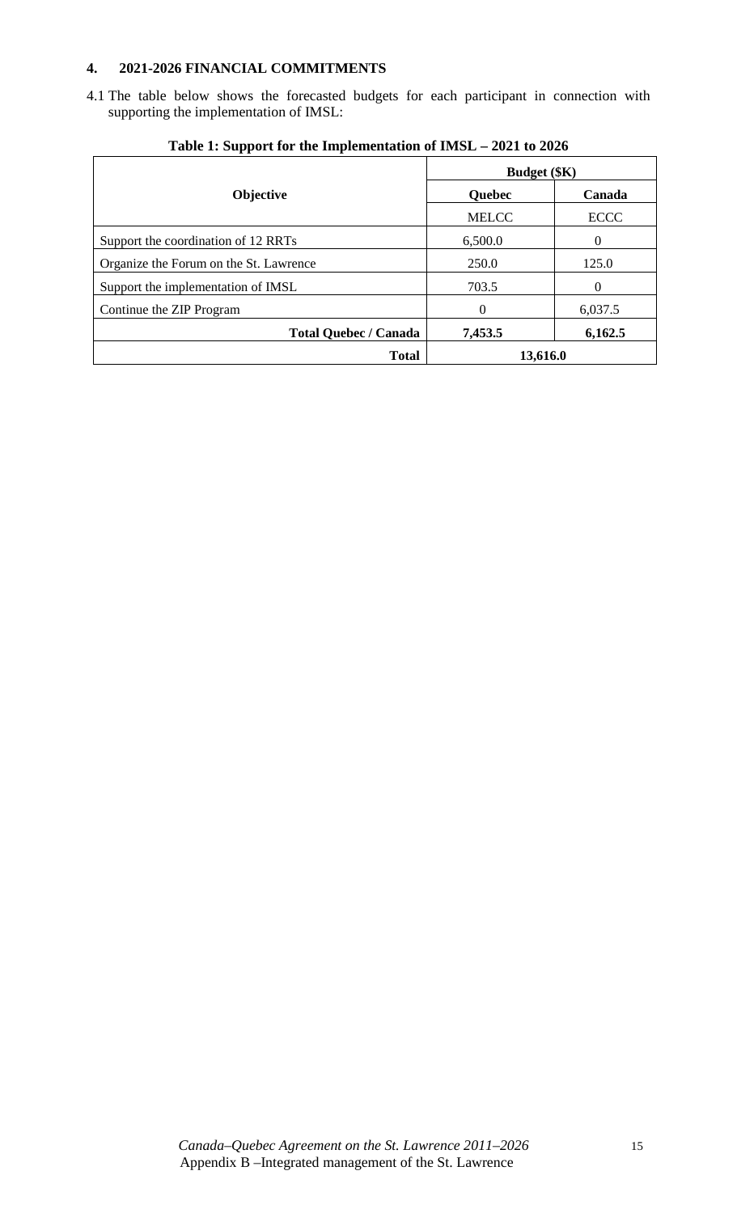## 4. 2021-2026 FINANCIAL COMMITMENTS

4.1 The table below shows the forecasted budgets for each participant in connection with supporting the implementation of IMSL:

**Table 1: Support for the Implementation of IMSL – 2021 to 2026**

| Objective | Budget ($K) | |
|---|---|---|
| | **Quebec** | **Canada** |
| | MELCC | ECCC |
| Support the coordination of 12 RRTs | 6,500.0 | 0 |
| Organize the Forum on the St. Lawrence | 250.0 | 125.0 |
| Support the implementation of IMSL | 703.5 | 0 |
| Continue the ZIP Program | 0 | 6,037.5 |
| **Total Quebec / Canada** | **7,453.5** | **6,162.5** |
| **Total** | **13,616.0** | |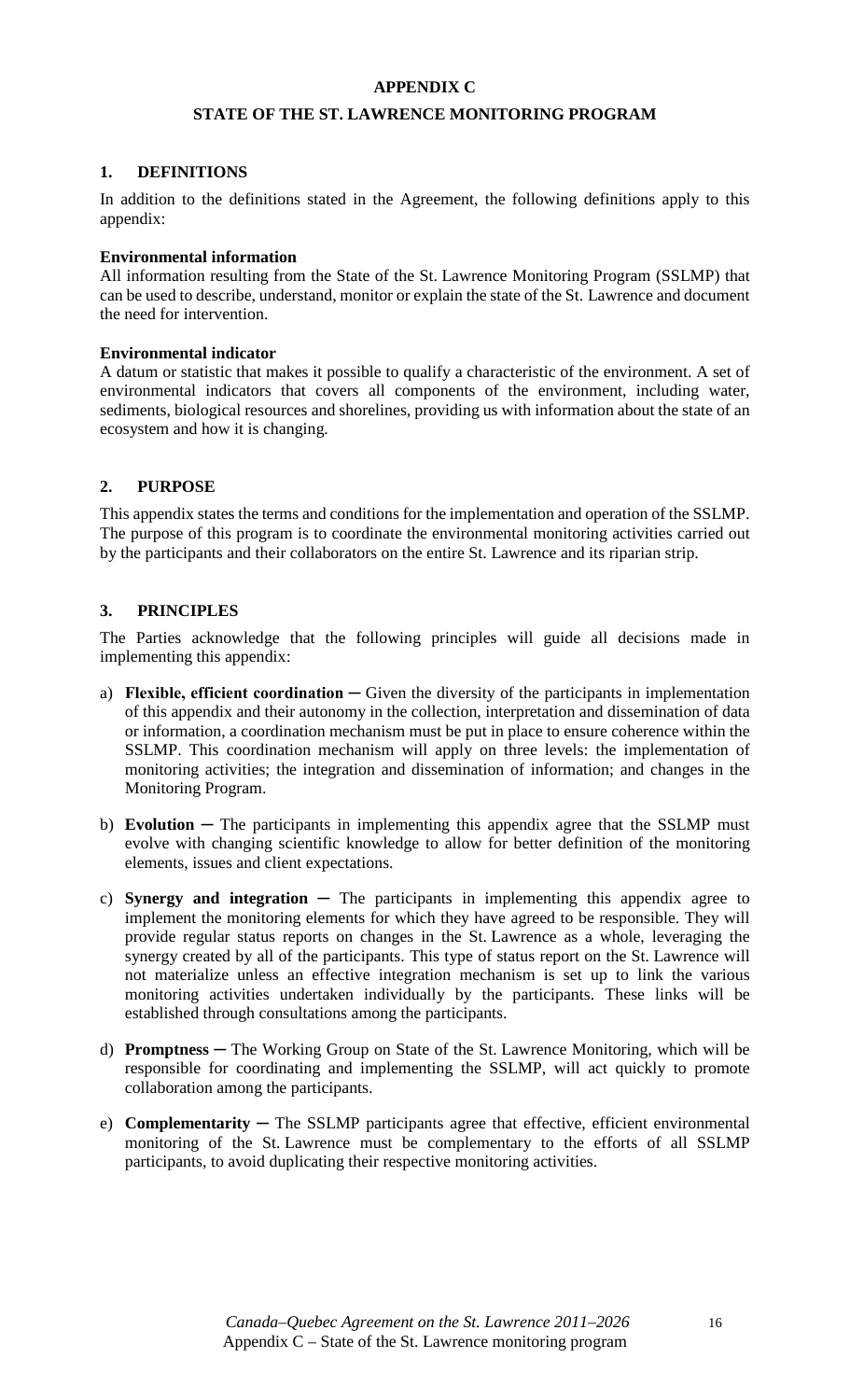# APPENDIX C

## STATE OF THE ST. LAWRENCE MONITORING PROGRAM

### 1. DEFINITIONS

In addition to the definitions stated in the Agreement, the following definitions apply to this appendix:

**Environmental information**
All information resulting from the State of the St. Lawrence Monitoring Program (SSLMP) that can be used to describe, understand, monitor or explain the state of the St. Lawrence and document the need for intervention.

**Environmental indicator**
A datum or statistic that makes it possible to qualify a characteristic of the environment. A set of environmental indicators that covers all components of the environment, including water, sediments, biological resources and shorelines, providing us with information about the state of an ecosystem and how it is changing.

### 2. PURPOSE

This appendix states the terms and conditions for the implementation and operation of the SSLMP. The purpose of this program is to coordinate the environmental monitoring activities carried out by the participants and their collaborators on the entire St. Lawrence and its riparian strip.

### 3. PRINCIPLES

The Parties acknowledge that the following principles will guide all decisions made in implementing this appendix:

a) **Flexible, efficient coordination** ─ Given the diversity of the participants in implementation of this appendix and their autonomy in the collection, interpretation and dissemination of data or information, a coordination mechanism must be put in place to ensure coherence within the SSLMP. This coordination mechanism will apply on three levels: the implementation of monitoring activities; the integration and dissemination of information; and changes in the Monitoring Program.

b) **Evolution** ─ The participants in implementing this appendix agree that the SSLMP must evolve with changing scientific knowledge to allow for better definition of the monitoring elements, issues and client expectations.

c) **Synergy and integration** ─ The participants in implementing this appendix agree to implement the monitoring elements for which they have agreed to be responsible. They will provide regular status reports on changes in the St. Lawrence as a whole, leveraging the synergy created by all of the participants. This type of status report on the St. Lawrence will not materialize unless an effective integration mechanism is set up to link the various monitoring activities undertaken individually by the participants. These links will be established through consultations among the participants.

d) **Promptness** ─ The Working Group on State of the St. Lawrence Monitoring, which will be responsible for coordinating and implementing the SSLMP, will act quickly to promote collaboration among the participants.

e) **Complementarity** ─ The SSLMP participants agree that effective, efficient environmental monitoring of the St. Lawrence must be complementary to the efforts of all SSLMP participants, to avoid duplicating their respective monitoring activities.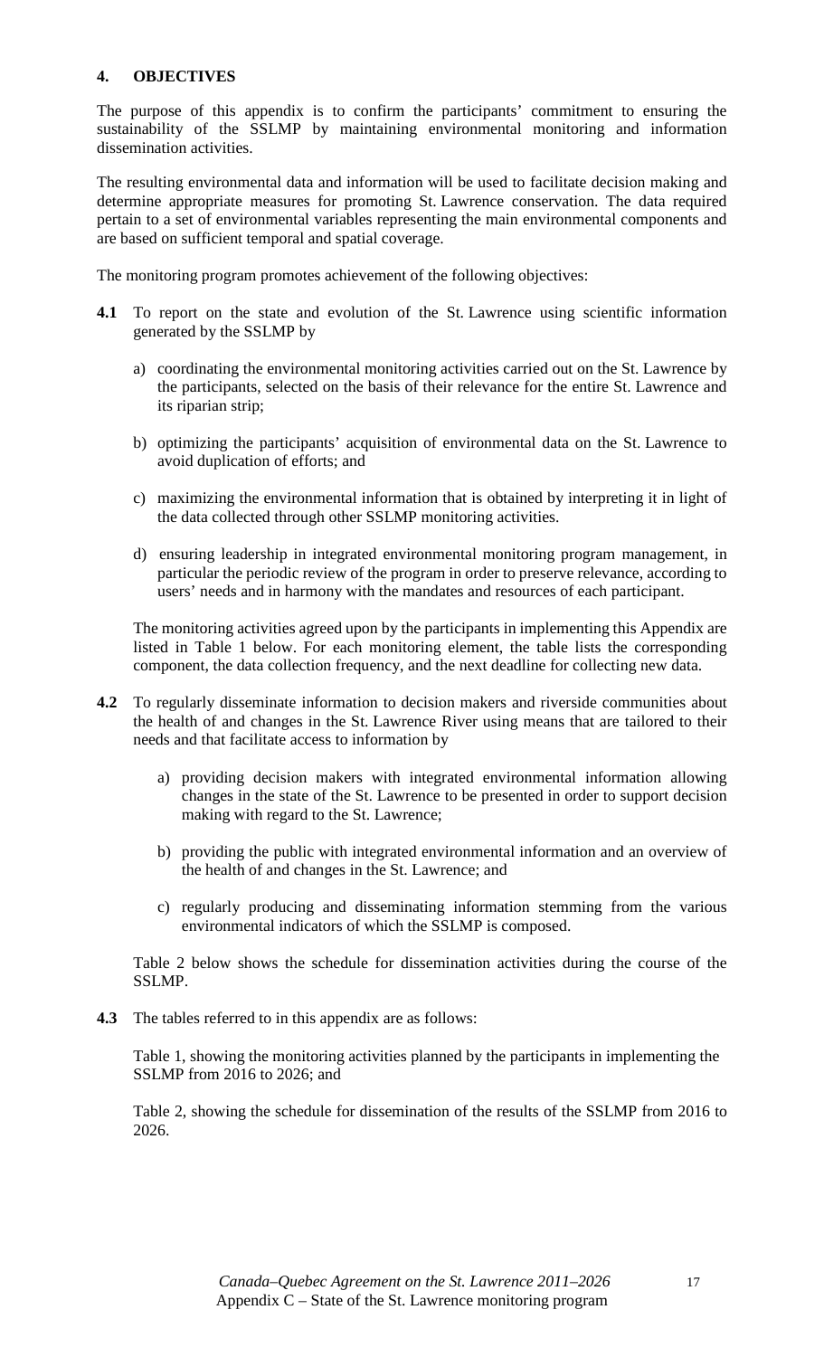## 4. OBJECTIVES

The purpose of this appendix is to confirm the participants' commitment to ensuring the sustainability of the SSLMP by maintaining environmental monitoring and information dissemination activities.

The resulting environmental data and information will be used to facilitate decision making and determine appropriate measures for promoting St. Lawrence conservation. The data required pertain to a set of environmental variables representing the main environmental components and are based on sufficient temporal and spatial coverage.

The monitoring program promotes achievement of the following objectives:

**4.1** To report on the state and evolution of the St. Lawrence using scientific information generated by the SSLMP by

a) coordinating the environmental monitoring activities carried out on the St. Lawrence by the participants, selected on the basis of their relevance for the entire St. Lawrence and its riparian strip;

b) optimizing the participants' acquisition of environmental data on the St. Lawrence to avoid duplication of efforts; and

c) maximizing the environmental information that is obtained by interpreting it in light of the data collected through other SSLMP monitoring activities.

d) ensuring leadership in integrated environmental monitoring program management, in particular the periodic review of the program in order to preserve relevance, according to users' needs and in harmony with the mandates and resources of each participant.

The monitoring activities agreed upon by the participants in implementing this Appendix are listed in Table 1 below. For each monitoring element, the table lists the corresponding component, the data collection frequency, and the next deadline for collecting new data.

**4.2** To regularly disseminate information to decision makers and riverside communities about the health of and changes in the St. Lawrence River using means that are tailored to their needs and that facilitate access to information by

a) providing decision makers with integrated environmental information allowing changes in the state of the St. Lawrence to be presented in order to support decision making with regard to the St. Lawrence;

b) providing the public with integrated environmental information and an overview of the health of and changes in the St. Lawrence; and

c) regularly producing and disseminating information stemming from the various environmental indicators of which the SSLMP is composed.

Table 2 below shows the schedule for dissemination activities during the course of the SSLMP.

**4.3** The tables referred to in this appendix are as follows:

Table 1, showing the monitoring activities planned by the participants in implementing the SSLMP from 2016 to 2026; and

Table 2, showing the schedule for dissemination of the results of the SSLMP from 2016 to 2026.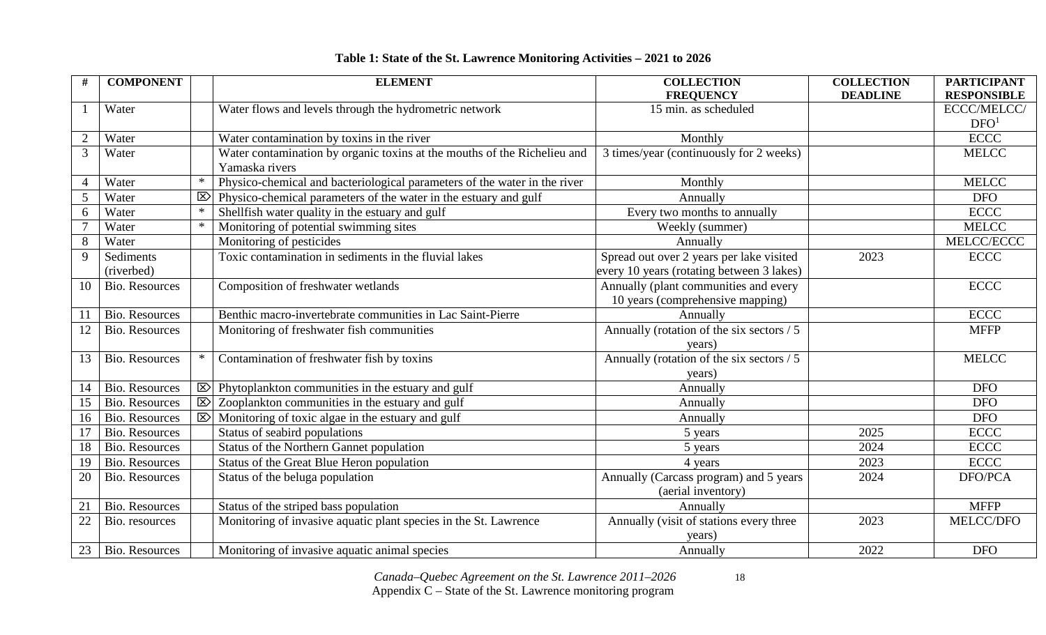**Table 1: State of the St. Lawrence Monitoring Activities – 2021 to 2026**

| # | COMPONENT | | ELEMENT | COLLECTION FREQUENCY | COLLECTION DEADLINE | PARTICIPANT RESPONSIBLE |
|---|---|---|---|---|---|---|
| 1 | Water | | Water flows and levels through the hydrometric network | 15 min. as scheduled | | ECCC/MELCC/ DFO[1] |
| 2 | Water | | Water contamination by toxins in the river | Monthly | | ECCC |
| 3 | Water | | Water contamination by organic toxins at the mouths of the Richelieu and Yamaska rivers | 3 times/year (continuously for 2 weeks) | | MELCC |
| 4 | Water | * | Physico-chemical and bacteriological parameters of the water in the river | Monthly | | MELCC |
| 5 | Water | ⌧ | Physico-chemical parameters of the water in the estuary and gulf | Annually | | DFO |
| 6 | Water | * | Shellfish water quality in the estuary and gulf | Every two months to annually | | ECCC |
| 7 | Water | * | Monitoring of potential swimming sites | Weekly (summer) | | MELCC |
| 8 | Water | | Monitoring of pesticides | Annually | | MELCC/ECCC |
| 9 | Sediments (riverbed) | | Toxic contamination in sediments in the fluvial lakes | Spread out over 2 years per lake visited every 10 years (rotating between 3 lakes) | 2023 | ECCC |
| 10 | Bio. Resources | | Composition of freshwater wetlands | Annually (plant communities and every 10 years (comprehensive mapping) | | ECCC |
| 11 | Bio. Resources | | Benthic macro-invertebrate communities in Lac Saint-Pierre | Annually | | ECCC |
| 12 | Bio. Resources | | Monitoring of freshwater fish communities | Annually (rotation of the six sectors / 5 years) | | MFFP |
| 13 | Bio. Resources | * | Contamination of freshwater fish by toxins | Annually (rotation of the six sectors / 5 years) | | MELCC |
| 14 | Bio. Resources | ⌧ | Phytoplankton communities in the estuary and gulf | Annually | | DFO |
| 15 | Bio. Resources | ⌧ | Zooplankton communities in the estuary and gulf | Annually | | DFO |
| 16 | Bio. Resources | ⌧ | Monitoring of toxic algae in the estuary and gulf | Annually | | DFO |
| 17 | Bio. Resources | | Status of seabird populations | 5 years | 2025 | ECCC |
| 18 | Bio. Resources | | Status of the Northern Gannet population | 5 years | 2024 | ECCC |
| 19 | Bio. Resources | | Status of the Great Blue Heron population | 4 years | 2023 | ECCC |
| 20 | Bio. Resources | | Status of the beluga population | Annually (Carcass program) and 5 years (aerial inventory) | 2024 | DFO/PCA |
| 21 | Bio. Resources | | Status of the striped bass population | Annually | | MFFP |
| 22 | Bio. resources | | Monitoring of invasive aquatic plant species in the St. Lawrence | Annually (visit of stations every three years) | 2023 | MELCC/DFO |
| 23 | Bio. Resources | | Monitoring of invasive aquatic animal species | Annually | 2022 | DFO |

*Canada–Quebec Agreement on the St. Lawrence 2011–2026*
Appendix C – State of the St. Lawrence monitoring program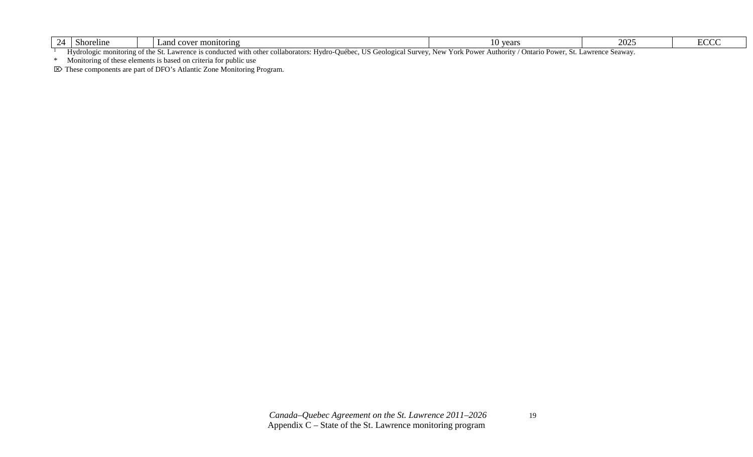| 24 | Shoreline | | Land cover monitoring | 10 years | 2025 | ECCC |
|---|---|---|---|---|---|---|

[1] Hydrologic monitoring of the St. Lawrence is conducted with other collaborators: Hydro-Québec, US Geological Survey, New York Power Authority / Ontario Power, St. Lawrence Seaway.

* Monitoring of these elements is based on criteria for public use

⌦ These components are part of DFO's Atlantic Zone Monitoring Program.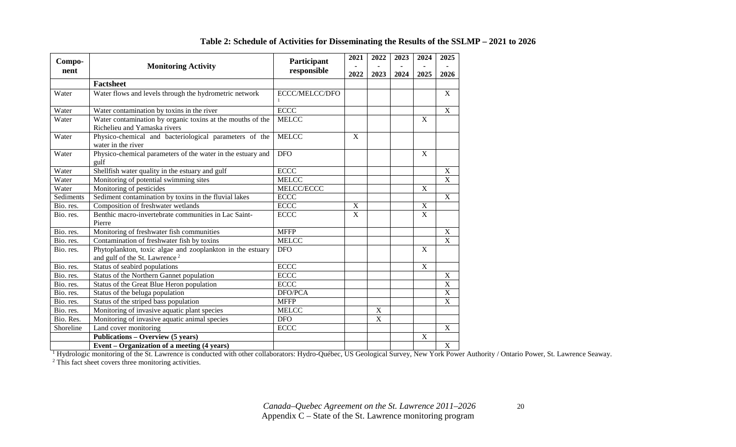**Table 2: Schedule of Activities for Disseminating the Results of the SSLMP – 2021 to 2026**

| Component | Monitoring Activity | Participant responsible | 2021 - 2022 | 2022 - 2023 | 2023 - 2024 | 2024 - 2025 | 2025 - 2026 |
|---|---|---|---|---|---|---|---|
| | **Factsheet** | | | | | | |
| Water | Water flows and levels through the hydrometric network | ECCC/MELCC/DFO [1] | | | | | X |
| Water | Water contamination by toxins in the river | ECCC | | | | | X |
| Water | Water contamination by organic toxins at the mouths of the Richelieu and Yamaska rivers | MELCC | | | | X | |
| Water | Physico-chemical and bacteriological parameters of the water in the river | MELCC | X | | | | |
| Water | Physico-chemical parameters of the water in the estuary and gulf | DFO | | | | X | |
| Water | Shellfish water quality in the estuary and gulf | ECCC | | | | | X |
| Water | Monitoring of potential swimming sites | MELCC | | | | | X |
| Water | Monitoring of pesticides | MELCC/ECCC | | | | X | |
| Sediments | Sediment contamination by toxins in the fluvial lakes | ECCC | | | | | X |
| Bio. res. | Composition of freshwater wetlands | ECCC | X | | | X | |
| Bio. res. | Benthic macro-invertebrate communities in Lac Saint-Pierre | ECCC | X | | | X | |
| Bio. res. | Monitoring of freshwater fish communities | MFFP | | | | | X |
| Bio. res. | Contamination of freshwater fish by toxins | MELCC | | | | | X |
| Bio. res. | Phytoplankton, toxic algae and zooplankton in the estuary and gulf of the St. Lawrence [2] | DFO | | | | X | |
| Bio. res. | Status of seabird populations | ECCC | | | | X | |
| Bio. res. | Status of the Northern Gannet population | ECCC | | | | | X |
| Bio. res. | Status of the Great Blue Heron population | ECCC | | | | | X |
| Bio. res. | Status of the beluga population | DFO/PCA | | | | | X |
| Bio. res. | Status of the striped bass population | MFFP | | | | | X |
| Bio. res. | Monitoring of invasive aquatic plant species | MELCC | | X | | | |
| Bio. Res. | Monitoring of invasive aquatic animal species | DFO | | X | | | |
| Shoreline | Land cover monitoring | ECCC | | | | | X |
| | **Publications – Overview (5 years)** | | | | | X | |
| | **Event – Organization of a meeting (4 years)** | | | | | | X |

[1] Hydrologic monitoring of the St. Lawrence is conducted with other collaborators: Hydro-Québec, US Geological Survey, New York Power Authority / Ontario Power, St. Lawrence Seaway.

[2] This fact sheet covers three monitoring activities.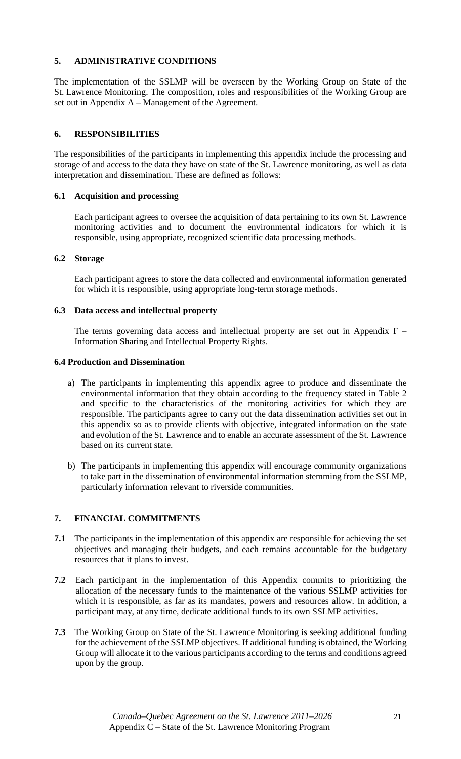## 5. ADMINISTRATIVE CONDITIONS

The implementation of the SSLMP will be overseen by the Working Group on State of the St. Lawrence Monitoring. The composition, roles and responsibilities of the Working Group are set out in Appendix A – Management of the Agreement.

## 6. RESPONSIBILITIES

The responsibilities of the participants in implementing this appendix include the processing and storage of and access to the data they have on state of the St. Lawrence monitoring, as well as data interpretation and dissemination. These are defined as follows:

### 6.1 Acquisition and processing

Each participant agrees to oversee the acquisition of data pertaining to its own St. Lawrence monitoring activities and to document the environmental indicators for which it is responsible, using appropriate, recognized scientific data processing methods.

### 6.2 Storage

Each participant agrees to store the data collected and environmental information generated for which it is responsible, using appropriate long-term storage methods.

### 6.3 Data access and intellectual property

The terms governing data access and intellectual property are set out in Appendix F – Information Sharing and Intellectual Property Rights.

### 6.4 Production and Dissemination

a) The participants in implementing this appendix agree to produce and disseminate the environmental information that they obtain according to the frequency stated in Table 2 and specific to the characteristics of the monitoring activities for which they are responsible. The participants agree to carry out the data dissemination activities set out in this appendix so as to provide clients with objective, integrated information on the state and evolution of the St. Lawrence and to enable an accurate assessment of the St. Lawrence based on its current state.

b) The participants in implementing this appendix will encourage community organizations to take part in the dissemination of environmental information stemming from the SSLMP, particularly information relevant to riverside communities.

## 7. FINANCIAL COMMITMENTS

**7.1** The participants in the implementation of this appendix are responsible for achieving the set objectives and managing their budgets, and each remains accountable for the budgetary resources that it plans to invest.

**7.2** Each participant in the implementation of this Appendix commits to prioritizing the allocation of the necessary funds to the maintenance of the various SSLMP activities for which it is responsible, as far as its mandates, powers and resources allow. In addition, a participant may, at any time, dedicate additional funds to its own SSLMP activities.

**7.3** The Working Group on State of the St. Lawrence Monitoring is seeking additional funding for the achievement of the SSLMP objectives. If additional funding is obtained, the Working Group will allocate it to the various participants according to the terms and conditions agreed upon by the group.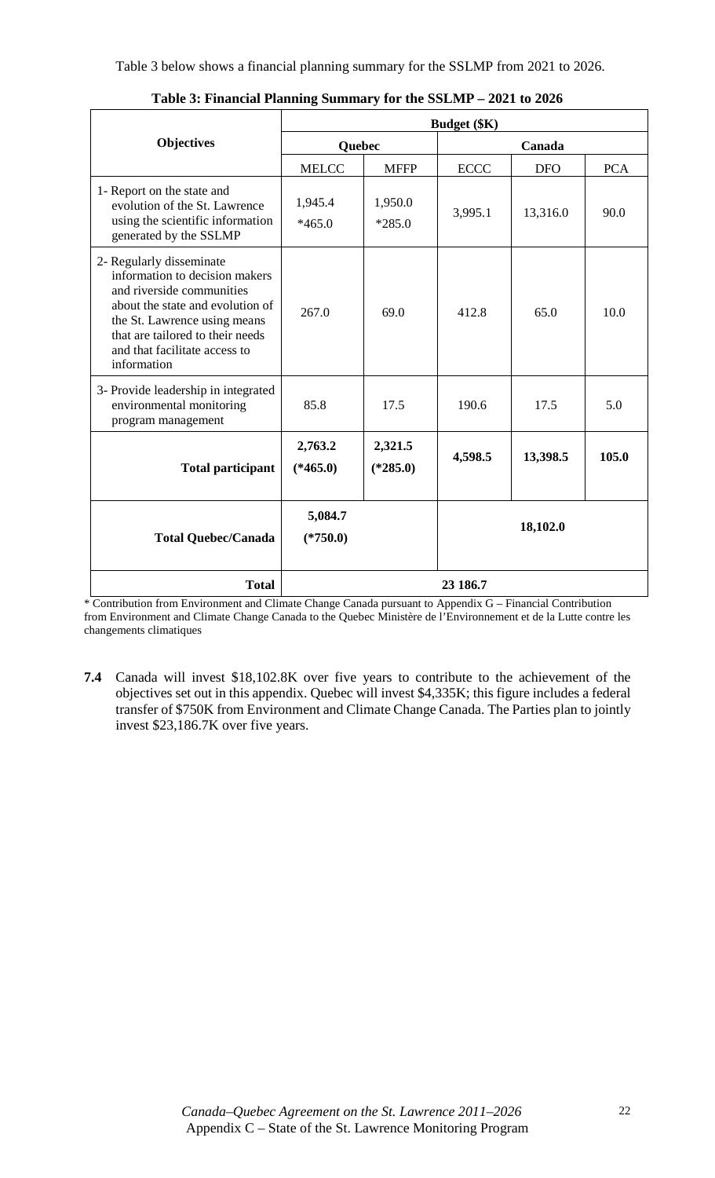Table 3 below shows a financial planning summary for the SSLMP from 2021 to 2026.

**Table 3: Financial Planning Summary for the SSLMP – 2021 to 2026**

| Objectives | Budget ($K) | | | | |
|---|---|---|---|---|---|
| | Quebec | | Canada | | |
| | MELCC | MFFP | ECCC | DFO | PCA |
| 1- Report on the state and evolution of the St. Lawrence using the scientific information generated by the SSLMP | 1,945.4 *465.0 | 1,950.0 *285.0 | 3,995.1 | 13,316.0 | 90.0 |
| 2- Regularly disseminate information to decision makers and riverside communities about the state and evolution of the St. Lawrence using means that are tailored to their needs and that facilitate access to information | 267.0 | 69.0 | 412.8 | 65.0 | 10.0 |
| 3- Provide leadership in integrated environmental monitoring program management | 85.8 | 17.5 | 190.6 | 17.5 | 5.0 |
| **Total participant** | **2,763.2 (*465.0)** | **2,321.5 (*285.0)** | **4,598.5** | **13,398.5** | **105.0** |
| **Total Quebec/Canada** | **5,084.7 (*750.0)** | | **18,102.0** | | |
| **Total** | **23 186.7** | | | | |

\* Contribution from Environment and Climate Change Canada pursuant to Appendix G – Financial Contribution from Environment and Climate Change Canada to the Quebec Ministère de l'Environnement et de la Lutte contre les changements climatiques

**7.4** Canada will invest $18,102.8K over five years to contribute to the achievement of the objectives set out in this appendix. Quebec will invest $4,335K; this figure includes a federal transfer of $750K from Environment and Climate Change Canada. The Parties plan to jointly invest $23,186.7K over five years.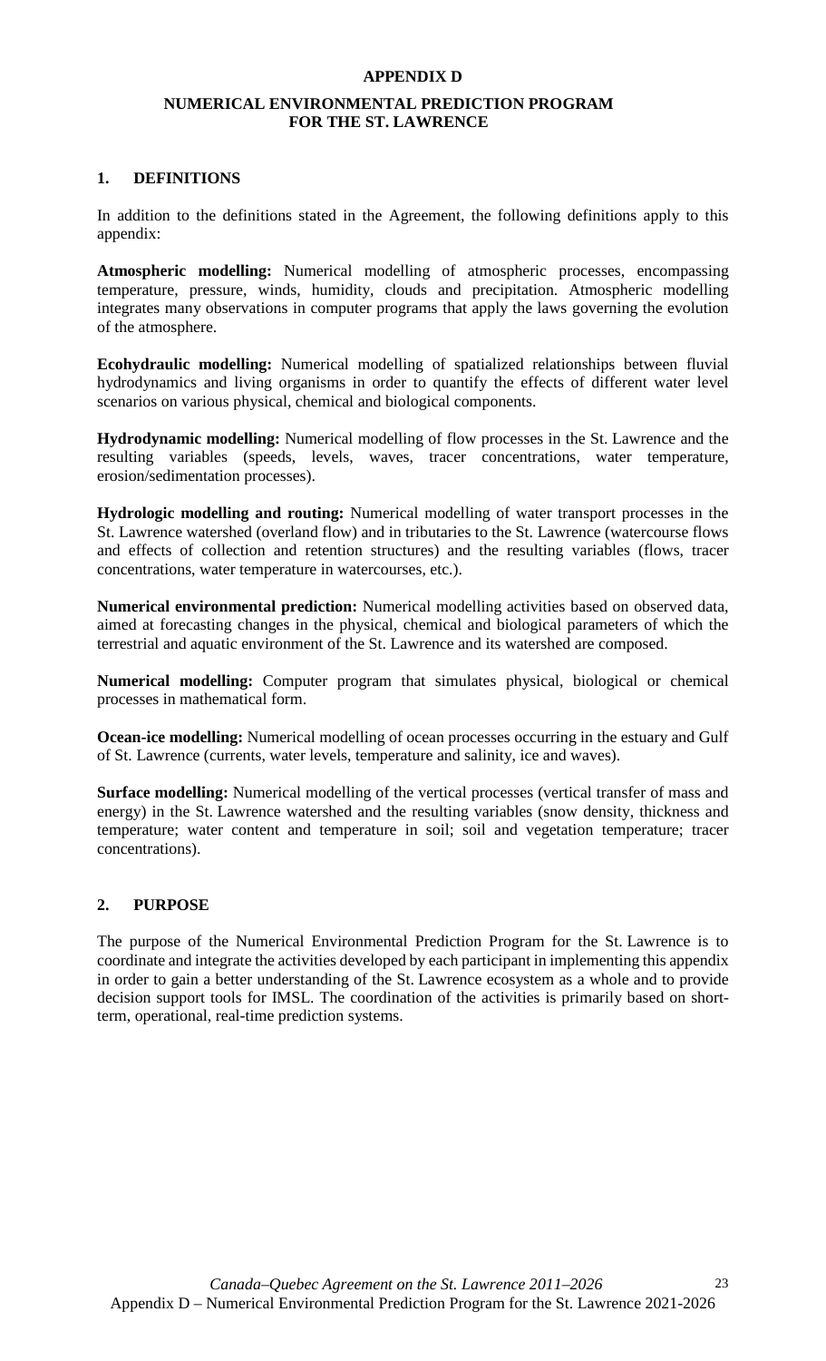# APPENDIX D

## NUMERICAL ENVIRONMENTAL PREDICTION PROGRAM FOR THE ST. LAWRENCE

### 1. DEFINITIONS

In addition to the definitions stated in the Agreement, the following definitions apply to this appendix:

**Atmospheric modelling:** Numerical modelling of atmospheric processes, encompassing temperature, pressure, winds, humidity, clouds and precipitation. Atmospheric modelling integrates many observations in computer programs that apply the laws governing the evolution of the atmosphere.

**Ecohydraulic modelling:** Numerical modelling of spatialized relationships between fluvial hydrodynamics and living organisms in order to quantify the effects of different water level scenarios on various physical, chemical and biological components.

**Hydrodynamic modelling:** Numerical modelling of flow processes in the St. Lawrence and the resulting variables (speeds, levels, waves, tracer concentrations, water temperature, erosion/sedimentation processes).

**Hydrologic modelling and routing:** Numerical modelling of water transport processes in the St. Lawrence watershed (overland flow) and in tributaries to the St. Lawrence (watercourse flows and effects of collection and retention structures) and the resulting variables (flows, tracer concentrations, water temperature in watercourses, etc.).

**Numerical environmental prediction:** Numerical modelling activities based on observed data, aimed at forecasting changes in the physical, chemical and biological parameters of which the terrestrial and aquatic environment of the St. Lawrence and its watershed are composed.

**Numerical modelling:** Computer program that simulates physical, biological or chemical processes in mathematical form.

**Ocean-ice modelling:** Numerical modelling of ocean processes occurring in the estuary and Gulf of St. Lawrence (currents, water levels, temperature and salinity, ice and waves).

**Surface modelling:** Numerical modelling of the vertical processes (vertical transfer of mass and energy) in the St. Lawrence watershed and the resulting variables (snow density, thickness and temperature; water content and temperature in soil; soil and vegetation temperature; tracer concentrations).

### 2. PURPOSE

The purpose of the Numerical Environmental Prediction Program for the St. Lawrence is to coordinate and integrate the activities developed by each participant in implementing this appendix in order to gain a better understanding of the St. Lawrence ecosystem as a whole and to provide decision support tools for IMSL. The coordination of the activities is primarily based on short-term, operational, real-time prediction systems.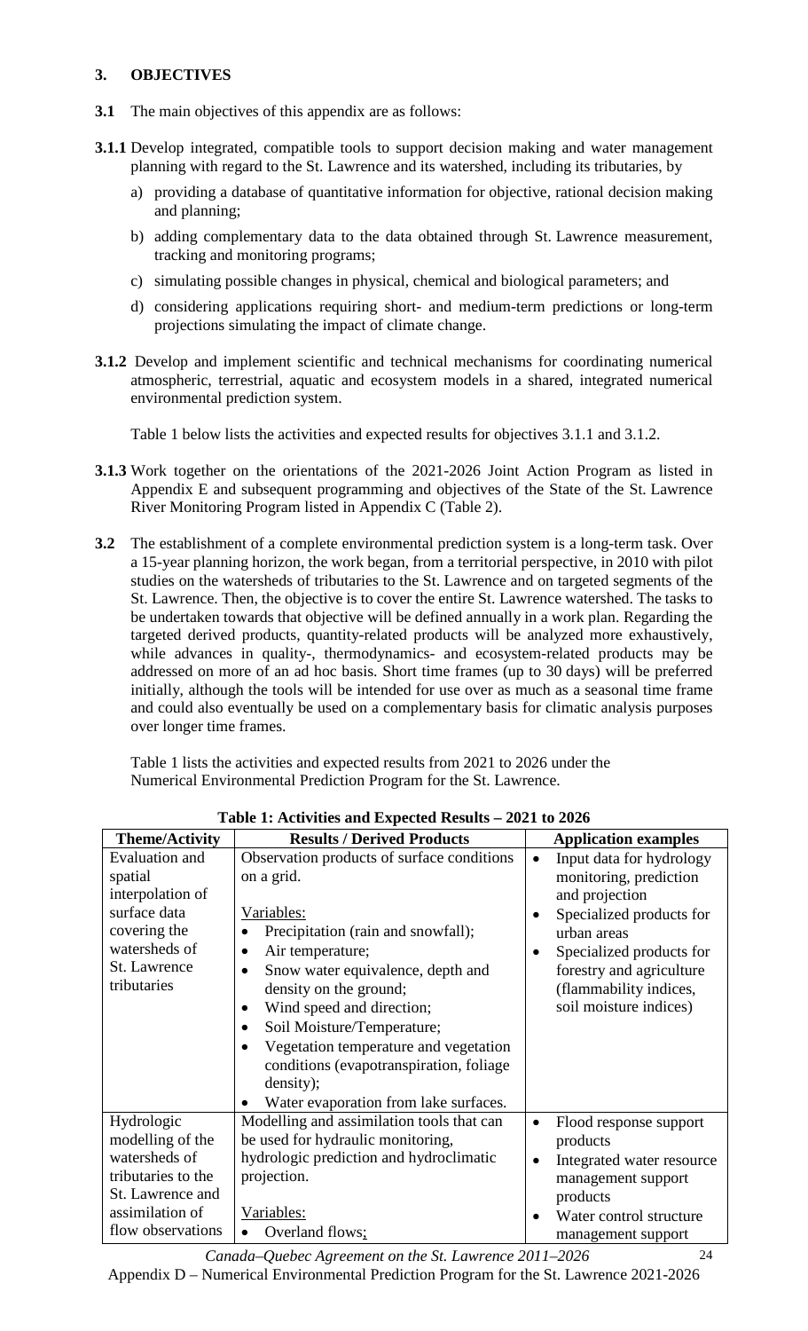## 3. OBJECTIVES

**3.1** The main objectives of this appendix are as follows:

**3.1.1** Develop integrated, compatible tools to support decision making and water management planning with regard to the St. Lawrence and its watershed, including its tributaries, by

a) providing a database of quantitative information for objective, rational decision making and planning;

b) adding complementary data to the data obtained through St. Lawrence measurement, tracking and monitoring programs;

c) simulating possible changes in physical, chemical and biological parameters; and

d) considering applications requiring short- and medium-term predictions or long-term projections simulating the impact of climate change.

**3.1.2** Develop and implement scientific and technical mechanisms for coordinating numerical atmospheric, terrestrial, aquatic and ecosystem models in a shared, integrated numerical environmental prediction system.

Table 1 below lists the activities and expected results for objectives 3.1.1 and 3.1.2.

**3.1.3** Work together on the orientations of the 2021-2026 Joint Action Program as listed in Appendix E and subsequent programming and objectives of the State of the St. Lawrence River Monitoring Program listed in Appendix C (Table 2).

**3.2** The establishment of a complete environmental prediction system is a long-term task. Over a 15-year planning horizon, the work began, from a territorial perspective, in 2010 with pilot studies on the watersheds of tributaries to the St. Lawrence and on targeted segments of the St. Lawrence. Then, the objective is to cover the entire St. Lawrence watershed. The tasks to be undertaken towards that objective will be defined annually in a work plan. Regarding the targeted derived products, quantity-related products will be analyzed more exhaustively, while advances in quality-, thermodynamics- and ecosystem-related products may be addressed on more of an ad hoc basis. Short time frames (up to 30 days) will be preferred initially, although the tools will be intended for use over as much as a seasonal time frame and could also eventually be used on a complementary basis for climatic analysis purposes over longer time frames.

Table 1 lists the activities and expected results from 2021 to 2026 under the Numerical Environmental Prediction Program for the St. Lawrence.

**Table 1: Activities and Expected Results – 2021 to 2026**

| Theme/Activity | Results / Derived Products | Application examples |
|---|---|---|
| Evaluation and spatial interpolation of surface data covering the watersheds of St. Lawrence tributaries | Observation products of surface conditions on a grid.<br><br>Variables:<br>• Precipitation (rain and snowfall);<br>• Air temperature;<br>• Snow water equivalence, depth and density on the ground;<br>• Wind speed and direction;<br>• Soil Moisture/Temperature;<br>• Vegetation temperature and vegetation conditions (evapotranspiration, foliage density);<br>• Water evaporation from lake surfaces. | • Input data for hydrology monitoring, prediction and projection<br>• Specialized products for urban areas<br>• Specialized products for forestry and agriculture (flammability indices, soil moisture indices) |
| Hydrologic modelling of the watersheds of tributaries to the St. Lawrence and assimilation of flow observations | Modelling and assimilation tools that can be used for hydraulic monitoring, hydrologic prediction and hydroclimatic projection.<br><br>Variables:<br>• Overland flows; | • Flood response support products<br>• Integrated water resource management support products<br>• Water control structure management support |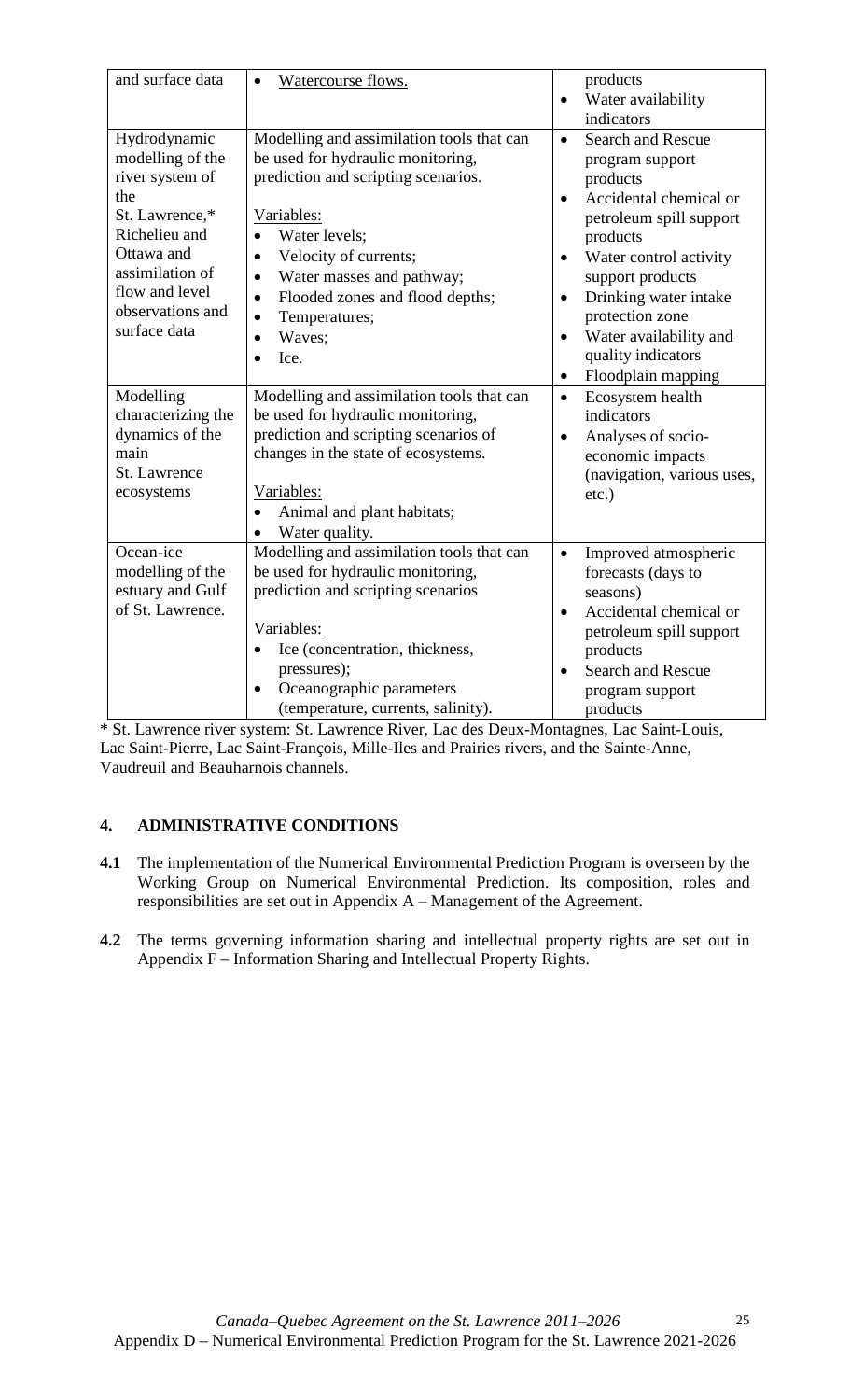| | | |
|---|---|---|
| and surface data | • <u>Watercourse flows.</u> | products<br>• Water availability indicators |
| Hydrodynamic modelling of the river system of the St. Lawrence,* Richelieu and Ottawa and assimilation of flow and level observations and surface data | Modelling and assimilation tools that can be used for hydraulic monitoring, prediction and scripting scenarios.<br><br><u>Variables:</u><br>• Water levels;<br>• Velocity of currents;<br>• Water masses and pathway;<br>• Flooded zones and flood depths;<br>• Temperatures;<br>• Waves;<br>• Ice. | • Search and Rescue program support products<br>• Accidental chemical or petroleum spill support products<br>• Water control activity support products<br>• Drinking water intake protection zone<br>• Water availability and quality indicators<br>• Floodplain mapping |
| Modelling characterizing the dynamics of the main St. Lawrence ecosystems | Modelling and assimilation tools that can be used for hydraulic monitoring, prediction and scripting scenarios of changes in the state of ecosystems.<br><br><u>Variables:</u><br>• Animal and plant habitats;<br>• Water quality. | • Ecosystem health indicators<br>• Analyses of socio-economic impacts (navigation, various uses, etc.) |
| Ocean-ice modelling of the estuary and Gulf of St. Lawrence. | Modelling and assimilation tools that can be used for hydraulic monitoring, prediction and scripting scenarios<br><br><u>Variables:</u><br>• Ice (concentration, thickness, pressures);<br>• Oceanographic parameters (temperature, currents, salinity). | • Improved atmospheric forecasts (days to seasons)<br>• Accidental chemical or petroleum spill support products<br>• Search and Rescue program support products |

* St. Lawrence river system: St. Lawrence River, Lac des Deux-Montagnes, Lac Saint-Louis, Lac Saint-Pierre, Lac Saint-François, Mille-Iles and Prairies rivers, and the Sainte-Anne, Vaudreuil and Beauharnois channels.

## 4. ADMINISTRATIVE CONDITIONS

**4.1** The implementation of the Numerical Environmental Prediction Program is overseen by the Working Group on Numerical Environmental Prediction. Its composition, roles and responsibilities are set out in Appendix A – Management of the Agreement.

**4.2** The terms governing information sharing and intellectual property rights are set out in Appendix F – Information Sharing and Intellectual Property Rights.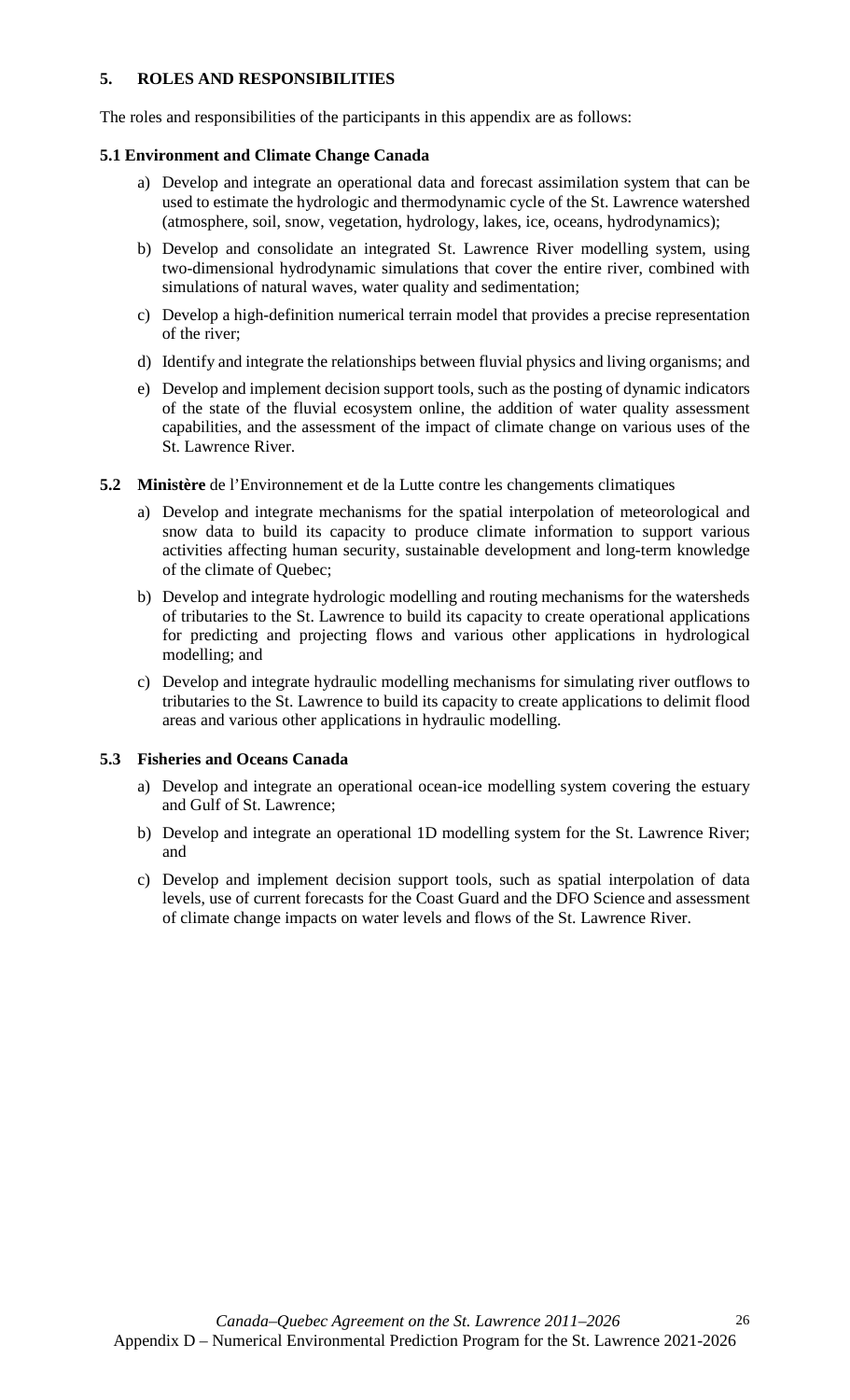## 5. ROLES AND RESPONSIBILITIES

The roles and responsibilities of the participants in this appendix are as follows:

### 5.1 Environment and Climate Change Canada

a) Develop and integrate an operational data and forecast assimilation system that can be used to estimate the hydrologic and thermodynamic cycle of the St. Lawrence watershed (atmosphere, soil, snow, vegetation, hydrology, lakes, ice, oceans, hydrodynamics);

b) Develop and consolidate an integrated St. Lawrence River modelling system, using two-dimensional hydrodynamic simulations that cover the entire river, combined with simulations of natural waves, water quality and sedimentation;

c) Develop a high-definition numerical terrain model that provides a precise representation of the river;

d) Identify and integrate the relationships between fluvial physics and living organisms; and

e) Develop and implement decision support tools, such as the posting of dynamic indicators of the state of the fluvial ecosystem online, the addition of water quality assessment capabilities, and the assessment of the impact of climate change on various uses of the St. Lawrence River.

### 5.2 **Ministère** de l'Environnement et de la Lutte contre les changements climatiques

a) Develop and integrate mechanisms for the spatial interpolation of meteorological and snow data to build its capacity to produce climate information to support various activities affecting human security, sustainable development and long-term knowledge of the climate of Quebec;

b) Develop and integrate hydrologic modelling and routing mechanisms for the watersheds of tributaries to the St. Lawrence to build its capacity to create operational applications for predicting and projecting flows and various other applications in hydrological modelling; and

c) Develop and integrate hydraulic modelling mechanisms for simulating river outflows to tributaries to the St. Lawrence to build its capacity to create applications to delimit flood areas and various other applications in hydraulic modelling.

### 5.3 Fisheries and Oceans Canada

a) Develop and integrate an operational ocean-ice modelling system covering the estuary and Gulf of St. Lawrence;

b) Develop and integrate an operational 1D modelling system for the St. Lawrence River; and

c) Develop and implement decision support tools, such as spatial interpolation of data levels, use of current forecasts for the Coast Guard and the DFO Science and assessment of climate change impacts on water levels and flows of the St. Lawrence River.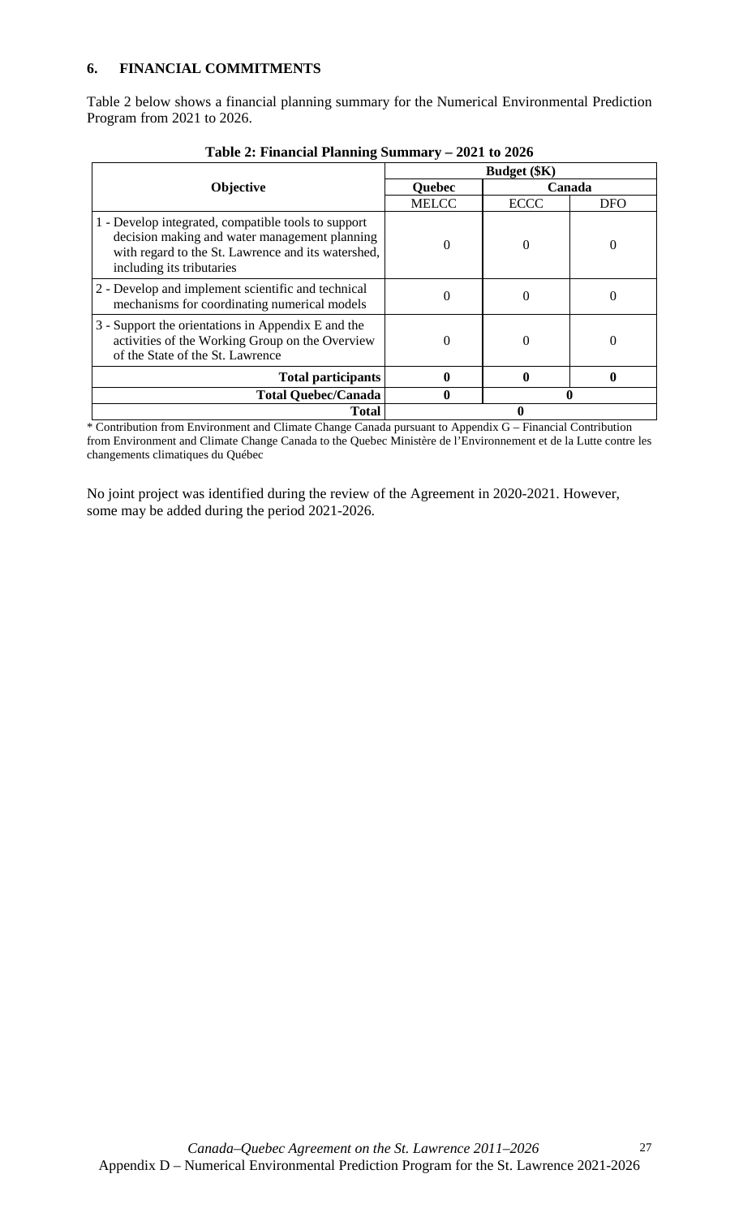## 6. FINANCIAL COMMITMENTS

Table 2 below shows a financial planning summary for the Numerical Environmental Prediction Program from 2021 to 2026.

**Table 2: Financial Planning Summary – 2021 to 2026**

| Objective | Budget ($K) | | |
|---|---|---|---|
| | Quebec | Canada | |
| | MELCC | ECCC | DFO |
| 1 - Develop integrated, compatible tools to support decision making and water management planning with regard to the St. Lawrence and its watershed, including its tributaries | 0 | 0 | 0 |
| 2 - Develop and implement scientific and technical mechanisms for coordinating numerical models | 0 | 0 | 0 |
| 3 - Support the orientations in Appendix E and the activities of the Working Group on the Overview of the State of the St. Lawrence | 0 | 0 | 0 |
| **Total participants** | **0** | **0** | **0** |
| **Total Quebec/Canada** | **0** | **0** | |
| **Total** | **0** | | |

* Contribution from Environment and Climate Change Canada pursuant to Appendix G – Financial Contribution from Environment and Climate Change Canada to the Quebec Ministère de l'Environnement et de la Lutte contre les changements climatiques du Québec

No joint project was identified during the review of the Agreement in 2020-2021. However, some may be added during the period 2021-2026.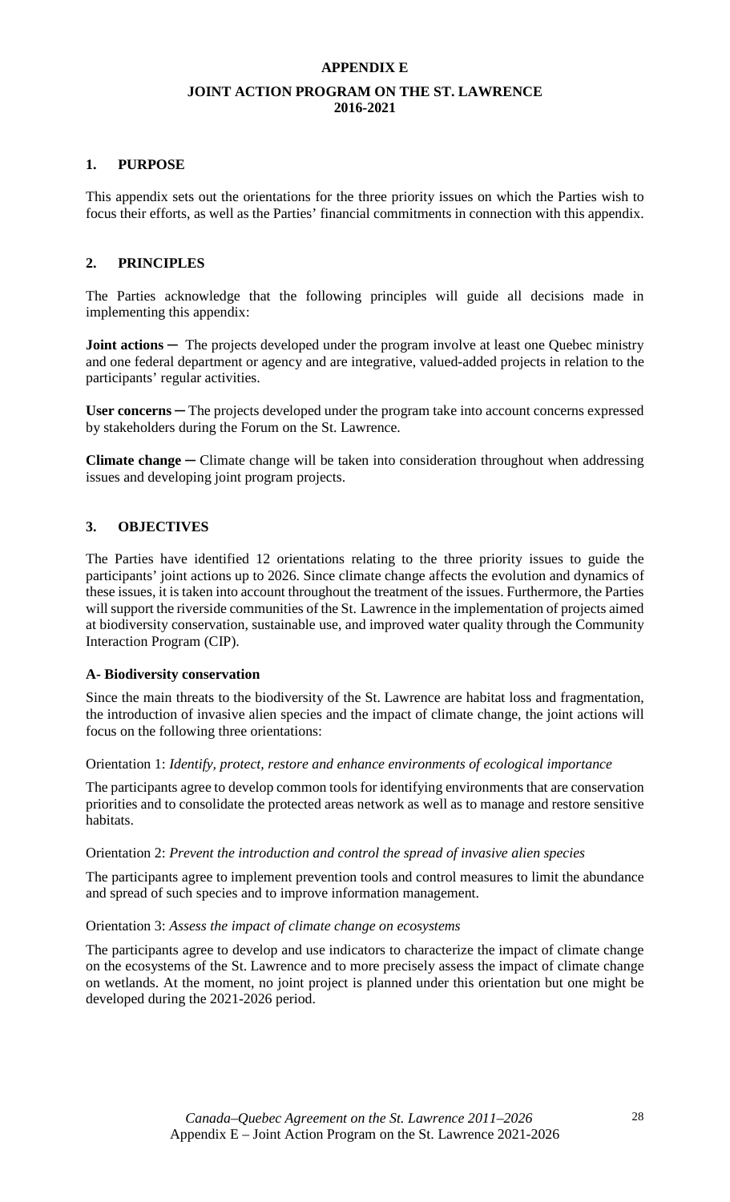# APPENDIX E

## JOINT ACTION PROGRAM ON THE ST. LAWRENCE 2016-2021

### 1. PURPOSE

This appendix sets out the orientations for the three priority issues on which the Parties wish to focus their efforts, as well as the Parties' financial commitments in connection with this appendix.

### 2. PRINCIPLES

The Parties acknowledge that the following principles will guide all decisions made in implementing this appendix:

**Joint actions** ─ The projects developed under the program involve at least one Quebec ministry and one federal department or agency and are integrative, valued-added projects in relation to the participants' regular activities.

**User concerns** ─ The projects developed under the program take into account concerns expressed by stakeholders during the Forum on the St. Lawrence.

**Climate change** ─ Climate change will be taken into consideration throughout when addressing issues and developing joint program projects.

### 3. OBJECTIVES

The Parties have identified 12 orientations relating to the three priority issues to guide the participants' joint actions up to 2026. Since climate change affects the evolution and dynamics of these issues, it is taken into account throughout the treatment of the issues. Furthermore, the Parties will support the riverside communities of the St. Lawrence in the implementation of projects aimed at biodiversity conservation, sustainable use, and improved water quality through the Community Interaction Program (CIP).

#### A- Biodiversity conservation

Since the main threats to the biodiversity of the St. Lawrence are habitat loss and fragmentation, the introduction of invasive alien species and the impact of climate change, the joint actions will focus on the following three orientations:

Orientation 1: *Identify, protect, restore and enhance environments of ecological importance*

The participants agree to develop common tools for identifying environments that are conservation priorities and to consolidate the protected areas network as well as to manage and restore sensitive habitats.

Orientation 2: *Prevent the introduction and control the spread of invasive alien species*

The participants agree to implement prevention tools and control measures to limit the abundance and spread of such species and to improve information management.

Orientation 3: *Assess the impact of climate change on ecosystems*

The participants agree to develop and use indicators to characterize the impact of climate change on the ecosystems of the St. Lawrence and to more precisely assess the impact of climate change on wetlands. At the moment, no joint project is planned under this orientation but one might be developed during the 2021-2026 period.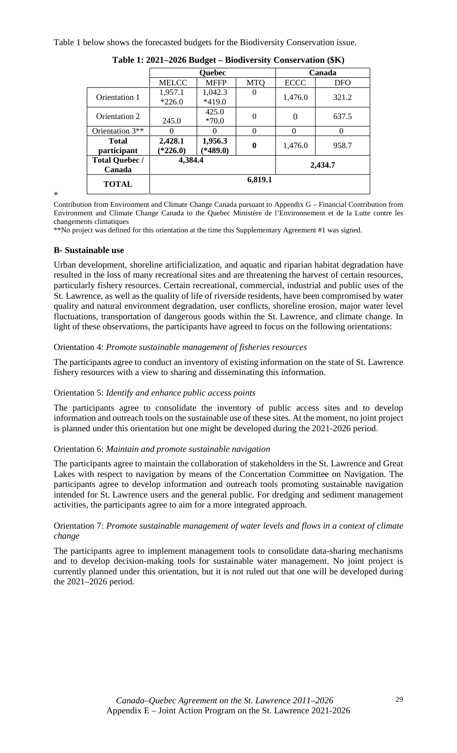Table 1 below shows the forecasted budgets for the Biodiversity Conservation issue.

**Table 1: 2021–2026 Budget – Biodiversity Conservation ($K)**

| | Quebec | | | Canada | |
|---|---|---|---|---|---|
| | MELCC | MFFP | MTQ | ECCC | DFO |
| Orientation 1 | 1,957.1 *226.0 | 1,042.3 *419.0 | 0 | 1,476.0 | 321.2 |
| Orientation 2 | 245.0 | 425.0 *70.0 | 0 | 0 | 637.5 |
| Orientation 3** | 0 | 0 | 0 | 0 | 0 |
| **Total participant** | **2,428.1 (*226.0)** | **1,956.3 (*489.0)** | **0** | 1,476.0 | 958.7 |
| **Total Quebec / Canada** | 4,384.4 | | | 2,434.7 | |
| **TOTAL** | 6,819.1 | | | | |

* Contribution from Environment and Climate Change Canada pursuant to Appendix G – Financial Contribution from Environment and Climate Change Canada to the Quebec Ministère de l'Environnement et de la Lutte contre les changements climatiques

**No project was defined for this orientation at the time this Supplementary Agreement #1 was signed.

**B- Sustainable use**

Urban development, shoreline artificialization, and aquatic and riparian habitat degradation have resulted in the loss of many recreational sites and are threatening the harvest of certain resources, particularly fishery resources. Certain recreational, commercial, industrial and public uses of the St. Lawrence, as well as the quality of life of riverside residents, have been compromised by water quality and natural environment degradation, user conflicts, shoreline erosion, major water level fluctuations, transportation of dangerous goods within the St. Lawrence, and climate change. In light of these observations, the participants have agreed to focus on the following orientations:

Orientation 4: *Promote sustainable management of fisheries resources*

The participants agree to conduct an inventory of existing information on the state of St. Lawrence fishery resources with a view to sharing and disseminating this information.

Orientation 5: *Identify and enhance public access points*

The participants agree to consolidate the inventory of public access sites and to develop information and outreach tools on the sustainable use of these sites. At the moment, no joint project is planned under this orientation but one might be developed during the 2021-2026 period.

Orientation 6: *Maintain and promote sustainable navigation*

The participants agree to maintain the collaboration of stakeholders in the St. Lawrence and Great Lakes with respect to navigation by means of the Concertation Committee on Navigation. The participants agree to develop information and outreach tools promoting sustainable navigation intended for St. Lawrence users and the general public. For dredging and sediment management activities, the participants agree to aim for a more integrated approach.

Orientation 7: *Promote sustainable management of water levels and flows in a context of climate change*

The participants agree to implement management tools to consolidate data-sharing mechanisms and to develop decision-making tools for sustainable water management. No joint project is currently planned under this orientation, but it is not ruled out that one will be developed during the 2021–2026 period.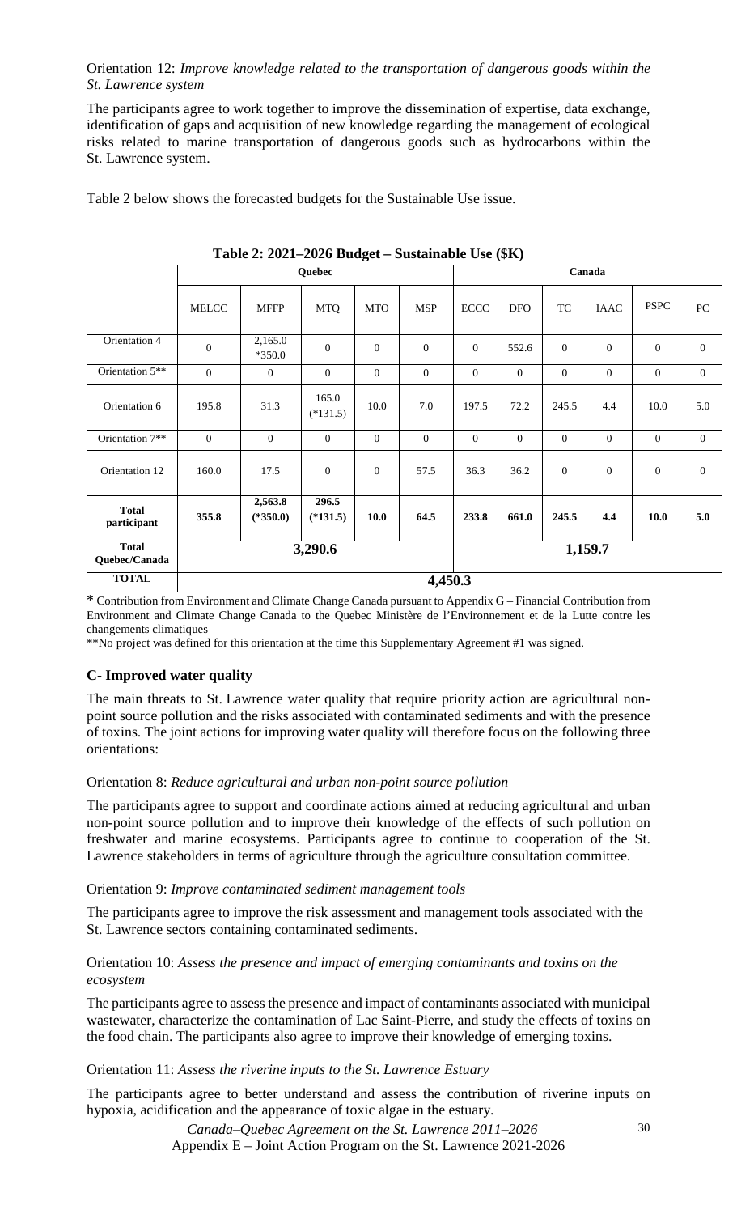Orientation 12: *Improve knowledge related to the transportation of dangerous goods within the St. Lawrence system*

The participants agree to work together to improve the dissemination of expertise, data exchange, identification of gaps and acquisition of new knowledge regarding the management of ecological risks related to marine transportation of dangerous goods such as hydrocarbons within the St. Lawrence system.

Table 2 below shows the forecasted budgets for the Sustainable Use issue.

**Table 2: 2021–2026 Budget – Sustainable Use ($K)**

| | Quebec | | | | | Canada | | | | | |
|---|---|---|---|---|---|---|---|---|---|---|---|
| | MELCC | MFFP | MTQ | MTO | MSP | ECCC | DFO | TC | IAAC | PSPC | PC |
| Orientation 4 | 0 | 2,165.0 *350.0 | 0 | 0 | 0 | 0 | 552.6 | 0 | 0 | 0 | 0 |
| Orientation 5** | 0 | 0 | 0 | 0 | 0 | 0 | 0 | 0 | 0 | 0 | 0 |
| Orientation 6 | 195.8 | 31.3 | 165.0 (*131.5) | 10.0 | 7.0 | 197.5 | 72.2 | 245.5 | 4.4 | 10.0 | 5.0 |
| Orientation 7** | 0 | 0 | 0 | 0 | 0 | 0 | 0 | 0 | 0 | 0 | 0 |
| Orientation 12 | 160.0 | 17.5 | 0 | 0 | 57.5 | 36.3 | 36.2 | 0 | 0 | 0 | 0 |
| **Total participant** | **355.8** | **2,563.8 (*350.0)** | **296.5 (*131.5)** | **10.0** | **64.5** | **233.8** | **661.0** | **245.5** | **4.4** | **10.0** | **5.0** |
| **Total Quebec/Canada** | **3,290.6** | | | | | **1,159.7** | | | | | |
| **TOTAL** | **4,450.3** | | | | | | | | | | |

\* Contribution from Environment and Climate Change Canada pursuant to Appendix G – Financial Contribution from Environment and Climate Change Canada to the Quebec Ministère de l'Environnement et de la Lutte contre les changements climatiques

**No project was defined for this orientation at the time this Supplementary Agreement #1 was signed.

### C- Improved water quality

The main threats to St. Lawrence water quality that require priority action are agricultural non-point source pollution and the risks associated with contaminated sediments and with the presence of toxins. The joint actions for improving water quality will therefore focus on the following three orientations:

Orientation 8: *Reduce agricultural and urban non-point source pollution*

The participants agree to support and coordinate actions aimed at reducing agricultural and urban non-point source pollution and to improve their knowledge of the effects of such pollution on freshwater and marine ecosystems. Participants agree to continue to cooperation of the St. Lawrence stakeholders in terms of agriculture through the agriculture consultation committee.

Orientation 9: *Improve contaminated sediment management tools*

The participants agree to improve the risk assessment and management tools associated with the St. Lawrence sectors containing contaminated sediments.

Orientation 10: *Assess the presence and impact of emerging contaminants and toxins on the ecosystem*

The participants agree to assess the presence and impact of contaminants associated with municipal wastewater, characterize the contamination of Lac Saint-Pierre, and study the effects of toxins on the food chain. The participants also agree to improve their knowledge of emerging toxins.

Orientation 11: *Assess the riverine inputs to the St. Lawrence Estuary*

The participants agree to better understand and assess the contribution of riverine inputs on hypoxia, acidification and the appearance of toxic algae in the estuary.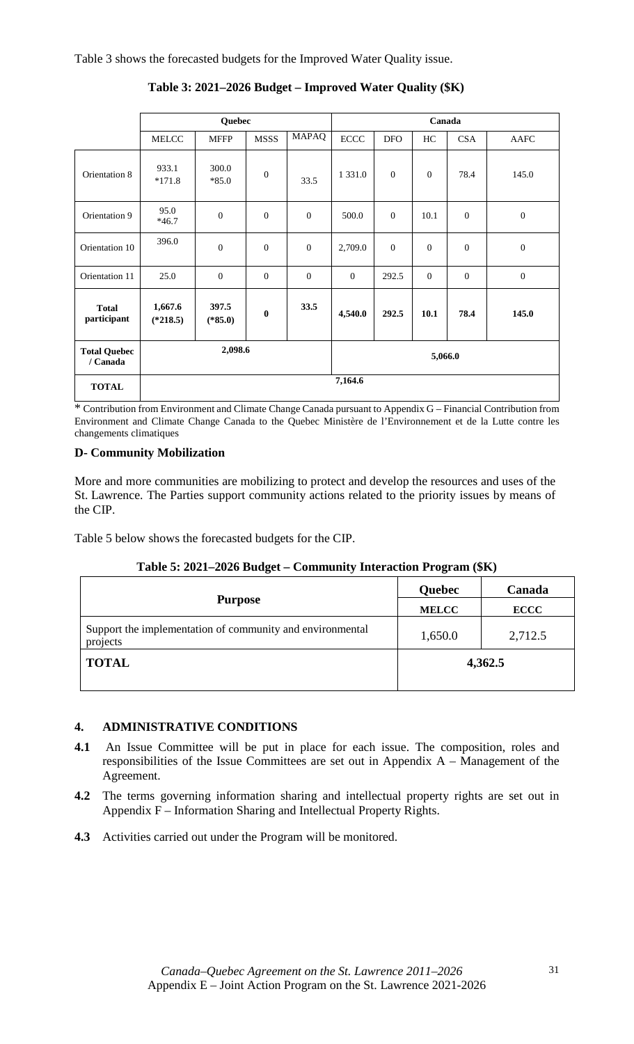Table 3 shows the forecasted budgets for the Improved Water Quality issue.

**Table 3: 2021–2026 Budget – Improved Water Quality ($K)**

| | Quebec | | | | Canada | | | | |
|---|---|---|---|---|---|---|---|---|---|
| | MELCC | MFFP | MSSS | MAPAQ | ECCC | DFO | HC | CSA | AAFC |
| Orientation 8 | 933.1 *171.8 | 300.0 *85.0 | 0 | 33.5 | 1 331.0 | 0 | 0 | 78.4 | 145.0 |
| Orientation 9 | 95.0 *46.7 | 0 | 0 | 0 | 500.0 | 0 | 10.1 | 0 | 0 |
| Orientation 10 | 396.0 | 0 | 0 | 0 | 2,709.0 | 0 | 0 | 0 | 0 |
| Orientation 11 | 25.0 | 0 | 0 | 0 | 0 | 292.5 | 0 | 0 | 0 |
| **Total participant** | **1,667.6 (*218.5)** | **397.5 (*85.0)** | **0** | **33.5** | **4,540.0** | **292.5** | **10.1** | **78.4** | **145.0** |
| **Total Quebec / Canada** | **2,098.6** | | | | **5,066.0** | | | | |
| **TOTAL** | **7,164.6** | | | | | | | | |

* Contribution from Environment and Climate Change Canada pursuant to Appendix G – Financial Contribution from Environment and Climate Change Canada to the Quebec Ministère de l'Environnement et de la Lutte contre les changements climatiques

**D- Community Mobilization**

More and more communities are mobilizing to protect and develop the resources and uses of the St. Lawrence. The Parties support community actions related to the priority issues by means of the CIP.

Table 5 below shows the forecasted budgets for the CIP.

**Table 5: 2021–2026 Budget – Community Interaction Program ($K)**

| Purpose | Quebec | Canada |
|---|---|---|
| | **MELCC** | **ECCC** |
| Support the implementation of community and environmental projects | 1,650.0 | 2,712.5 |
| **TOTAL** | **4,362.5** | |

## 4. ADMINISTRATIVE CONDITIONS

**4.1** An Issue Committee will be put in place for each issue. The composition, roles and responsibilities of the Issue Committees are set out in Appendix A – Management of the Agreement.

**4.2** The terms governing information sharing and intellectual property rights are set out in Appendix F – Information Sharing and Intellectual Property Rights.

**4.3** Activities carried out under the Program will be monitored.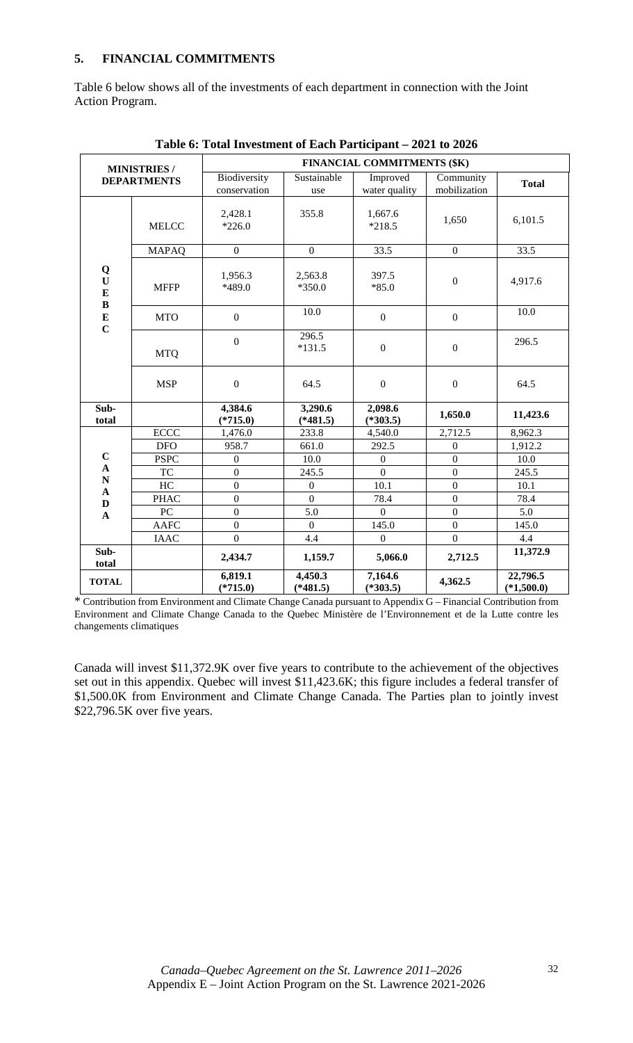## 5. FINANCIAL COMMITMENTS

Table 6 below shows all of the investments of each department in connection with the Joint Action Program.

**Table 6: Total Investment of Each Participant – 2021 to 2026**

| MINISTRIES / DEPARTMENTS | | FINANCIAL COMMITMENTS ($K) | | | | |
|---|---|---|---|---|---|---|
| | | Biodiversity conservation | Sustainable use | Improved water quality | Community mobilization | Total |
| QUEBEC | MELCC | 2,428.1 *226.0 | 355.8 | 1,667.6 *218.5 | 1,650 | 6,101.5 |
| | MAPAQ | 0 | 0 | 33.5 | 0 | 33.5 |
| | MFFP | 1,956.3 *489.0 | 2,563.8 *350.0 | 397.5 *85.0 | 0 | 4,917.6 |
| | MTO | 0 | 10.0 | 0 | 0 | 10.0 |
| | MTQ | 0 | 296.5 *131.5 | 0 | 0 | 296.5 |
| | MSP | 0 | 64.5 | 0 | 0 | 64.5 |
| **Sub-total** | | **4,384.6 (*715.0)** | **3,290.6 (*481.5)** | **2,098.6 (*303.5)** | **1,650.0** | **11,423.6** |
| CANADA | ECCC | 1,476.0 | 233.8 | 4,540.0 | 2,712.5 | 8,962.3 |
| | DFO | 958.7 | 661.0 | 292.5 | 0 | 1,912.2 |
| | PSPC | 0 | 10.0 | 0 | 0 | 10.0 |
| | TC | 0 | 245.5 | 0 | 0 | 245.5 |
| | HC | 0 | 0 | 10.1 | 0 | 10.1 |
| | PHAC | 0 | 0 | 78.4 | 0 | 78.4 |
| | PC | 0 | 5.0 | 0 | 0 | 5.0 |
| | AAFC | 0 | 0 | 145.0 | 0 | 145.0 |
| | IAAC | 0 | 4.4 | 0 | 0 | 4.4 |
| **Sub-total** | | **2,434.7** | **1,159.7** | **5,066.0** | **2,712.5** | **11,372.9** |
| **TOTAL** | | **6,819.1 (*715.0)** | **4,450.3 (*481.5)** | **7,164.6 (*303.5)** | **4,362.5** | **22,796.5 (*1,500.0)** |

\* Contribution from Environment and Climate Change Canada pursuant to Appendix G – Financial Contribution from Environment and Climate Change Canada to the Quebec Ministère de l'Environnement et de la Lutte contre les changements climatiques

Canada will invest $11,372.9K over five years to contribute to the achievement of the objectives set out in this appendix. Quebec will invest $11,423.6K; this figure includes a federal transfer of $1,500.0K from Environment and Climate Change Canada. The Parties plan to jointly invest $22,796.5K over five years.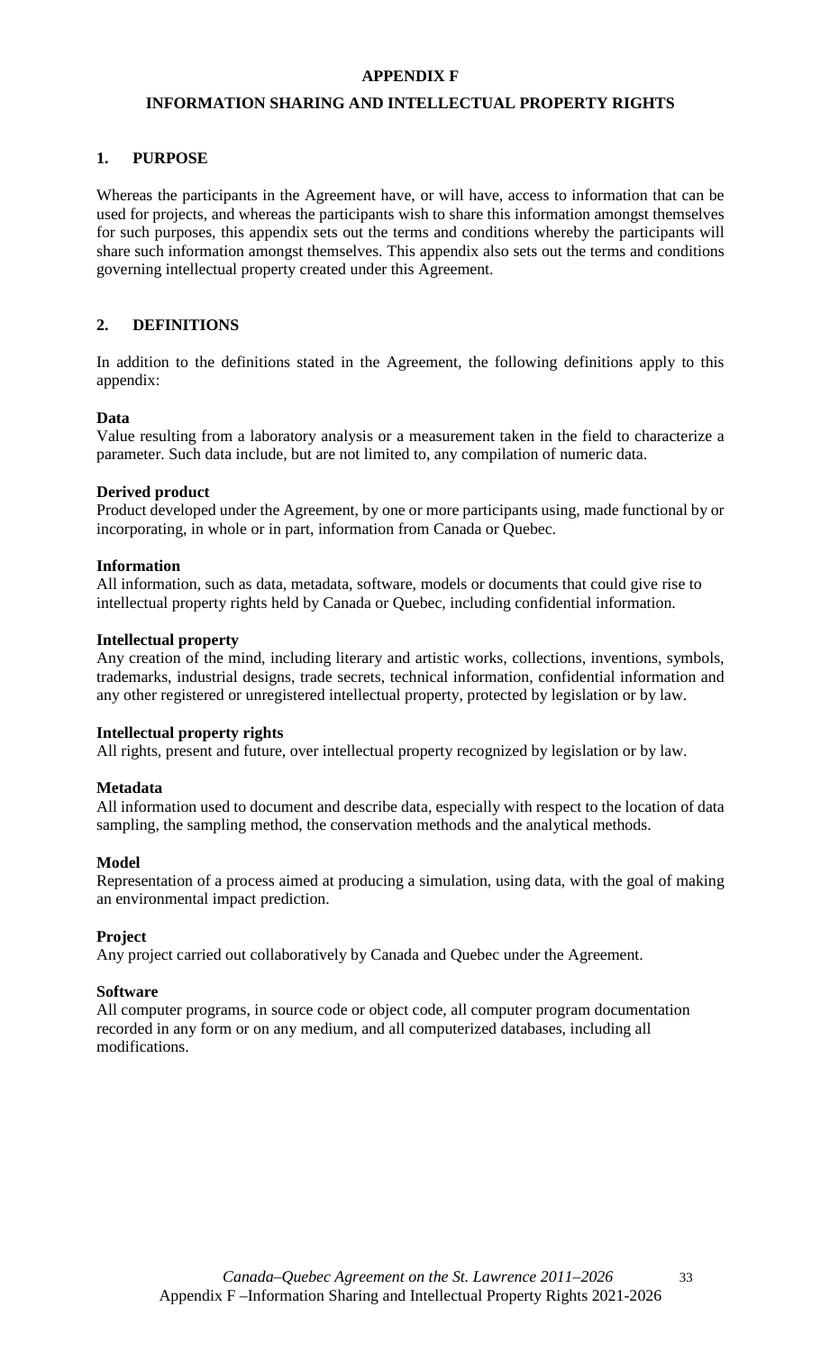# APPENDIX F

## INFORMATION SHARING AND INTELLECTUAL PROPERTY RIGHTS

### 1. PURPOSE

Whereas the participants in the Agreement have, or will have, access to information that can be used for projects, and whereas the participants wish to share this information amongst themselves for such purposes, this appendix sets out the terms and conditions whereby the participants will share such information amongst themselves. This appendix also sets out the terms and conditions governing intellectual property created under this Agreement.

### 2. DEFINITIONS

In addition to the definitions stated in the Agreement, the following definitions apply to this appendix:

**Data**
Value resulting from a laboratory analysis or a measurement taken in the field to characterize a parameter. Such data include, but are not limited to, any compilation of numeric data.

**Derived product**
Product developed under the Agreement, by one or more participants using, made functional by or incorporating, in whole or in part, information from Canada or Quebec.

**Information**
All information, such as data, metadata, software, models or documents that could give rise to intellectual property rights held by Canada or Quebec, including confidential information.

**Intellectual property**
Any creation of the mind, including literary and artistic works, collections, inventions, symbols, trademarks, industrial designs, trade secrets, technical information, confidential information and any other registered or unregistered intellectual property, protected by legislation or by law.

**Intellectual property rights**
All rights, present and future, over intellectual property recognized by legislation or by law.

**Metadata**
All information used to document and describe data, especially with respect to the location of data sampling, the sampling method, the conservation methods and the analytical methods.

**Model**
Representation of a process aimed at producing a simulation, using data, with the goal of making an environmental impact prediction.

**Project**
Any project carried out collaboratively by Canada and Quebec under the Agreement.

**Software**
All computer programs, in source code or object code, all computer program documentation recorded in any form or on any medium, and all computerized databases, including all modifications.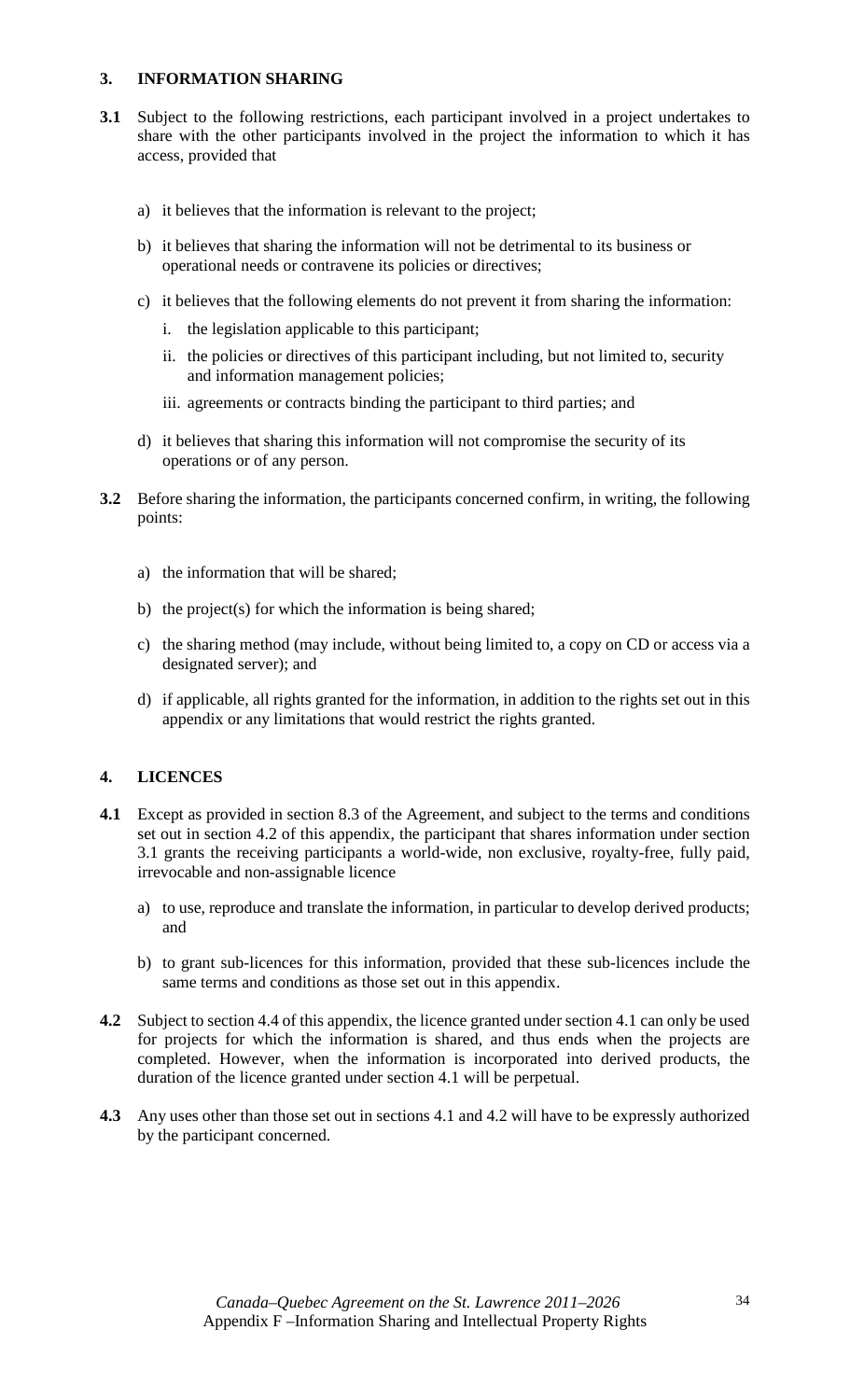## 3. INFORMATION SHARING

**3.1** Subject to the following restrictions, each participant involved in a project undertakes to share with the other participants involved in the project the information to which it has access, provided that

a) it believes that the information is relevant to the project;

b) it believes that sharing the information will not be detrimental to its business or operational needs or contravene its policies or directives;

c) it believes that the following elements do not prevent it from sharing the information:

   i. the legislation applicable to this participant;

   ii. the policies or directives of this participant including, but not limited to, security and information management policies;

   iii. agreements or contracts binding the participant to third parties; and

d) it believes that sharing this information will not compromise the security of its operations or of any person.

**3.2** Before sharing the information, the participants concerned confirm, in writing, the following points:

a) the information that will be shared;

b) the project(s) for which the information is being shared;

c) the sharing method (may include, without being limited to, a copy on CD or access via a designated server); and

d) if applicable, all rights granted for the information, in addition to the rights set out in this appendix or any limitations that would restrict the rights granted.

## 4. LICENCES

**4.1** Except as provided in section 8.3 of the Agreement, and subject to the terms and conditions set out in section 4.2 of this appendix, the participant that shares information under section 3.1 grants the receiving participants a world-wide, non exclusive, royalty-free, fully paid, irrevocable and non-assignable licence

a) to use, reproduce and translate the information, in particular to develop derived products; and

b) to grant sub-licences for this information, provided that these sub-licences include the same terms and conditions as those set out in this appendix.

**4.2** Subject to section 4.4 of this appendix, the licence granted under section 4.1 can only be used for projects for which the information is shared, and thus ends when the projects are completed. However, when the information is incorporated into derived products, the duration of the licence granted under section 4.1 will be perpetual.

**4.3** Any uses other than those set out in sections 4.1 and 4.2 will have to be expressly authorized by the participant concerned.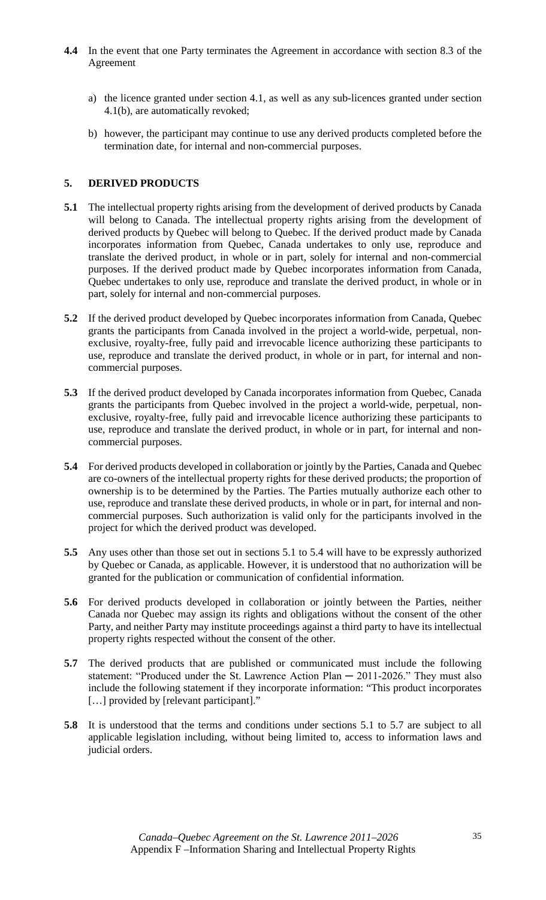**4.4** In the event that one Party terminates the Agreement in accordance with section 8.3 of the Agreement

a) the licence granted under section 4.1, as well as any sub-licences granted under section 4.1(b), are automatically revoked;

b) however, the participant may continue to use any derived products completed before the termination date, for internal and non-commercial purposes.

## 5. DERIVED PRODUCTS

**5.1** The intellectual property rights arising from the development of derived products by Canada will belong to Canada. The intellectual property rights arising from the development of derived products by Quebec will belong to Quebec. If the derived product made by Canada incorporates information from Quebec, Canada undertakes to only use, reproduce and translate the derived product, in whole or in part, solely for internal and non-commercial purposes. If the derived product made by Quebec incorporates information from Canada, Quebec undertakes to only use, reproduce and translate the derived product, in whole or in part, solely for internal and non-commercial purposes.

**5.2** If the derived product developed by Quebec incorporates information from Canada, Quebec grants the participants from Canada involved in the project a world-wide, perpetual, non-exclusive, royalty-free, fully paid and irrevocable licence authorizing these participants to use, reproduce and translate the derived product, in whole or in part, for internal and non-commercial purposes.

**5.3** If the derived product developed by Canada incorporates information from Quebec, Canada grants the participants from Quebec involved in the project a world-wide, perpetual, non-exclusive, royalty-free, fully paid and irrevocable licence authorizing these participants to use, reproduce and translate the derived product, in whole or in part, for internal and non-commercial purposes.

**5.4** For derived products developed in collaboration or jointly by the Parties, Canada and Quebec are co-owners of the intellectual property rights for these derived products; the proportion of ownership is to be determined by the Parties. The Parties mutually authorize each other to use, reproduce and translate these derived products, in whole or in part, for internal and non-commercial purposes. Such authorization is valid only for the participants involved in the project for which the derived product was developed.

**5.5** Any uses other than those set out in sections 5.1 to 5.4 will have to be expressly authorized by Quebec or Canada, as applicable. However, it is understood that no authorization will be granted for the publication or communication of confidential information.

**5.6** For derived products developed in collaboration or jointly between the Parties, neither Canada nor Quebec may assign its rights and obligations without the consent of the other Party, and neither Party may institute proceedings against a third party to have its intellectual property rights respected without the consent of the other.

**5.7** The derived products that are published or communicated must include the following statement: "Produced under the St. Lawrence Action Plan ─ 2011-2026." They must also include the following statement if they incorporate information: "This product incorporates […] provided by [relevant participant]."

**5.8** It is understood that the terms and conditions under sections 5.1 to 5.7 are subject to all applicable legislation including, without being limited to, access to information laws and judicial orders.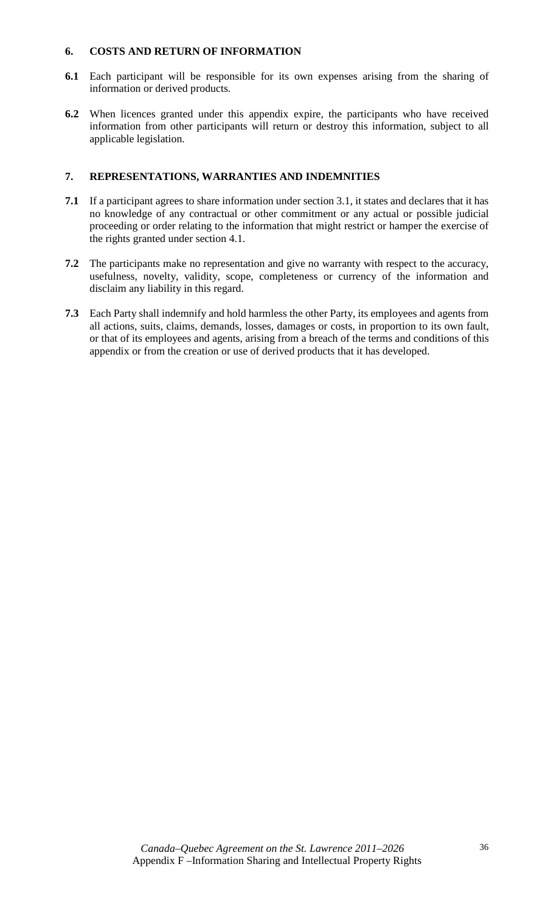## 6. COSTS AND RETURN OF INFORMATION

**6.1** Each participant will be responsible for its own expenses arising from the sharing of information or derived products.

**6.2** When licences granted under this appendix expire, the participants who have received information from other participants will return or destroy this information, subject to all applicable legislation.

## 7. REPRESENTATIONS, WARRANTIES AND INDEMNITIES

**7.1** If a participant agrees to share information under section 3.1, it states and declares that it has no knowledge of any contractual or other commitment or any actual or possible judicial proceeding or order relating to the information that might restrict or hamper the exercise of the rights granted under section 4.1.

**7.2** The participants make no representation and give no warranty with respect to the accuracy, usefulness, novelty, validity, scope, completeness or currency of the information and disclaim any liability in this regard.

**7.3** Each Party shall indemnify and hold harmless the other Party, its employees and agents from all actions, suits, claims, demands, losses, damages or costs, in proportion to its own fault, or that of its employees and agents, arising from a breach of the terms and conditions of this appendix or from the creation or use of derived products that it has developed.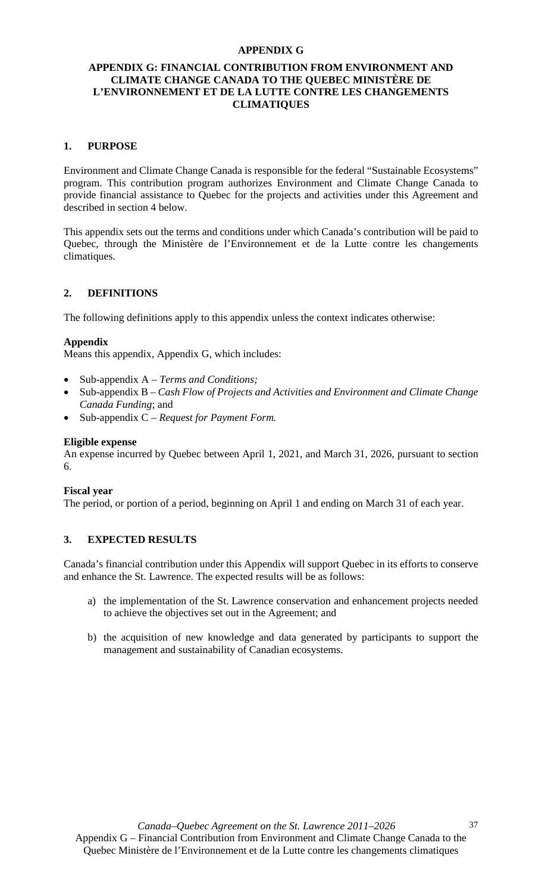**APPENDIX G**

# APPENDIX G: FINANCIAL CONTRIBUTION FROM ENVIRONMENT AND CLIMATE CHANGE CANADA TO THE QUEBEC MINISTÈRE DE L'ENVIRONNEMENT ET DE LA LUTTE CONTRE LES CHANGEMENTS CLIMATIQUES

## 1. PURPOSE

Environment and Climate Change Canada is responsible for the federal "Sustainable Ecosystems" program. This contribution program authorizes Environment and Climate Change Canada to provide financial assistance to Quebec for the projects and activities under this Agreement and described in section 4 below.

This appendix sets out the terms and conditions under which Canada's contribution will be paid to Quebec, through the Ministère de l'Environnement et de la Lutte contre les changements climatiques.

## 2. DEFINITIONS

The following definitions apply to this appendix unless the context indicates otherwise:

**Appendix**
Means this appendix, Appendix G, which includes:

- Sub-appendix A – *Terms and Conditions;*
- Sub-appendix B – *Cash Flow of Projects and Activities and Environment and Climate Change Canada Funding*; and
- Sub-appendix C – *Request for Payment Form.*

**Eligible expense**
An expense incurred by Quebec between April 1, 2021, and March 31, 2026, pursuant to section 6.

**Fiscal year**
The period, or portion of a period, beginning on April 1 and ending on March 31 of each year.

## 3. EXPECTED RESULTS

Canada's financial contribution under this Appendix will support Quebec in its efforts to conserve and enhance the St. Lawrence. The expected results will be as follows:

a) the implementation of the St. Lawrence conservation and enhancement projects needed to achieve the objectives set out in the Agreement; and

b) the acquisition of new knowledge and data generated by participants to support the management and sustainability of Canadian ecosystems.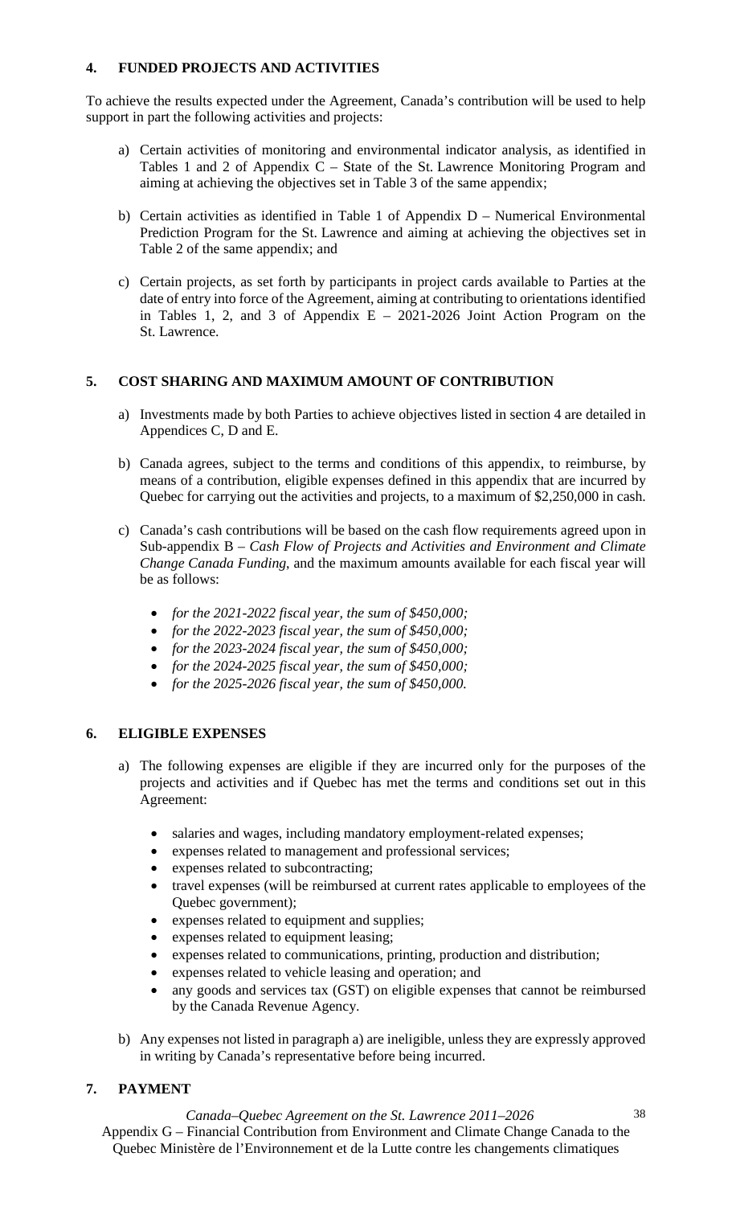## 4. FUNDED PROJECTS AND ACTIVITIES

To achieve the results expected under the Agreement, Canada's contribution will be used to help support in part the following activities and projects:

a) Certain activities of monitoring and environmental indicator analysis, as identified in Tables 1 and 2 of Appendix C – State of the St. Lawrence Monitoring Program and aiming at achieving the objectives set in Table 3 of the same appendix;

b) Certain activities as identified in Table 1 of Appendix D – Numerical Environmental Prediction Program for the St. Lawrence and aiming at achieving the objectives set in Table 2 of the same appendix; and

c) Certain projects, as set forth by participants in project cards available to Parties at the date of entry into force of the Agreement, aiming at contributing to orientations identified in Tables 1, 2, and 3 of Appendix E – 2021-2026 Joint Action Program on the St. Lawrence.

## 5. COST SHARING AND MAXIMUM AMOUNT OF CONTRIBUTION

a) Investments made by both Parties to achieve objectives listed in section 4 are detailed in Appendices C, D and E.

b) Canada agrees, subject to the terms and conditions of this appendix, to reimburse, by means of a contribution, eligible expenses defined in this appendix that are incurred by Quebec for carrying out the activities and projects, to a maximum of $2,250,000 in cash.

c) Canada's cash contributions will be based on the cash flow requirements agreed upon in Sub-appendix B – *Cash Flow of Projects and Activities and Environment and Climate Change Canada Funding*, and the maximum amounts available for each fiscal year will be as follows:

- *for the 2021-2022 fiscal year, the sum of $450,000;*
- *for the 2022-2023 fiscal year, the sum of $450,000;*
- *for the 2023-2024 fiscal year, the sum of $450,000;*
- *for the 2024-2025 fiscal year, the sum of $450,000;*
- *for the 2025-2026 fiscal year, the sum of $450,000.*

## 6. ELIGIBLE EXPENSES

a) The following expenses are eligible if they are incurred only for the purposes of the projects and activities and if Quebec has met the terms and conditions set out in this Agreement:

- salaries and wages, including mandatory employment-related expenses;
- expenses related to management and professional services;
- expenses related to subcontracting;
- travel expenses (will be reimbursed at current rates applicable to employees of the Quebec government);
- expenses related to equipment and supplies;
- expenses related to equipment leasing;
- expenses related to communications, printing, production and distribution;
- expenses related to vehicle leasing and operation; and
- any goods and services tax (GST) on eligible expenses that cannot be reimbursed by the Canada Revenue Agency.

b) Any expenses not listed in paragraph a) are ineligible, unless they are expressly approved in writing by Canada's representative before being incurred.

## 7. PAYMENT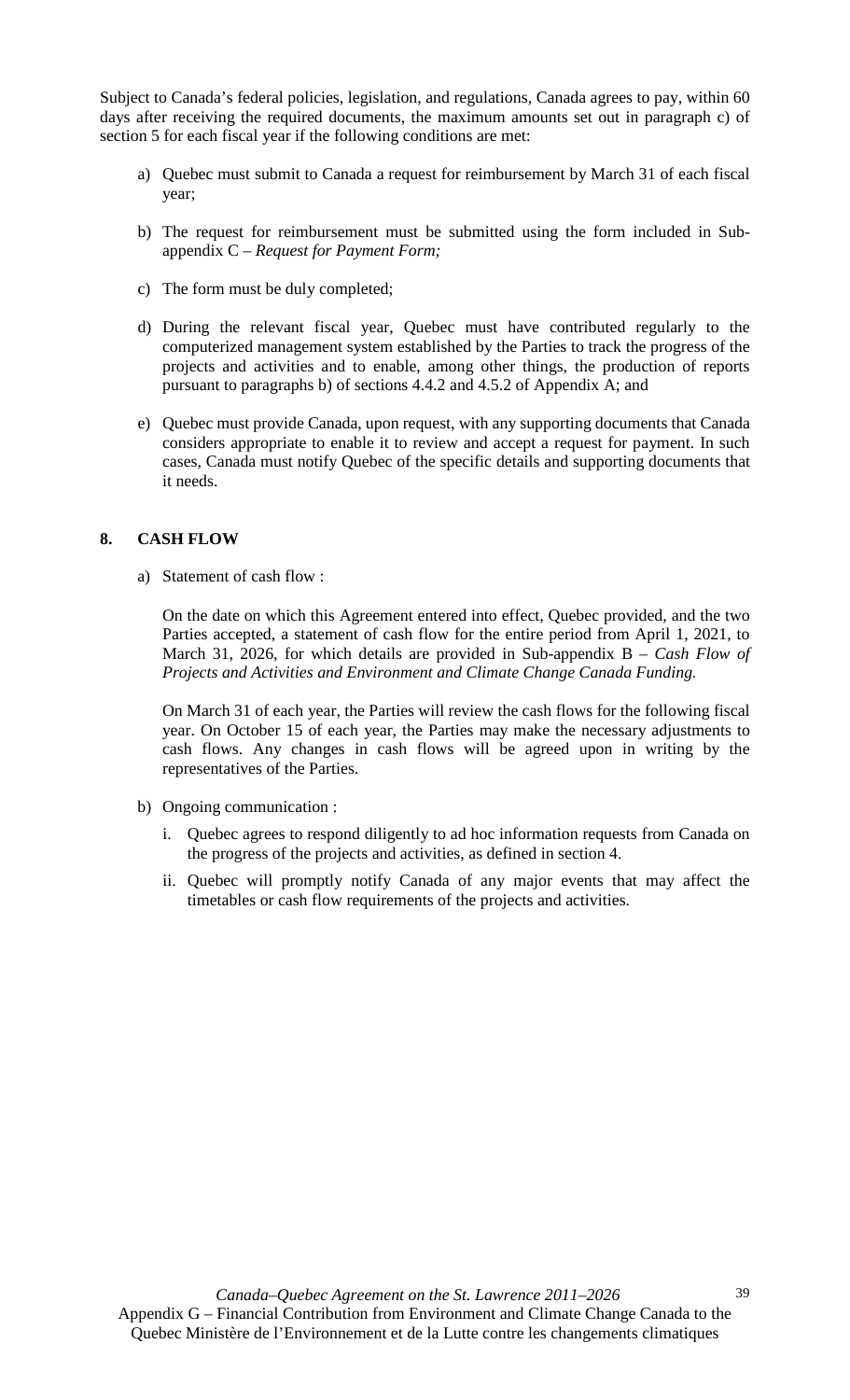Subject to Canada's federal policies, legislation, and regulations, Canada agrees to pay, within 60 days after receiving the required documents, the maximum amounts set out in paragraph c) of section 5 for each fiscal year if the following conditions are met:

a) Quebec must submit to Canada a request for reimbursement by March 31 of each fiscal year;

b) The request for reimbursement must be submitted using the form included in Sub-appendix C – *Request for Payment Form;*

c) The form must be duly completed;

d) During the relevant fiscal year, Quebec must have contributed regularly to the computerized management system established by the Parties to track the progress of the projects and activities and to enable, among other things, the production of reports pursuant to paragraphs b) of sections 4.4.2 and 4.5.2 of Appendix A; and

e) Quebec must provide Canada, upon request, with any supporting documents that Canada considers appropriate to enable it to review and accept a request for payment. In such cases, Canada must notify Quebec of the specific details and supporting documents that it needs.

## 8. CASH FLOW

a) Statement of cash flow :

   On the date on which this Agreement entered into effect, Quebec provided, and the two Parties accepted, a statement of cash flow for the entire period from April 1, 2021, to March 31, 2026, for which details are provided in Sub-appendix B – *Cash Flow of Projects and Activities and Environment and Climate Change Canada Funding.*

   On March 31 of each year, the Parties will review the cash flows for the following fiscal year. On October 15 of each year, the Parties may make the necessary adjustments to cash flows. Any changes in cash flows will be agreed upon in writing by the representatives of the Parties.

b) Ongoing communication :

   i. Quebec agrees to respond diligently to ad hoc information requests from Canada on the progress of the projects and activities, as defined in section 4.

   ii. Quebec will promptly notify Canada of any major events that may affect the timetables or cash flow requirements of the projects and activities.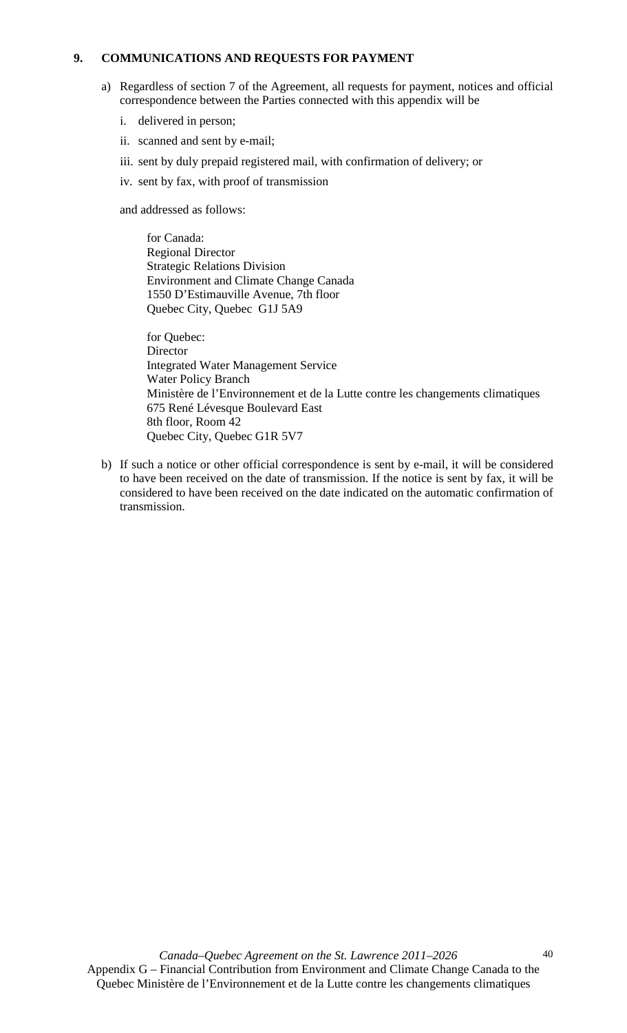## 9. COMMUNICATIONS AND REQUESTS FOR PAYMENT

a) Regardless of section 7 of the Agreement, all requests for payment, notices and official correspondence between the Parties connected with this appendix will be

   i. delivered in person;

   ii. scanned and sent by e-mail;

   iii. sent by duly prepaid registered mail, with confirmation of delivery; or

   iv. sent by fax, with proof of transmission

   and addressed as follows:

   for Canada:
   Regional Director
   Strategic Relations Division
   Environment and Climate Change Canada
   1550 D'Estimauville Avenue, 7th floor
   Quebec City, Quebec G1J 5A9

   for Quebec:
   Director
   Integrated Water Management Service
   Water Policy Branch
   Ministère de l'Environnement et de la Lutte contre les changements climatiques
   675 René Lévesque Boulevard East
   8th floor, Room 42
   Quebec City, Quebec G1R 5V7

b) If such a notice or other official correspondence is sent by e-mail, it will be considered to have been received on the date of transmission. If the notice is sent by fax, it will be considered to have been received on the date indicated on the automatic confirmation of transmission.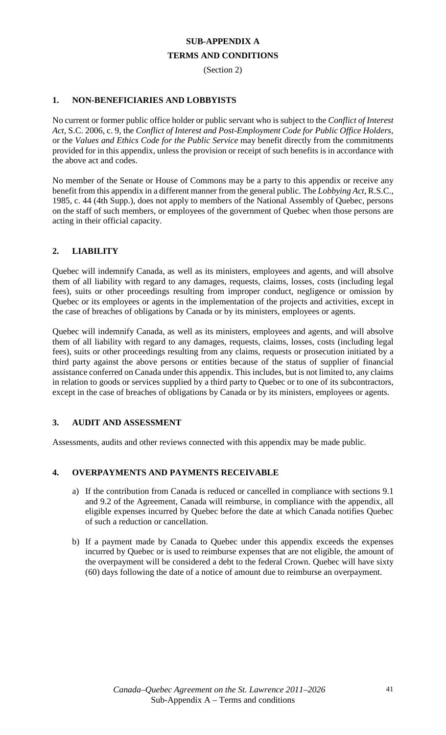# SUB-APPENDIX A
# TERMS AND CONDITIONS

(Section 2)

## 1. NON-BENEFICIARIES AND LOBBYISTS

No current or former public office holder or public servant who is subject to the *Conflict of Interest Act*, S.C. 2006, c. 9, the *Conflict of Interest and Post-Employment Code for Public Office Holders*, or the *Values and Ethics Code for the Public Service* may benefit directly from the commitments provided for in this appendix, unless the provision or receipt of such benefits is in accordance with the above act and codes.

No member of the Senate or House of Commons may be a party to this appendix or receive any benefit from this appendix in a different manner from the general public. The *Lobbying Act*, R.S.C., 1985, c. 44 (4th Supp.), does not apply to members of the National Assembly of Quebec, persons on the staff of such members, or employees of the government of Quebec when those persons are acting in their official capacity.

## 2. LIABILITY

Quebec will indemnify Canada, as well as its ministers, employees and agents, and will absolve them of all liability with regard to any damages, requests, claims, losses, costs (including legal fees), suits or other proceedings resulting from improper conduct, negligence or omission by Quebec or its employees or agents in the implementation of the projects and activities, except in the case of breaches of obligations by Canada or by its ministers, employees or agents.

Quebec will indemnify Canada, as well as its ministers, employees and agents, and will absolve them of all liability with regard to any damages, requests, claims, losses, costs (including legal fees), suits or other proceedings resulting from any claims, requests or prosecution initiated by a third party against the above persons or entities because of the status of supplier of financial assistance conferred on Canada under this appendix. This includes, but is not limited to, any claims in relation to goods or services supplied by a third party to Quebec or to one of its subcontractors, except in the case of breaches of obligations by Canada or by its ministers, employees or agents.

## 3. AUDIT AND ASSESSMENT

Assessments, audits and other reviews connected with this appendix may be made public.

## 4. OVERPAYMENTS AND PAYMENTS RECEIVABLE

a) If the contribution from Canada is reduced or cancelled in compliance with sections 9.1 and 9.2 of the Agreement, Canada will reimburse, in compliance with the appendix, all eligible expenses incurred by Quebec before the date at which Canada notifies Quebec of such a reduction or cancellation.

b) If a payment made by Canada to Quebec under this appendix exceeds the expenses incurred by Quebec or is used to reimburse expenses that are not eligible, the amount of the overpayment will be considered a debt to the federal Crown. Quebec will have sixty (60) days following the date of a notice of amount due to reimburse an overpayment.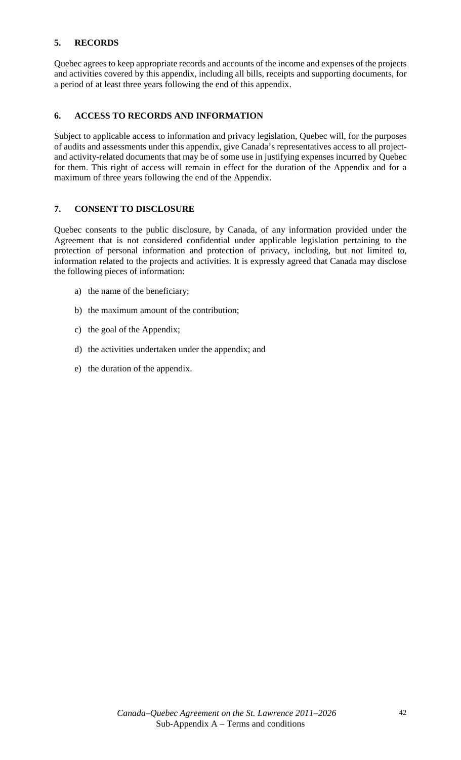## 5. RECORDS

Quebec agrees to keep appropriate records and accounts of the income and expenses of the projects and activities covered by this appendix, including all bills, receipts and supporting documents, for a period of at least three years following the end of this appendix.

## 6. ACCESS TO RECORDS AND INFORMATION

Subject to applicable access to information and privacy legislation, Quebec will, for the purposes of audits and assessments under this appendix, give Canada's representatives access to all project- and activity-related documents that may be of some use in justifying expenses incurred by Quebec for them. This right of access will remain in effect for the duration of the Appendix and for a maximum of three years following the end of the Appendix.

## 7. CONSENT TO DISCLOSURE

Quebec consents to the public disclosure, by Canada, of any information provided under the Agreement that is not considered confidential under applicable legislation pertaining to the protection of personal information and protection of privacy, including, but not limited to, information related to the projects and activities. It is expressly agreed that Canada may disclose the following pieces of information:

a) the name of the beneficiary;

b) the maximum amount of the contribution;

c) the goal of the Appendix;

d) the activities undertaken under the appendix; and

e) the duration of the appendix.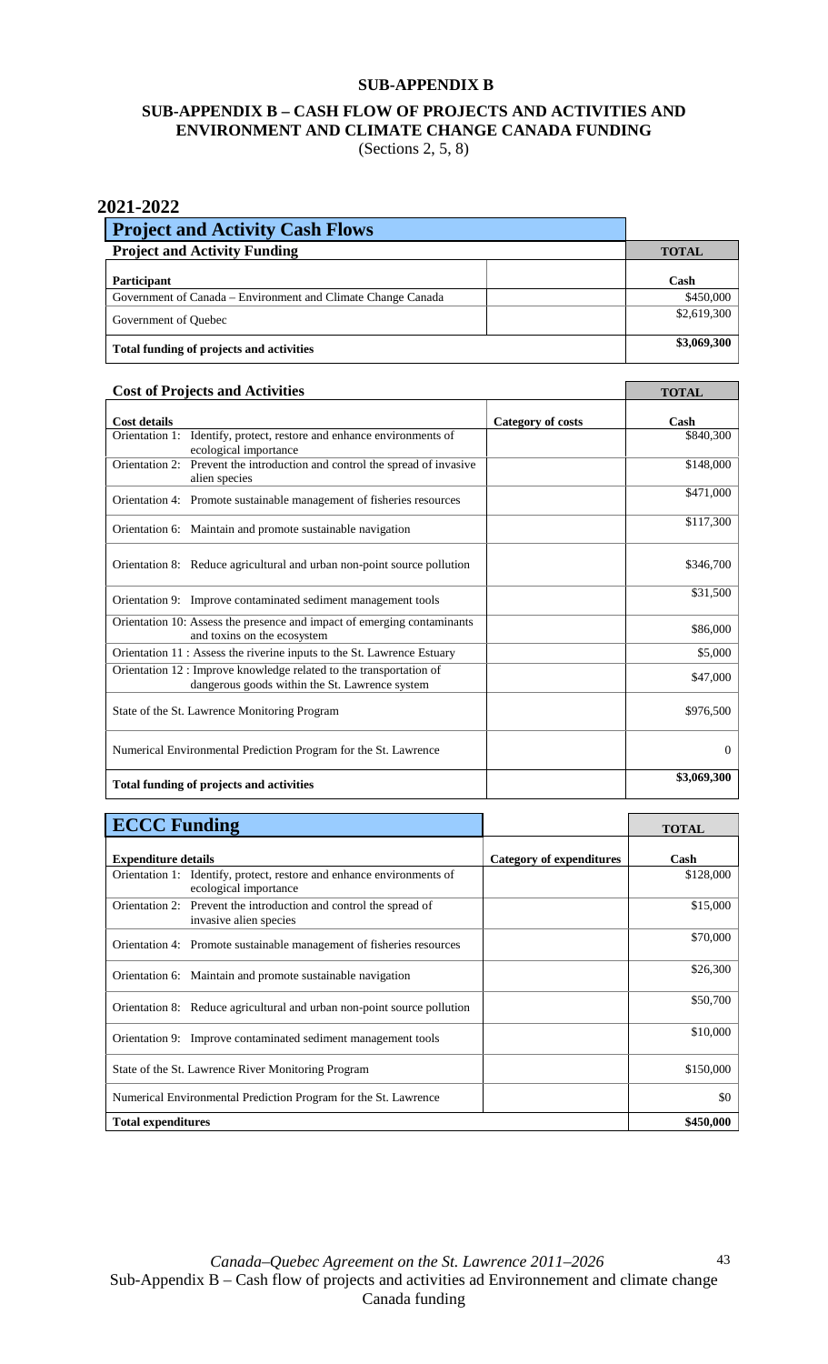# SUB-APPENDIX B

## SUB-APPENDIX B – CASH FLOW OF PROJECTS AND ACTIVITIES AND ENVIRONMENT AND CLIMATE CHANGE CANADA FUNDING

(Sections 2, 5, 8)

## 2021-2022

| **Project and Activity Cash Flows** | | |
|---|---|---|
| **Project and Activity Funding** | | **TOTAL** |
| **Participant** | | **Cash** |
| Government of Canada – Environment and Climate Change Canada | | $450,000 |
| Government of Quebec | | $2,619,300 |
| **Total funding of projects and activities** | | **$3,069,300** |

| **Cost of Projects and Activities** | | **TOTAL** |
|---|---|---|
| **Cost details** | **Category of costs** | **Cash** |
| Orientation 1: Identify, protect, restore and enhance environments of ecological importance | | $840,300 |
| Orientation 2: Prevent the introduction and control the spread of invasive alien species | | $148,000 |
| Orientation 4: Promote sustainable management of fisheries resources | | $471,000 |
| Orientation 6: Maintain and promote sustainable navigation | | $117,300 |
| Orientation 8: Reduce agricultural and urban non-point source pollution | | $346,700 |
| Orientation 9: Improve contaminated sediment management tools | | $31,500 |
| Orientation 10: Assess the presence and impact of emerging contaminants and toxins on the ecosystem | | $86,000 |
| Orientation 11 : Assess the riverine inputs to the St. Lawrence Estuary | | $5,000 |
| Orientation 12 : Improve knowledge related to the transportation of dangerous goods within the St. Lawrence system | | $47,000 |
| State of the St. Lawrence Monitoring Program | | $976,500 |
| Numerical Environmental Prediction Program for the St. Lawrence | | 0 |
| **Total funding of projects and activities** | | **$3,069,300** |

| **ECCC Funding** | | **TOTAL** |
|---|---|---|
| **Expenditure details** | **Category of expenditures** | **Cash** |
| Orientation 1: Identify, protect, restore and enhance environments of ecological importance | | $128,000 |
| Orientation 2: Prevent the introduction and control the spread of invasive alien species | | $15,000 |
| Orientation 4: Promote sustainable management of fisheries resources | | $70,000 |
| Orientation 6: Maintain and promote sustainable navigation | | $26,300 |
| Orientation 8: Reduce agricultural and urban non-point source pollution | | $50,700 |
| Orientation 9: Improve contaminated sediment management tools | | $10,000 |
| State of the St. Lawrence River Monitoring Program | | $150,000 |
| Numerical Environmental Prediction Program for the St. Lawrence | | $0 |
| **Total expenditures** | | **$450,000** |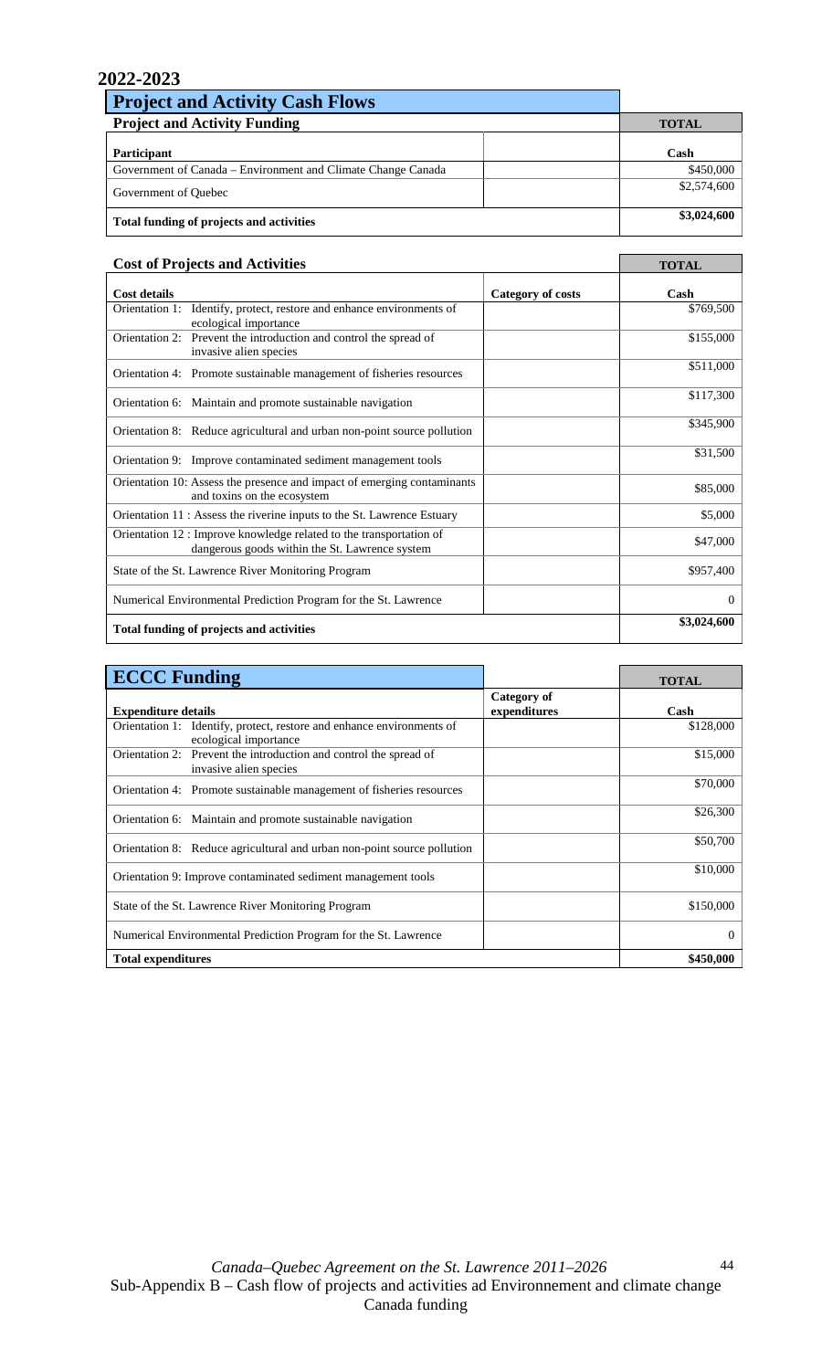## 2022-2023

### Project and Activity Cash Flows

| Project and Activity Funding | | TOTAL |
|---|---|---|
| **Participant** | | **Cash** |
| Government of Canada – Environment and Climate Change Canada | | $450,000 |
| Government of Quebec | | $2,574,600 |
| **Total funding of projects and activities** | | **$3,024,600** |

| Cost of Projects and Activities | | TOTAL |
|---|---|---|
| **Cost details** | **Category of costs** | **Cash** |
| Orientation 1: Identify, protect, restore and enhance environments of ecological importance | | $769,500 |
| Orientation 2: Prevent the introduction and control the spread of invasive alien species | | $155,000 |
| Orientation 4: Promote sustainable management of fisheries resources | | $511,000 |
| Orientation 6: Maintain and promote sustainable navigation | | $117,300 |
| Orientation 8: Reduce agricultural and urban non-point source pollution | | $345,900 |
| Orientation 9: Improve contaminated sediment management tools | | $31,500 |
| Orientation 10: Assess the presence and impact of emerging contaminants and toxins on the ecosystem | | $85,000 |
| Orientation 11 : Assess the riverine inputs to the St. Lawrence Estuary | | $5,000 |
| Orientation 12 : Improve knowledge related to the transportation of dangerous goods within the St. Lawrence system | | $47,000 |
| State of the St. Lawrence River Monitoring Program | | $957,400 |
| Numerical Environmental Prediction Program for the St. Lawrence | | 0 |
| **Total funding of projects and activities** | | **$3,024,600** |

### ECCC Funding

| | | TOTAL |
|---|---|---|
| **Expenditure details** | **Category of expenditures** | **Cash** |
| Orientation 1: Identify, protect, restore and enhance environments of ecological importance | | $128,000 |
| Orientation 2: Prevent the introduction and control the spread of invasive alien species | | $15,000 |
| Orientation 4: Promote sustainable management of fisheries resources | | $70,000 |
| Orientation 6: Maintain and promote sustainable navigation | | $26,300 |
| Orientation 8: Reduce agricultural and urban non-point source pollution | | $50,700 |
| Orientation 9: Improve contaminated sediment management tools | | $10,000 |
| State of the St. Lawrence River Monitoring Program | | $150,000 |
| Numerical Environmental Prediction Program for the St. Lawrence | | 0 |
| **Total expenditures** | | **$450,000** |

*Canada–Quebec Agreement on the St. Lawrence 2011–2026*
Sub-Appendix B – Cash flow of projects and activities ad Environnement and climate change Canada funding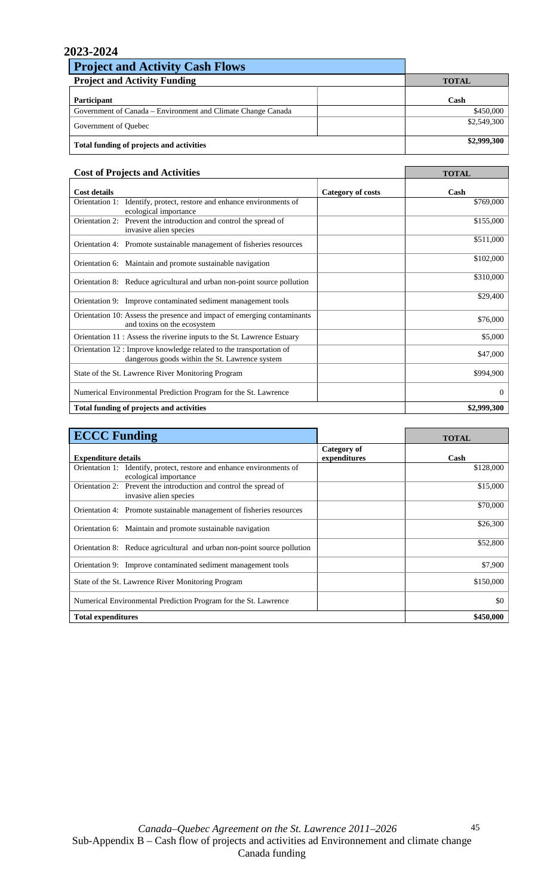## 2023-2024

### Project and Activity Cash Flows

| Project and Activity Funding | | TOTAL |
|---|---|---|
| **Participant** | | **Cash** |
| Government of Canada – Environment and Climate Change Canada | | $450,000 |
| Government of Quebec | | $2,549,300 |
| **Total funding of projects and activities** | | **$2,999,300** |

| Cost of Projects and Activities | | TOTAL |
|---|---|---|
| **Cost details** | **Category of costs** | **Cash** |
| Orientation 1: Identify, protect, restore and enhance environments of ecological importance | | $769,000 |
| Orientation 2: Prevent the introduction and control the spread of invasive alien species | | $155,000 |
| Orientation 4: Promote sustainable management of fisheries resources | | $511,000 |
| Orientation 6: Maintain and promote sustainable navigation | | $102,000 |
| Orientation 8: Reduce agricultural and urban non-point source pollution | | $310,000 |
| Orientation 9: Improve contaminated sediment management tools | | $29,400 |
| Orientation 10: Assess the presence and impact of emerging contaminants and toxins on the ecosystem | | $76,000 |
| Orientation 11 : Assess the riverine inputs to the St. Lawrence Estuary | | $5,000 |
| Orientation 12 : Improve knowledge related to the transportation of dangerous goods within the St. Lawrence system | | $47,000 |
| State of the St. Lawrence River Monitoring Program | | $994,900 |
| Numerical Environmental Prediction Program for the St. Lawrence | | 0 |
| **Total funding of projects and activities** | | **$2,999,300** |

### ECCC Funding

| Expenditure details | Category of expenditures | TOTAL Cash |
|---|---|---|
| Orientation 1: Identify, protect, restore and enhance environments of ecological importance | | $128,000 |
| Orientation 2: Prevent the introduction and control the spread of invasive alien species | | $15,000 |
| Orientation 4: Promote sustainable management of fisheries resources | | $70,000 |
| Orientation 6: Maintain and promote sustainable navigation | | $26,300 |
| Orientation 8: Reduce agricultural and urban non-point source pollution | | $52,800 |
| Orientation 9: Improve contaminated sediment management tools | | $7,900 |
| State of the St. Lawrence River Monitoring Program | | $150,000 |
| Numerical Environmental Prediction Program for the St. Lawrence | | $0 |
| **Total expenditures** | | **$450,000** |

*Canada–Quebec Agreement on the St. Lawrence 2011–2026*
Sub-Appendix B – Cash flow of projects and activities ad Environnement and climate change Canada funding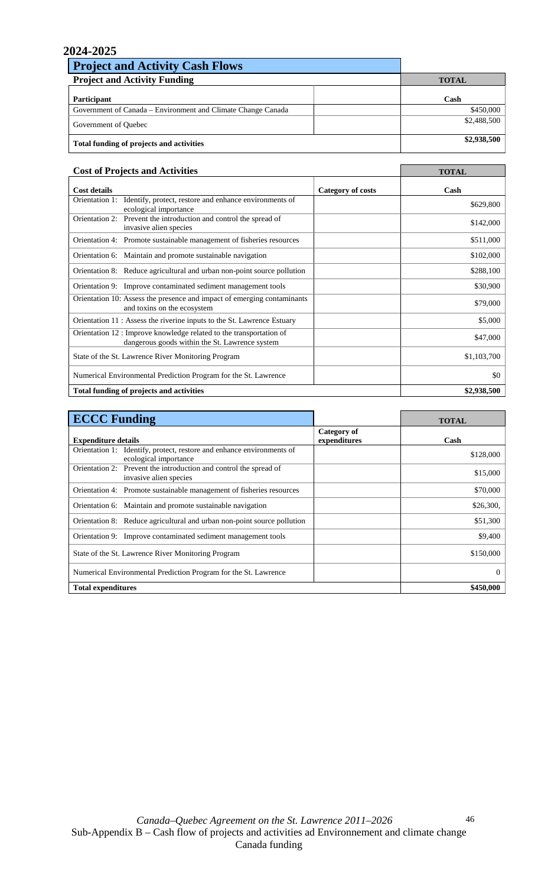## 2024-2025

### Project and Activity Cash Flows

| Project and Activity Funding | | TOTAL |
|---|---|---|
| **Participant** | | **Cash** |
| Government of Canada – Environment and Climate Change Canada | | $450,000 |
| Government of Quebec | | $2,488,500 |
| **Total funding of projects and activities** | | **$2,938,500** |

| Cost of Projects and Activities | | TOTAL |
|---|---|---|
| **Cost details** | **Category of costs** | **Cash** |
| Orientation 1: Identify, protect, restore and enhance environments of ecological importance | | $629,800 |
| Orientation 2: Prevent the introduction and control the spread of invasive alien species | | $142,000 |
| Orientation 4: Promote sustainable management of fisheries resources | | $511,000 |
| Orientation 6: Maintain and promote sustainable navigation | | $102,000 |
| Orientation 8: Reduce agricultural and urban non-point source pollution | | $288,100 |
| Orientation 9: Improve contaminated sediment management tools | | $30,900 |
| Orientation 10: Assess the presence and impact of emerging contaminants and toxins on the ecosystem | | $79,000 |
| Orientation 11 : Assess the riverine inputs to the St. Lawrence Estuary | | $5,000 |
| Orientation 12 : Improve knowledge related to the transportation of dangerous goods within the St. Lawrence system | | $47,000 |
| State of the St. Lawrence River Monitoring Program | | $1,103,700 |
| Numerical Environmental Prediction Program for the St. Lawrence | | $0 |
| **Total funding of projects and activities** | | **$2,938,500** |

### ECCC Funding

| Expenditure details | Category of expenditures | TOTAL Cash |
|---|---|---|
| Orientation 1: Identify, protect, restore and enhance environments of ecological importance | | $128,000 |
| Orientation 2: Prevent the introduction and control the spread of invasive alien species | | $15,000 |
| Orientation 4: Promote sustainable management of fisheries resources | | $70,000 |
| Orientation 6: Maintain and promote sustainable navigation | | $26,300, |
| Orientation 8: Reduce agricultural and urban non-point source pollution | | $51,300 |
| Orientation 9: Improve contaminated sediment management tools | | $9,400 |
| State of the St. Lawrence River Monitoring Program | | $150,000 |
| Numerical Environmental Prediction Program for the St. Lawrence | | 0 |
| **Total expenditures** | | **$450,000** |

*Canada–Quebec Agreement on the St. Lawrence 2011–2026*
Sub-Appendix B – Cash flow of projects and activities ad Environnement and climate change Canada funding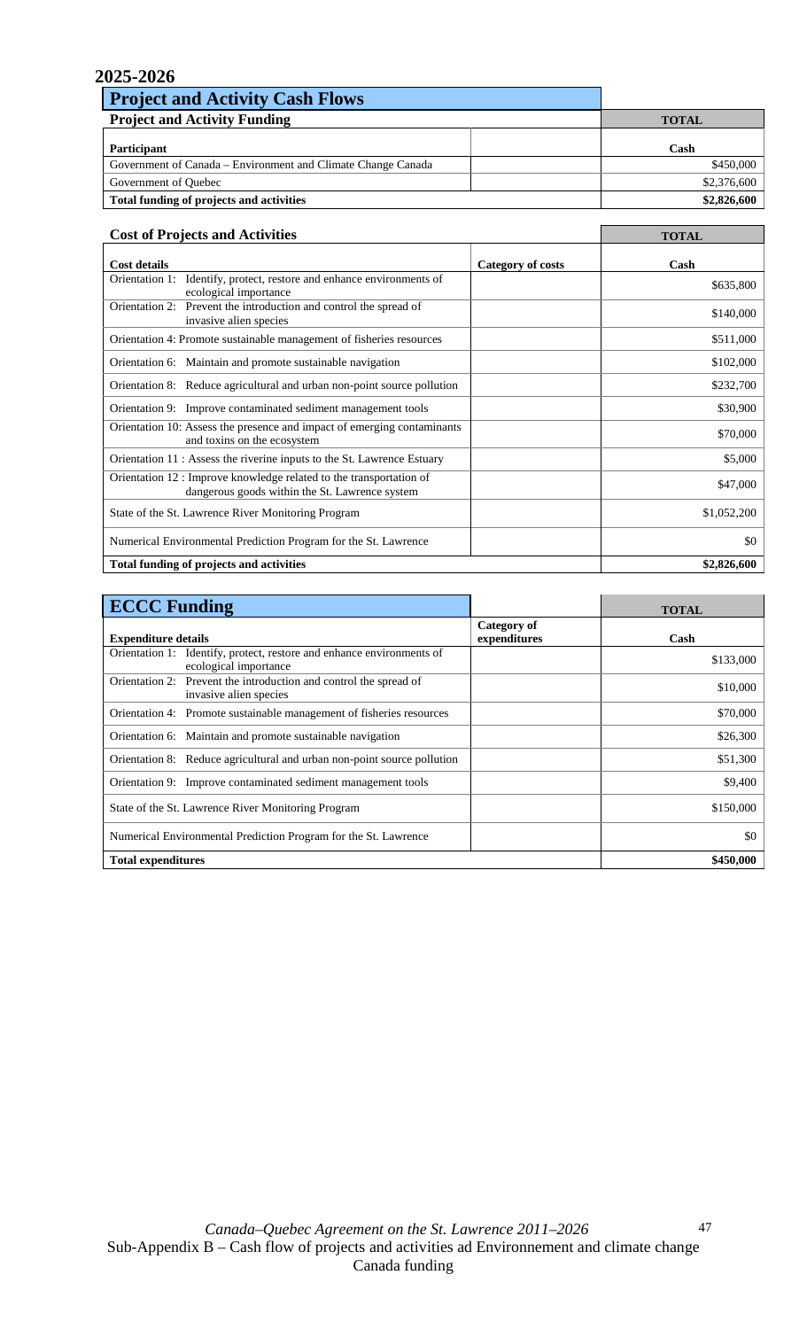# 2025-2026

## Project and Activity Cash Flows

| Project and Activity Funding | | TOTAL |
|---|---|---|
| **Participant** | | **Cash** |
| Government of Canada – Environment and Climate Change Canada | | $450,000 |
| Government of Quebec | | $2,376,600 |
| **Total funding of projects and activities** | | **$2,826,600** |

| Cost of Projects and Activities | | TOTAL |
|---|---|---|
| **Cost details** | **Category of costs** | **Cash** |
| Orientation 1: Identify, protect, restore and enhance environments of ecological importance | | $635,800 |
| Orientation 2: Prevent the introduction and control the spread of invasive alien species | | $140,000 |
| Orientation 4: Promote sustainable management of fisheries resources | | $511,000 |
| Orientation 6: Maintain and promote sustainable navigation | | $102,000 |
| Orientation 8: Reduce agricultural and urban non-point source pollution | | $232,700 |
| Orientation 9: Improve contaminated sediment management tools | | $30,900 |
| Orientation 10: Assess the presence and impact of emerging contaminants and toxins on the ecosystem | | $70,000 |
| Orientation 11 : Assess the riverine inputs to the St. Lawrence Estuary | | $5,000 |
| Orientation 12 : Improve knowledge related to the transportation of dangerous goods within the St. Lawrence system | | $47,000 |
| State of the St. Lawrence River Monitoring Program | | $1,052,200 |
| Numerical Environmental Prediction Program for the St. Lawrence | | $0 |
| **Total funding of projects and activities** | | **$2,826,600** |

## ECCC Funding

| Expenditure details | Category of expenditures | TOTAL Cash |
|---|---|---|
| Orientation 1: Identify, protect, restore and enhance environments of ecological importance | | $133,000 |
| Orientation 2: Prevent the introduction and control the spread of invasive alien species | | $10,000 |
| Orientation 4: Promote sustainable management of fisheries resources | | $70,000 |
| Orientation 6: Maintain and promote sustainable navigation | | $26,300 |
| Orientation 8: Reduce agricultural and urban non-point source pollution | | $51,300 |
| Orientation 9: Improve contaminated sediment management tools | | $9,400 |
| State of the St. Lawrence River Monitoring Program | | $150,000 |
| Numerical Environmental Prediction Program for the St. Lawrence | | $0 |
| **Total expenditures** | | **$450,000** |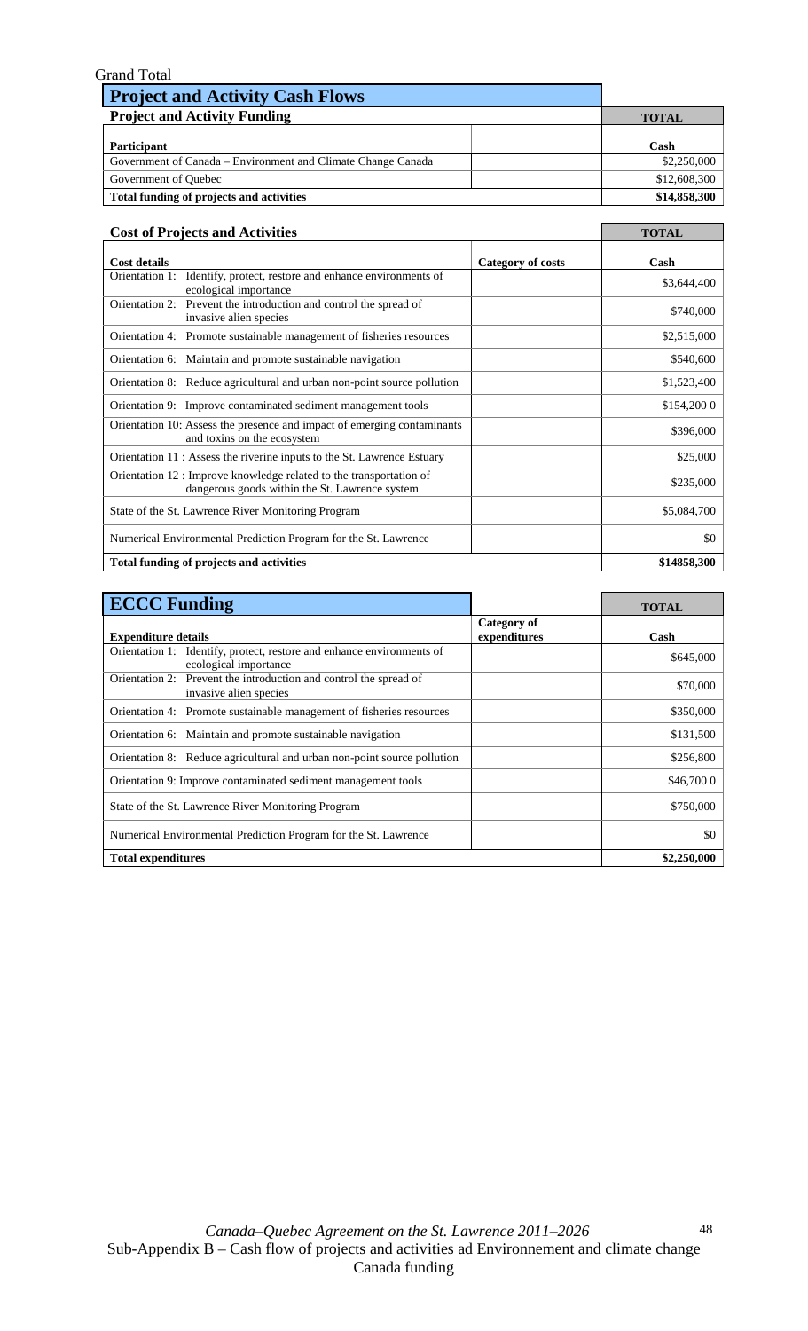Grand Total

## Project and Activity Cash Flows

| Project and Activity Funding | | TOTAL |
|---|---|---|
| **Participant** | | **Cash** |
| Government of Canada – Environment and Climate Change Canada | | $2,250,000 |
| Government of Quebec | | $12,608,300 |
| **Total funding of projects and activities** | | **$14,858,300** |

| Cost of Projects and Activities | | TOTAL |
|---|---|---|
| **Cost details** | **Category of costs** | **Cash** |
| Orientation 1: Identify, protect, restore and enhance environments of ecological importance | | $3,644,400 |
| Orientation 2: Prevent the introduction and control the spread of invasive alien species | | $740,000 |
| Orientation 4: Promote sustainable management of fisheries resources | | $2,515,000 |
| Orientation 6: Maintain and promote sustainable navigation | | $540,600 |
| Orientation 8: Reduce agricultural and urban non-point source pollution | | $1,523,400 |
| Orientation 9: Improve contaminated sediment management tools | | $154,200 0 |
| Orientation 10: Assess the presence and impact of emerging contaminants and toxins on the ecosystem | | $396,000 |
| Orientation 11 : Assess the riverine inputs to the St. Lawrence Estuary | | $25,000 |
| Orientation 12 : Improve knowledge related to the transportation of dangerous goods within the St. Lawrence system | | $235,000 |
| State of the St. Lawrence River Monitoring Program | | $5,084,700 |
| Numerical Environmental Prediction Program for the St. Lawrence | | $0 |
| **Total funding of projects and activities** | | **$14858,300** |

## ECCC Funding

| Expenditure details | Category of expenditures | TOTAL Cash |
|---|---|---|
| Orientation 1: Identify, protect, restore and enhance environments of ecological importance | | $645,000 |
| Orientation 2: Prevent the introduction and control the spread of invasive alien species | | $70,000 |
| Orientation 4: Promote sustainable management of fisheries resources | | $350,000 |
| Orientation 6: Maintain and promote sustainable navigation | | $131,500 |
| Orientation 8: Reduce agricultural and urban non-point source pollution | | $256,800 |
| Orientation 9: Improve contaminated sediment management tools | | $46,700 0 |
| State of the St. Lawrence River Monitoring Program | | $750,000 |
| Numerical Environmental Prediction Program for the St. Lawrence | | $0 |
| **Total expenditures** | | **$2,250,000** |

*Canada–Quebec Agreement on the St. Lawrence 2011–2026*
Sub-Appendix B – Cash flow of projects and activities ad Environnement and climate change Canada funding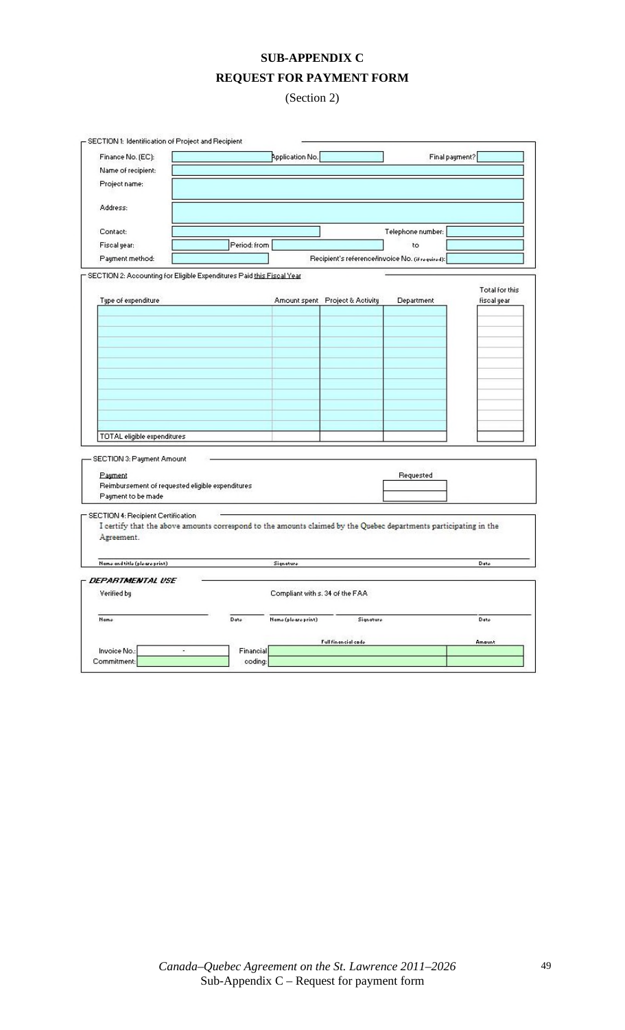# SUB-APPENDIX C

## REQUEST FOR PAYMENT FORM

(Section 2)

SECTION 1: Identification of Project and Recipient

| | | | | | |
|---|---|---|---|---|---|
| Finance No. (EC): | | Application No. | | Final payment? | |
| Name of recipient: | | | | | |
| Project name: | | | | | |
| Address: | | | | | |
| Contact: | | | | Telephone number: | |
| Fiscal year: | | Period: from | | to | |
| Payment method: | | | Recipient's reference/invoice No. (if required): | | |

SECTION 2: Accounting for Eligible Expenditures Paid this Fiscal Year

| Type of expenditure | Amount spent | Project & Activity | Department | Total for this fiscal year |
|---|---|---|---|---|
| | | | | |
| | | | | |
| | | | | |
| | | | | |
| | | | | |
| | | | | |
| | | | | |
| | | | | |
| | | | | |
| | | | | |
| | | | | |
| | | | | |
| TOTAL eligible expenditures | | | | |

SECTION 3: Payment Amount

| Payment | Requested |
|---|---|
| Reimbursement of requested eligible expenditures | |
| Payment to be made | |

SECTION 4: Recipient Certification

I certify that the above amounts correspond to the amounts claimed by the Quebec departments participating in the Agreement.

| | | |
|---|---|---|
| Name and title (please print) | Signature | Date |

*DEPARTMENTAL USE*

| | | | | |
|---|---|---|---|---|
| Verified by | | Compliant with s. 34 of the FAA | | |
| Name | Date | Name (please print) | Signature | Date |

| | | | | |
|---|---|---|---|---|
| | | | Full financial code | Amount |
| Invoice No.: | - | Financial coding: | | |
| Commitment: | | | | |